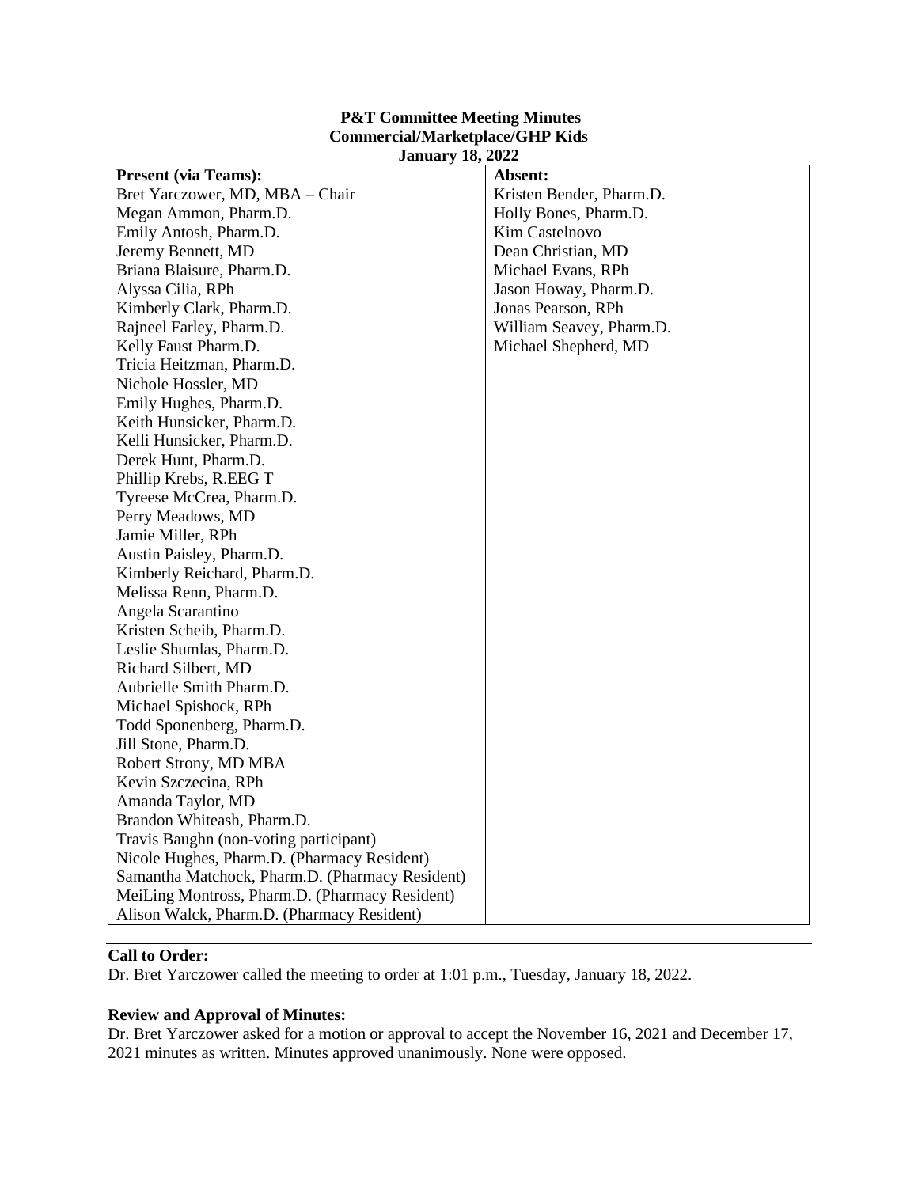**P&T Committee Meeting Minutes**
**Commercial/Marketplace/GHP Kids**
**January 18, 2022**

| Present (via Teams): | Absent: |
| --- | --- |
| Bret Yarczower, MD, MBA – Chair | Kristen Bender, Pharm.D. |
| Megan Ammon, Pharm.D. | Holly Bones, Pharm.D. |
| Emily Antosh, Pharm.D. | Kim Castelnovo |
| Jeremy Bennett, MD | Dean Christian, MD |
| Briana Blaisure, Pharm.D. | Michael Evans, RPh |
| Alyssa Cilia, RPh | Jason Howay, Pharm.D. |
| Kimberly Clark, Pharm.D. | Jonas Pearson, RPh |
| Rajneel Farley, Pharm.D. | William Seavey, Pharm.D. |
| Kelly Faust Pharm.D. | Michael Shepherd, MD |
| Tricia Heitzman, Pharm.D. | |
| Nichole Hossler, MD | |
| Emily Hughes, Pharm.D. | |
| Keith Hunsicker, Pharm.D. | |
| Kelli Hunsicker, Pharm.D. | |
| Derek Hunt, Pharm.D. | |
| Phillip Krebs, R.EEG T | |
| Tyreese McCrea, Pharm.D. | |
| Perry Meadows, MD | |
| Jamie Miller, RPh | |
| Austin Paisley, Pharm.D. | |
| Kimberly Reichard, Pharm.D. | |
| Melissa Renn, Pharm.D. | |
| Angela Scarantino | |
| Kristen Scheib, Pharm.D. | |
| Leslie Shumlas, Pharm.D. | |
| Richard Silbert, MD | |
| Aubrielle Smith Pharm.D. | |
| Michael Spishock, RPh | |
| Todd Sponenberg, Pharm.D. | |
| Jill Stone, Pharm.D. | |
| Robert Strony, MD MBA | |
| Kevin Szczecina, RPh | |
| Amanda Taylor, MD | |
| Brandon Whiteash, Pharm.D. | |
| Travis Baughn (non-voting participant) | |
| Nicole Hughes, Pharm.D. (Pharmacy Resident) | |
| Samantha Matchock, Pharm.D. (Pharmacy Resident) | |
| MeiLing Montross, Pharm.D. (Pharmacy Resident) | |
| Alison Walck, Pharm.D. (Pharmacy Resident) | |

**Call to Order:**
Dr. Bret Yarczower called the meeting to order at 1:01 p.m., Tuesday, January 18, 2022.

**Review and Approval of Minutes:**
Dr. Bret Yarczower asked for a motion or approval to accept the November 16, 2021 and December 17, 2021 minutes as written. Minutes approved unanimously. None were opposed.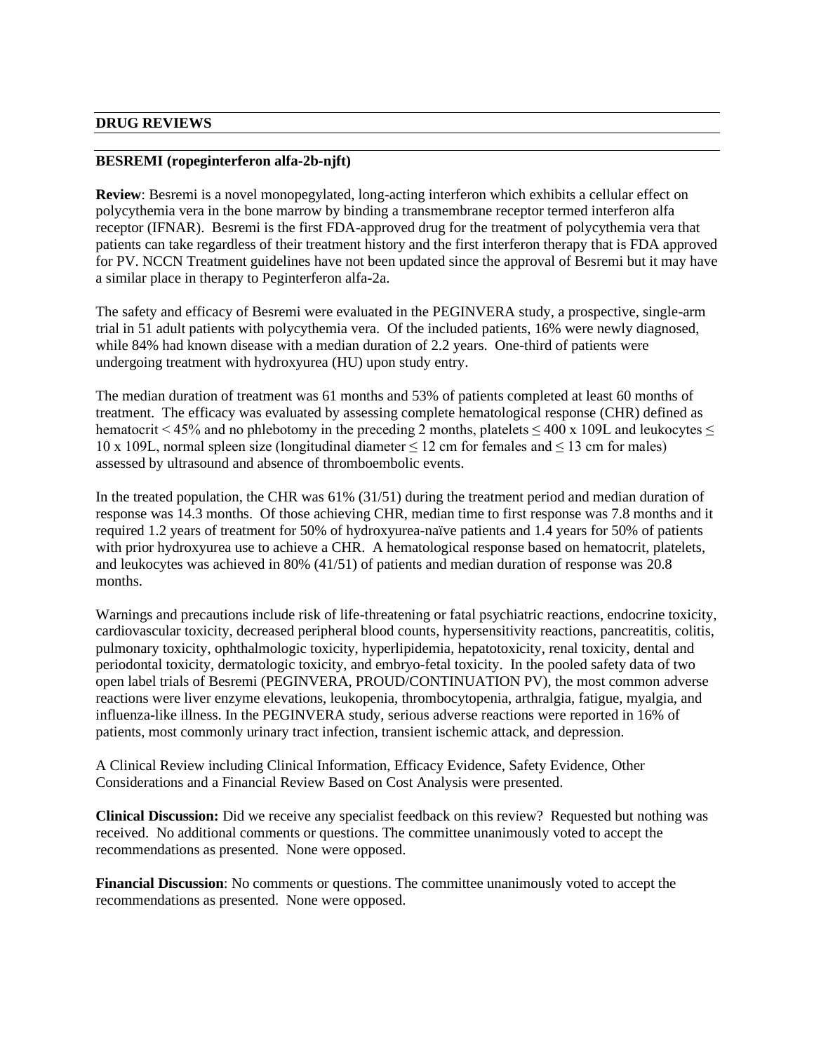## DRUG REVIEWS

### BESREMI (ropeginterferon alfa-2b-njft)

**Review**: Besremi is a novel monopegylated, long-acting interferon which exhibits a cellular effect on polycythemia vera in the bone marrow by binding a transmembrane receptor termed interferon alfa receptor (IFNAR). Besremi is the first FDA-approved drug for the treatment of polycythemia vera that patients can take regardless of their treatment history and the first interferon therapy that is FDA approved for PV. NCCN Treatment guidelines have not been updated since the approval of Besremi but it may have a similar place in therapy to Peginterferon alfa-2a.

The safety and efficacy of Besremi were evaluated in the PEGINVERA study, a prospective, single-arm trial in 51 adult patients with polycythemia vera. Of the included patients, 16% were newly diagnosed, while 84% had known disease with a median duration of 2.2 years. One-third of patients were undergoing treatment with hydroxyurea (HU) upon study entry.

The median duration of treatment was 61 months and 53% of patients completed at least 60 months of treatment. The efficacy was evaluated by assessing complete hematological response (CHR) defined as hematocrit < 45% and no phlebotomy in the preceding 2 months, platelets ≤ 400 x 109L and leukocytes ≤ 10 x 109L, normal spleen size (longitudinal diameter ≤ 12 cm for females and ≤ 13 cm for males) assessed by ultrasound and absence of thromboembolic events.

In the treated population, the CHR was 61% (31/51) during the treatment period and median duration of response was 14.3 months. Of those achieving CHR, median time to first response was 7.8 months and it required 1.2 years of treatment for 50% of hydroxyurea-naïve patients and 1.4 years for 50% of patients with prior hydroxyurea use to achieve a CHR. A hematological response based on hematocrit, platelets, and leukocytes was achieved in 80% (41/51) of patients and median duration of response was 20.8 months.

Warnings and precautions include risk of life-threatening or fatal psychiatric reactions, endocrine toxicity, cardiovascular toxicity, decreased peripheral blood counts, hypersensitivity reactions, pancreatitis, colitis, pulmonary toxicity, ophthalmologic toxicity, hyperlipidemia, hepatotoxicity, renal toxicity, dental and periodontal toxicity, dermatologic toxicity, and embryo-fetal toxicity. In the pooled safety data of two open label trials of Besremi (PEGINVERA, PROUD/CONTINUATION PV), the most common adverse reactions were liver enzyme elevations, leukopenia, thrombocytopenia, arthralgia, fatigue, myalgia, and influenza-like illness. In the PEGINVERA study, serious adverse reactions were reported in 16% of patients, most commonly urinary tract infection, transient ischemic attack, and depression.

A Clinical Review including Clinical Information, Efficacy Evidence, Safety Evidence, Other Considerations and a Financial Review Based on Cost Analysis were presented.

**Clinical Discussion:** Did we receive any specialist feedback on this review? Requested but nothing was received. No additional comments or questions. The committee unanimously voted to accept the recommendations as presented. None were opposed.

**Financial Discussion**: No comments or questions. The committee unanimously voted to accept the recommendations as presented. None were opposed.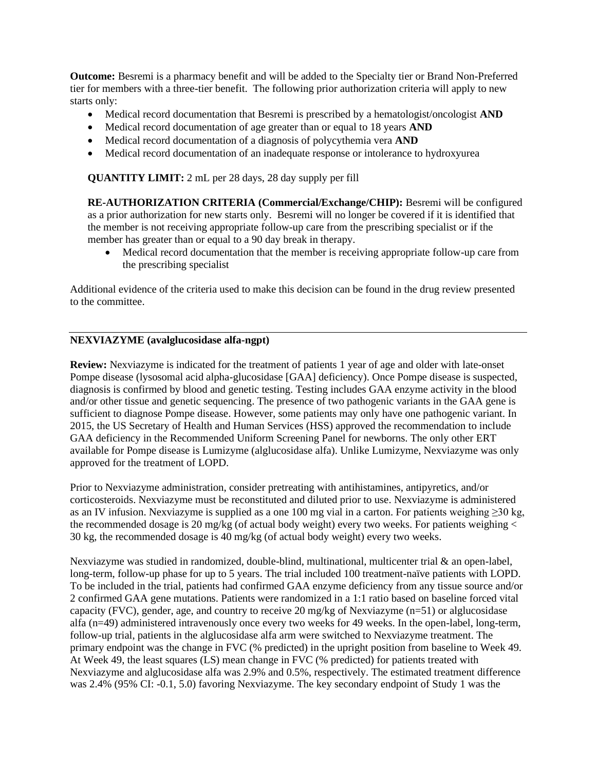**Outcome:** Besremi is a pharmacy benefit and will be added to the Specialty tier or Brand Non-Preferred tier for members with a three-tier benefit. The following prior authorization criteria will apply to new starts only:

- Medical record documentation that Besremi is prescribed by a hematologist/oncologist **AND**
- Medical record documentation of age greater than or equal to 18 years **AND**
- Medical record documentation of a diagnosis of polycythemia vera **AND**
- Medical record documentation of an inadequate response or intolerance to hydroxyurea

**QUANTITY LIMIT:** 2 mL per 28 days, 28 day supply per fill

**RE-AUTHORIZATION CRITERIA (Commercial/Exchange/CHIP):** Besremi will be configured as a prior authorization for new starts only. Besremi will no longer be covered if it is identified that the member is not receiving appropriate follow-up care from the prescribing specialist or if the member has greater than or equal to a 90 day break in therapy.

- Medical record documentation that the member is receiving appropriate follow-up care from the prescribing specialist

Additional evidence of the criteria used to make this decision can be found in the drug review presented to the committee.

---

**NEXVIAZYME (avalglucosidase alfa-ngpt)**

**Review:** Nexviazyme is indicated for the treatment of patients 1 year of age and older with late-onset Pompe disease (lysosomal acid alpha-glucosidase [GAA] deficiency). Once Pompe disease is suspected, diagnosis is confirmed by blood and genetic testing. Testing includes GAA enzyme activity in the blood and/or other tissue and genetic sequencing. The presence of two pathogenic variants in the GAA gene is sufficient to diagnose Pompe disease. However, some patients may only have one pathogenic variant. In 2015, the US Secretary of Health and Human Services (HSS) approved the recommendation to include GAA deficiency in the Recommended Uniform Screening Panel for newborns. The only other ERT available for Pompe disease is Lumizyme (alglucosidase alfa). Unlike Lumizyme, Nexviazyme was only approved for the treatment of LOPD.

Prior to Nexviazyme administration, consider pretreating with antihistamines, antipyretics, and/or corticosteroids. Nexviazyme must be reconstituted and diluted prior to use. Nexviazyme is administered as an IV infusion. Nexviazyme is supplied as a one 100 mg vial in a carton. For patients weighing ≥30 kg, the recommended dosage is 20 mg/kg (of actual body weight) every two weeks. For patients weighing < 30 kg, the recommended dosage is 40 mg/kg (of actual body weight) every two weeks.

Nexviazyme was studied in randomized, double-blind, multinational, multicenter trial & an open-label, long-term, follow-up phase for up to 5 years. The trial included 100 treatment-naïve patients with LOPD. To be included in the trial, patients had confirmed GAA enzyme deficiency from any tissue source and/or 2 confirmed GAA gene mutations. Patients were randomized in a 1:1 ratio based on baseline forced vital capacity (FVC), gender, age, and country to receive 20 mg/kg of Nexviazyme (n=51) or alglucosidase alfa (n=49) administered intravenously once every two weeks for 49 weeks. In the open-label, long-term, follow-up trial, patients in the alglucosidase alfa arm were switched to Nexviazyme treatment. The primary endpoint was the change in FVC (% predicted) in the upright position from baseline to Week 49. At Week 49, the least squares (LS) mean change in FVC (% predicted) for patients treated with Nexviazyme and alglucosidase alfa was 2.9% and 0.5%, respectively. The estimated treatment difference was 2.4% (95% CI: -0.1, 5.0) favoring Nexviazyme. The key secondary endpoint of Study 1 was the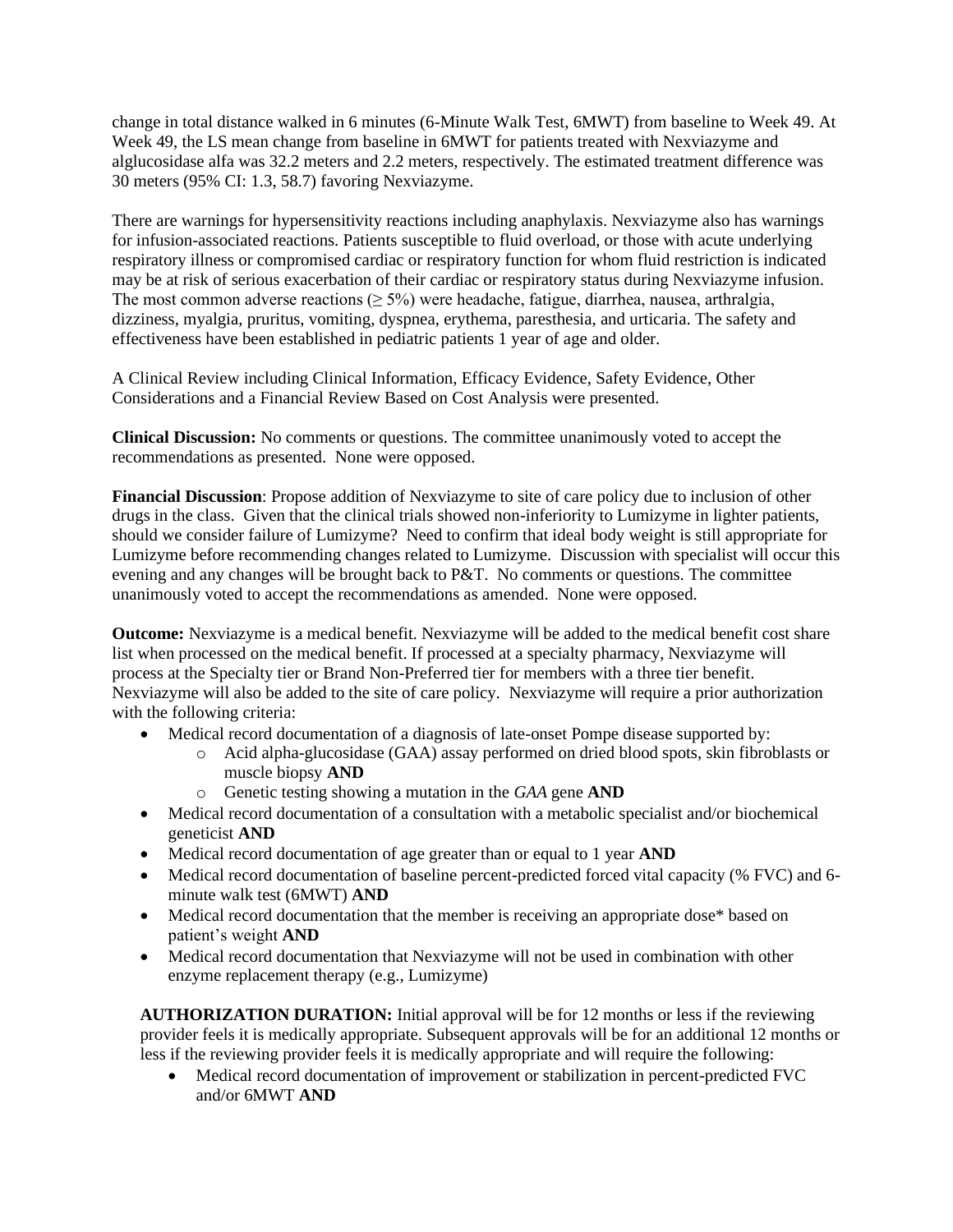change in total distance walked in 6 minutes (6-Minute Walk Test, 6MWT) from baseline to Week 49. At Week 49, the LS mean change from baseline in 6MWT for patients treated with Nexviazyme and alglucosidase alfa was 32.2 meters and 2.2 meters, respectively. The estimated treatment difference was 30 meters (95% CI: 1.3, 58.7) favoring Nexviazyme.

There are warnings for hypersensitivity reactions including anaphylaxis. Nexviazyme also has warnings for infusion-associated reactions. Patients susceptible to fluid overload, or those with acute underlying respiratory illness or compromised cardiac or respiratory function for whom fluid restriction is indicated may be at risk of serious exacerbation of their cardiac or respiratory status during Nexviazyme infusion. The most common adverse reactions ($\geq$ 5%) were headache, fatigue, diarrhea, nausea, arthralgia, dizziness, myalgia, pruritus, vomiting, dyspnea, erythema, paresthesia, and urticaria. The safety and effectiveness have been established in pediatric patients 1 year of age and older.

A Clinical Review including Clinical Information, Efficacy Evidence, Safety Evidence, Other Considerations and a Financial Review Based on Cost Analysis were presented.

**Clinical Discussion:** No comments or questions. The committee unanimously voted to accept the recommendations as presented. None were opposed.

**Financial Discussion**: Propose addition of Nexviazyme to site of care policy due to inclusion of other drugs in the class. Given that the clinical trials showed non-inferiority to Lumizyme in lighter patients, should we consider failure of Lumizyme? Need to confirm that ideal body weight is still appropriate for Lumizyme before recommending changes related to Lumizyme. Discussion with specialist will occur this evening and any changes will be brought back to P&T. No comments or questions. The committee unanimously voted to accept the recommendations as amended. None were opposed.

**Outcome:** Nexviazyme is a medical benefit. Nexviazyme will be added to the medical benefit cost share list when processed on the medical benefit. If processed at a specialty pharmacy, Nexviazyme will process at the Specialty tier or Brand Non-Preferred tier for members with a three tier benefit. Nexviazyme will also be added to the site of care policy. Nexviazyme will require a prior authorization with the following criteria:

- Medical record documentation of a diagnosis of late-onset Pompe disease supported by:
  - Acid alpha-glucosidase (GAA) assay performed on dried blood spots, skin fibroblasts or muscle biopsy **AND**
  - Genetic testing showing a mutation in the *GAA* gene **AND**
- Medical record documentation of a consultation with a metabolic specialist and/or biochemical geneticist **AND**
- Medical record documentation of age greater than or equal to 1 year **AND**
- Medical record documentation of baseline percent-predicted forced vital capacity (% FVC) and 6-minute walk test (6MWT) **AND**
- Medical record documentation that the member is receiving an appropriate dose* based on patient's weight **AND**
- Medical record documentation that Nexviazyme will not be used in combination with other enzyme replacement therapy (e.g., Lumizyme)

**AUTHORIZATION DURATION:** Initial approval will be for 12 months or less if the reviewing provider feels it is medically appropriate. Subsequent approvals will be for an additional 12 months or less if the reviewing provider feels it is medically appropriate and will require the following:

- Medical record documentation of improvement or stabilization in percent-predicted FVC and/or 6MWT **AND**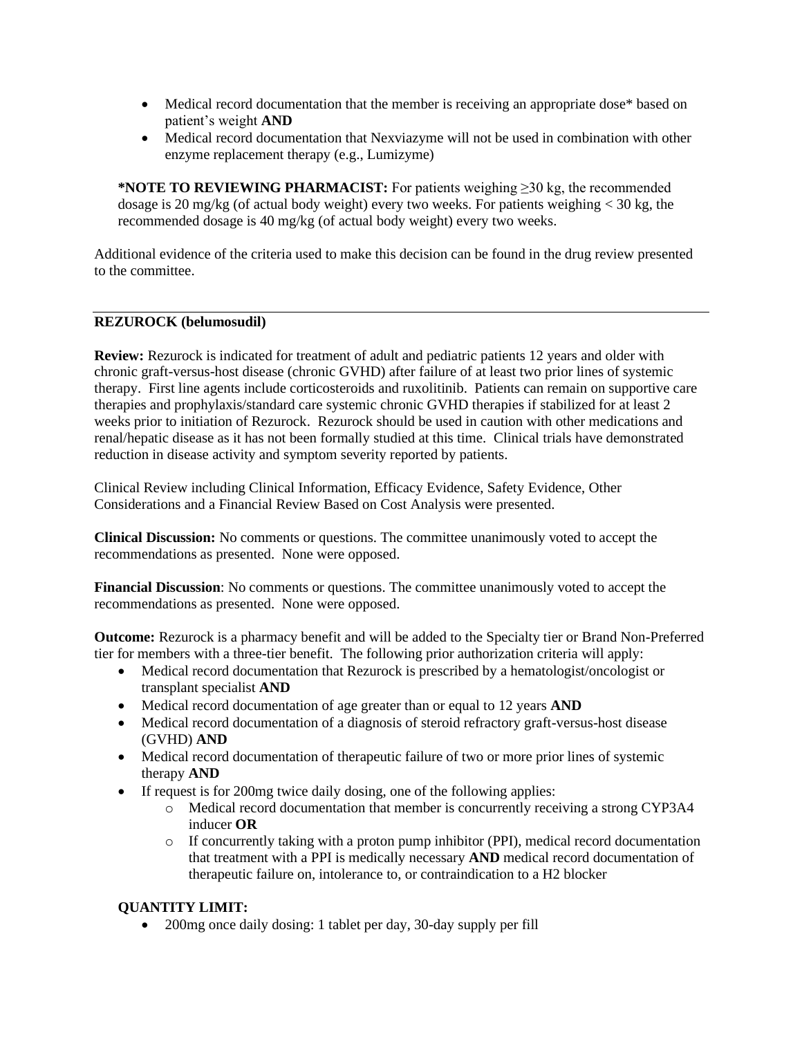- Medical record documentation that the member is receiving an appropriate dose* based on patient's weight **AND**
- Medical record documentation that Nexviazyme will not be used in combination with other enzyme replacement therapy (e.g., Lumizyme)

***NOTE TO REVIEWING PHARMACIST:** For patients weighing ≥30 kg, the recommended dosage is 20 mg/kg (of actual body weight) every two weeks. For patients weighing < 30 kg, the recommended dosage is 40 mg/kg (of actual body weight) every two weeks.

Additional evidence of the criteria used to make this decision can be found in the drug review presented to the committee.

---

**REZUROCK (belumosudil)**

**Review:** Rezurock is indicated for treatment of adult and pediatric patients 12 years and older with chronic graft-versus-host disease (chronic GVHD) after failure of at least two prior lines of systemic therapy. First line agents include corticosteroids and ruxolitinib. Patients can remain on supportive care therapies and prophylaxis/standard care systemic chronic GVHD therapies if stabilized for at least 2 weeks prior to initiation of Rezurock. Rezurock should be used in caution with other medications and renal/hepatic disease as it has not been formally studied at this time. Clinical trials have demonstrated reduction in disease activity and symptom severity reported by patients.

Clinical Review including Clinical Information, Efficacy Evidence, Safety Evidence, Other Considerations and a Financial Review Based on Cost Analysis were presented.

**Clinical Discussion:** No comments or questions. The committee unanimously voted to accept the recommendations as presented. None were opposed.

**Financial Discussion**: No comments or questions. The committee unanimously voted to accept the recommendations as presented. None were opposed.

**Outcome:** Rezurock is a pharmacy benefit and will be added to the Specialty tier or Brand Non-Preferred tier for members with a three-tier benefit. The following prior authorization criteria will apply:

- Medical record documentation that Rezurock is prescribed by a hematologist/oncologist or transplant specialist **AND**
- Medical record documentation of age greater than or equal to 12 years **AND**
- Medical record documentation of a diagnosis of steroid refractory graft-versus-host disease (GVHD) **AND**
- Medical record documentation of therapeutic failure of two or more prior lines of systemic therapy **AND**
- If request is for 200mg twice daily dosing, one of the following applies:
  - Medical record documentation that member is concurrently receiving a strong CYP3A4 inducer **OR**
  - If concurrently taking with a proton pump inhibitor (PPI), medical record documentation that treatment with a PPI is medically necessary **AND** medical record documentation of therapeutic failure on, intolerance to, or contraindication to a H2 blocker

**QUANTITY LIMIT:**

- 200mg once daily dosing: 1 tablet per day, 30-day supply per fill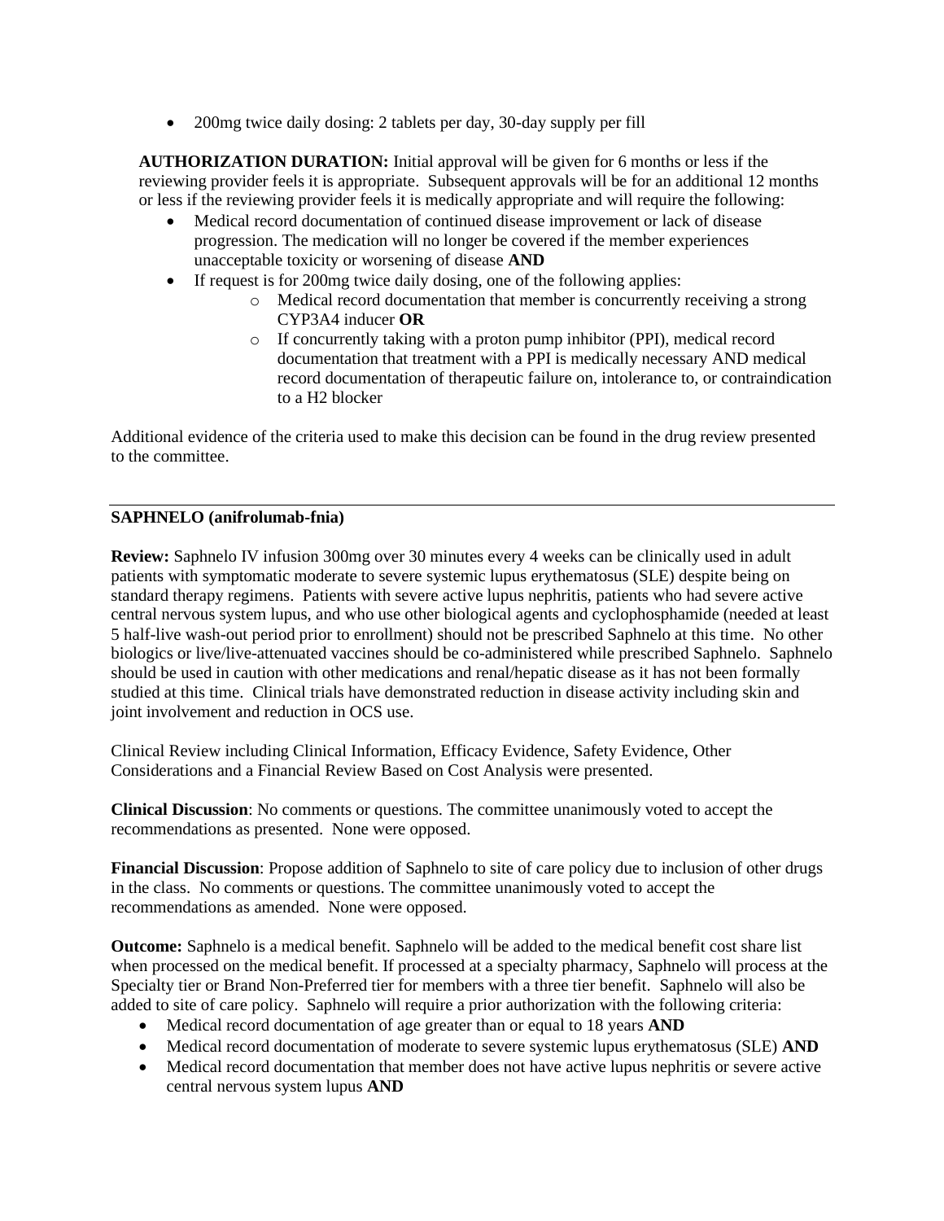- 200mg twice daily dosing: 2 tablets per day, 30-day supply per fill

**AUTHORIZATION DURATION:** Initial approval will be given for 6 months or less if the reviewing provider feels it is appropriate. Subsequent approvals will be for an additional 12 months or less if the reviewing provider feels it is medically appropriate and will require the following:

- Medical record documentation of continued disease improvement or lack of disease progression. The medication will no longer be covered if the member experiences unacceptable toxicity or worsening of disease **AND**
- If request is for 200mg twice daily dosing, one of the following applies:
  - Medical record documentation that member is concurrently receiving a strong CYP3A4 inducer **OR**
  - If concurrently taking with a proton pump inhibitor (PPI), medical record documentation that treatment with a PPI is medically necessary AND medical record documentation of therapeutic failure on, intolerance to, or contraindication to a H2 blocker

Additional evidence of the criteria used to make this decision can be found in the drug review presented to the committee.

---

**SAPHNELO (anifrolumab-fnia)**

**Review:** Saphnelo IV infusion 300mg over 30 minutes every 4 weeks can be clinically used in adult patients with symptomatic moderate to severe systemic lupus erythematosus (SLE) despite being on standard therapy regimens. Patients with severe active lupus nephritis, patients who had severe active central nervous system lupus, and who use other biological agents and cyclophosphamide (needed at least 5 half-live wash-out period prior to enrollment) should not be prescribed Saphnelo at this time. No other biologics or live/live-attenuated vaccines should be co-administered while prescribed Saphnelo. Saphnelo should be used in caution with other medications and renal/hepatic disease as it has not been formally studied at this time. Clinical trials have demonstrated reduction in disease activity including skin and joint involvement and reduction in OCS use.

Clinical Review including Clinical Information, Efficacy Evidence, Safety Evidence, Other Considerations and a Financial Review Based on Cost Analysis were presented.

**Clinical Discussion**: No comments or questions. The committee unanimously voted to accept the recommendations as presented. None were opposed.

**Financial Discussion**: Propose addition of Saphnelo to site of care policy due to inclusion of other drugs in the class. No comments or questions. The committee unanimously voted to accept the recommendations as amended. None were opposed.

**Outcome:** Saphnelo is a medical benefit. Saphnelo will be added to the medical benefit cost share list when processed on the medical benefit. If processed at a specialty pharmacy, Saphnelo will process at the Specialty tier or Brand Non-Preferred tier for members with a three tier benefit. Saphnelo will also be added to site of care policy. Saphnelo will require a prior authorization with the following criteria:

- Medical record documentation of age greater than or equal to 18 years **AND**
- Medical record documentation of moderate to severe systemic lupus erythematosus (SLE) **AND**
- Medical record documentation that member does not have active lupus nephritis or severe active central nervous system lupus **AND**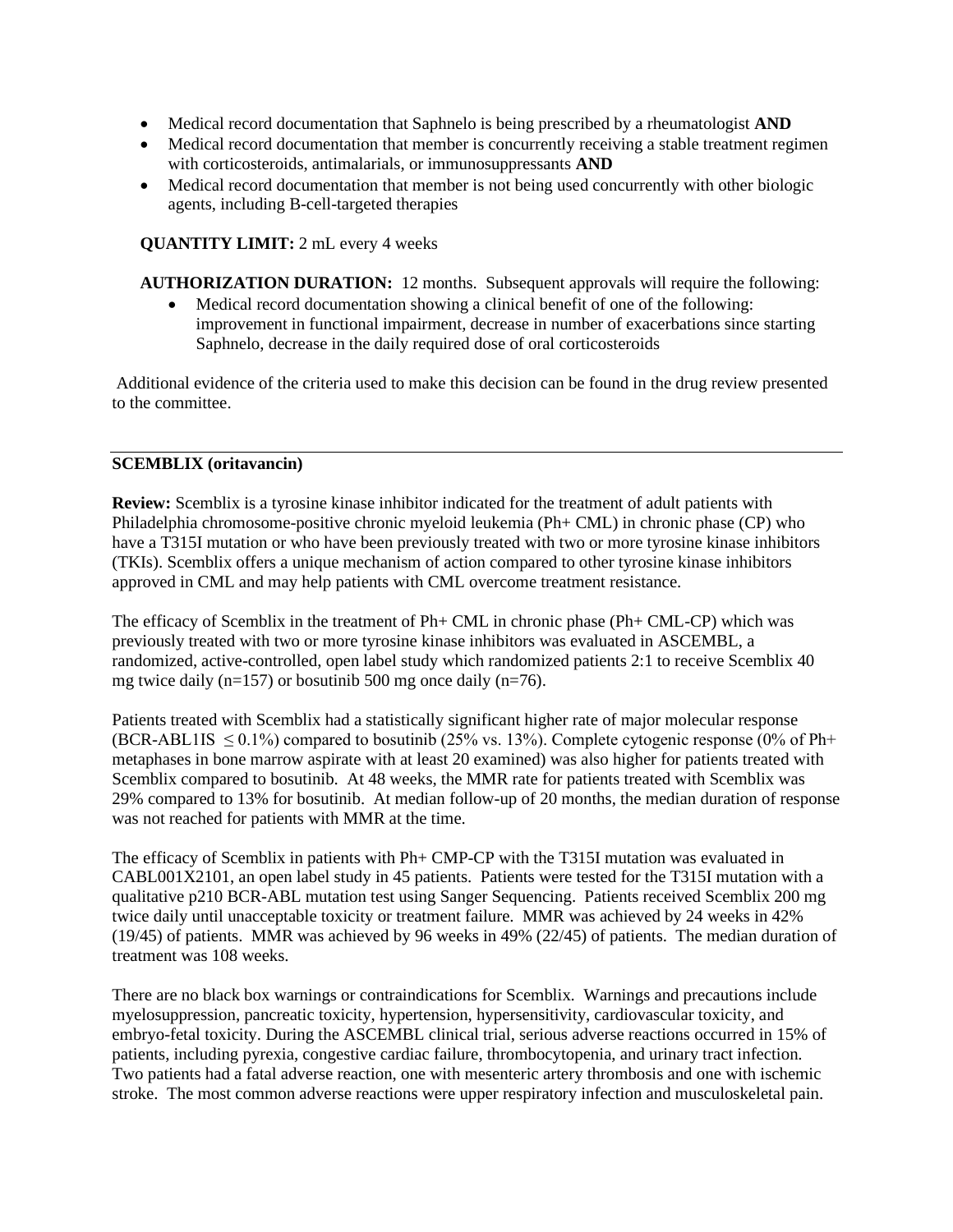- Medical record documentation that Saphnelo is being prescribed by a rheumatologist **AND**
- Medical record documentation that member is concurrently receiving a stable treatment regimen with corticosteroids, antimalarials, or immunosuppressants **AND**
- Medical record documentation that member is not being used concurrently with other biologic agents, including B-cell-targeted therapies

**QUANTITY LIMIT:** 2 mL every 4 weeks

**AUTHORIZATION DURATION:** 12 months. Subsequent approvals will require the following:

- Medical record documentation showing a clinical benefit of one of the following: improvement in functional impairment, decrease in number of exacerbations since starting Saphnelo, decrease in the daily required dose of oral corticosteroids

Additional evidence of the criteria used to make this decision can be found in the drug review presented to the committee.

---

**SCEMBLIX (oritavancin)**

**Review:** Scemblix is a tyrosine kinase inhibitor indicated for the treatment of adult patients with Philadelphia chromosome-positive chronic myeloid leukemia (Ph+ CML) in chronic phase (CP) who have a T315I mutation or who have been previously treated with two or more tyrosine kinase inhibitors (TKIs). Scemblix offers a unique mechanism of action compared to other tyrosine kinase inhibitors approved in CML and may help patients with CML overcome treatment resistance.

The efficacy of Scemblix in the treatment of Ph+ CML in chronic phase (Ph+ CML-CP) which was previously treated with two or more tyrosine kinase inhibitors was evaluated in ASCEMBL, a randomized, active-controlled, open label study which randomized patients 2:1 to receive Scemblix 40 mg twice daily (n=157) or bosutinib 500 mg once daily (n=76).

Patients treated with Scemblix had a statistically significant higher rate of major molecular response (BCR-ABL1IS $\leq 0.1\%$) compared to bosutinib (25% vs. 13%). Complete cytogenic response (0% of Ph+ metaphases in bone marrow aspirate with at least 20 examined) was also higher for patients treated with Scemblix compared to bosutinib. At 48 weeks, the MMR rate for patients treated with Scemblix was 29% compared to 13% for bosutinib. At median follow-up of 20 months, the median duration of response was not reached for patients with MMR at the time.

The efficacy of Scemblix in patients with Ph+ CMP-CP with the T315I mutation was evaluated in CABL001X2101, an open label study in 45 patients. Patients were tested for the T315I mutation with a qualitative p210 BCR-ABL mutation test using Sanger Sequencing. Patients received Scemblix 200 mg twice daily until unacceptable toxicity or treatment failure. MMR was achieved by 24 weeks in 42% (19/45) of patients. MMR was achieved by 96 weeks in 49% (22/45) of patients. The median duration of treatment was 108 weeks.

There are no black box warnings or contraindications for Scemblix. Warnings and precautions include myelosuppression, pancreatic toxicity, hypertension, hypersensitivity, cardiovascular toxicity, and embryo-fetal toxicity. During the ASCEMBL clinical trial, serious adverse reactions occurred in 15% of patients, including pyrexia, congestive cardiac failure, thrombocytopenia, and urinary tract infection. Two patients had a fatal adverse reaction, one with mesenteric artery thrombosis and one with ischemic stroke. The most common adverse reactions were upper respiratory infection and musculoskeletal pain.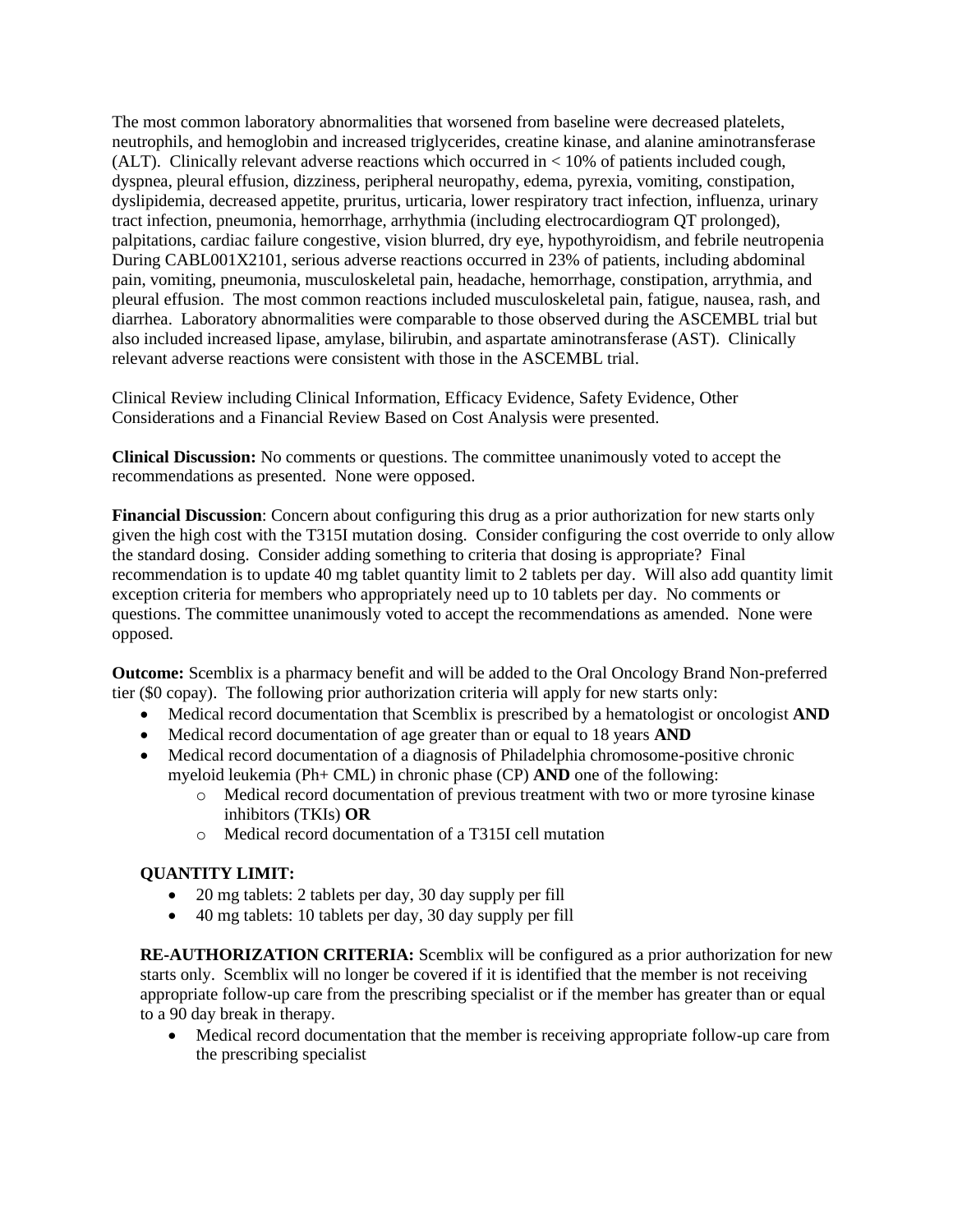The most common laboratory abnormalities that worsened from baseline were decreased platelets, neutrophils, and hemoglobin and increased triglycerides, creatine kinase, and alanine aminotransferase (ALT). Clinically relevant adverse reactions which occurred in < 10% of patients included cough, dyspnea, pleural effusion, dizziness, peripheral neuropathy, edema, pyrexia, vomiting, constipation, dyslipidemia, decreased appetite, pruritus, urticaria, lower respiratory tract infection, influenza, urinary tract infection, pneumonia, hemorrhage, arrhythmia (including electrocardiogram QT prolonged), palpitations, cardiac failure congestive, vision blurred, dry eye, hypothyroidism, and febrile neutropenia During CABL001X2101, serious adverse reactions occurred in 23% of patients, including abdominal pain, vomiting, pneumonia, musculoskeletal pain, headache, hemorrhage, constipation, arrythmia, and pleural effusion. The most common reactions included musculoskeletal pain, fatigue, nausea, rash, and diarrhea. Laboratory abnormalities were comparable to those observed during the ASCEMBL trial but also included increased lipase, amylase, bilirubin, and aspartate aminotransferase (AST). Clinically relevant adverse reactions were consistent with those in the ASCEMBL trial.

Clinical Review including Clinical Information, Efficacy Evidence, Safety Evidence, Other Considerations and a Financial Review Based on Cost Analysis were presented.

**Clinical Discussion:** No comments or questions. The committee unanimously voted to accept the recommendations as presented. None were opposed.

**Financial Discussion**: Concern about configuring this drug as a prior authorization for new starts only given the high cost with the T315I mutation dosing. Consider configuring the cost override to only allow the standard dosing. Consider adding something to criteria that dosing is appropriate? Final recommendation is to update 40 mg tablet quantity limit to 2 tablets per day. Will also add quantity limit exception criteria for members who appropriately need up to 10 tablets per day. No comments or questions. The committee unanimously voted to accept the recommendations as amended. None were opposed.

**Outcome:** Scemblix is a pharmacy benefit and will be added to the Oral Oncology Brand Non-preferred tier ($0 copay). The following prior authorization criteria will apply for new starts only:

- Medical record documentation that Scemblix is prescribed by a hematologist or oncologist **AND**
- Medical record documentation of age greater than or equal to 18 years **AND**
- Medical record documentation of a diagnosis of Philadelphia chromosome-positive chronic myeloid leukemia (Ph+ CML) in chronic phase (CP) **AND** one of the following:
  - Medical record documentation of previous treatment with two or more tyrosine kinase inhibitors (TKIs) **OR**
  - Medical record documentation of a T315I cell mutation

**QUANTITY LIMIT:**

- 20 mg tablets: 2 tablets per day, 30 day supply per fill
- 40 mg tablets: 10 tablets per day, 30 day supply per fill

**RE-AUTHORIZATION CRITERIA:** Scemblix will be configured as a prior authorization for new starts only. Scemblix will no longer be covered if it is identified that the member is not receiving appropriate follow-up care from the prescribing specialist or if the member has greater than or equal to a 90 day break in therapy.

- Medical record documentation that the member is receiving appropriate follow-up care from the prescribing specialist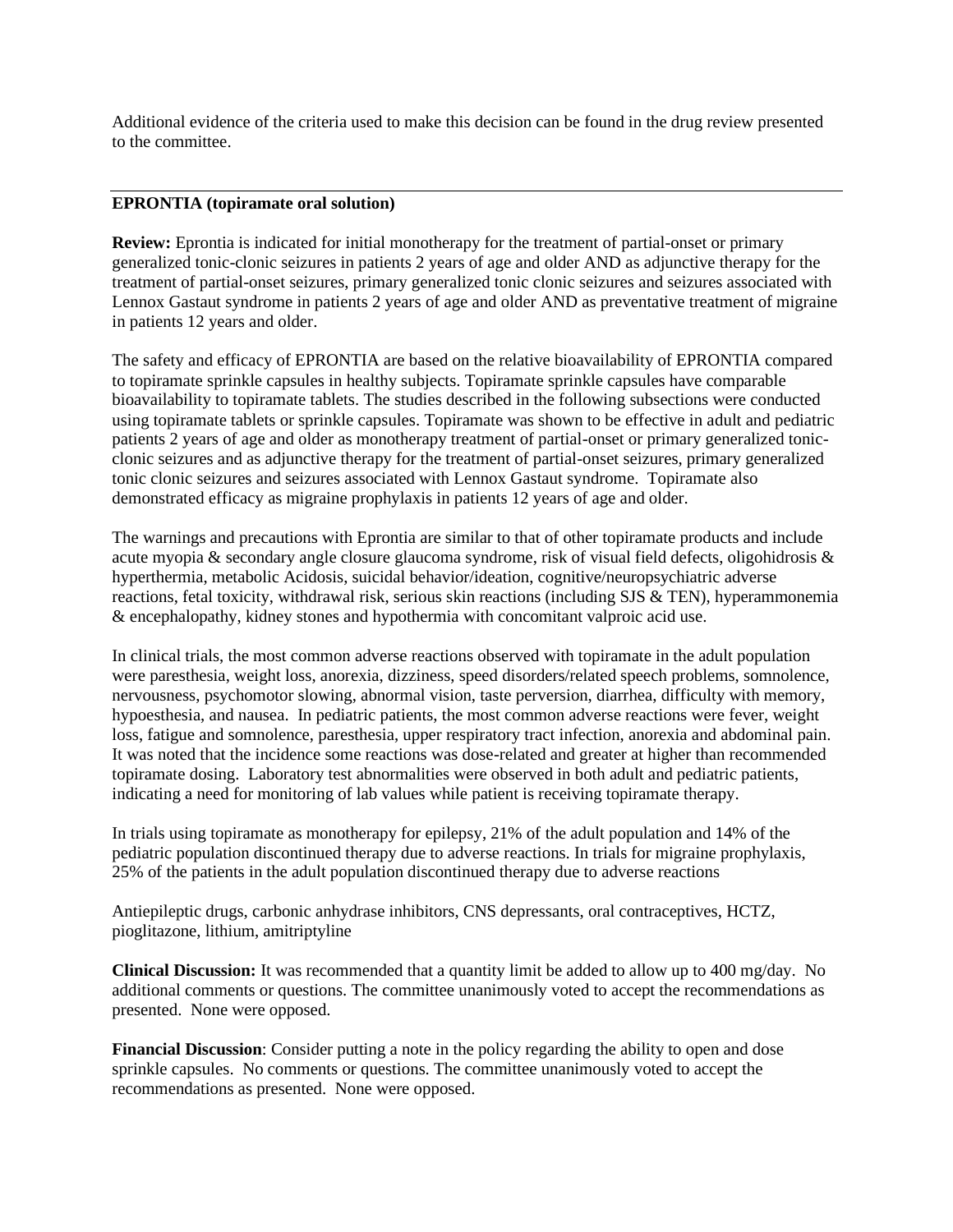Additional evidence of the criteria used to make this decision can be found in the drug review presented to the committee.

---

**EPRONTIA (topiramate oral solution)**

**Review:** Epronita is indicated for initial monotherapy for the treatment of partial-onset or primary generalized tonic-clonic seizures in patients 2 years of age and older AND as adjunctive therapy for the treatment of partial-onset seizures, primary generalized tonic clonic seizures and seizures associated with Lennox Gastaut syndrome in patients 2 years of age and older AND as preventative treatment of migraine in patients 12 years and older.

The safety and efficacy of EPRONTIA are based on the relative bioavailability of EPRONTIA compared to topiramate sprinkle capsules in healthy subjects. Topiramate sprinkle capsules have comparable bioavailability to topiramate tablets. The studies described in the following subsections were conducted using topiramate tablets or sprinkle capsules. Topiramate was shown to be effective in adult and pediatric patients 2 years of age and older as monotherapy treatment of partial-onset or primary generalized tonic-clonic seizures and as adjunctive therapy for the treatment of partial-onset seizures, primary generalized tonic clonic seizures and seizures associated with Lennox Gastaut syndrome. Topiramate also demonstrated efficacy as migraine prophylaxis in patients 12 years of age and older.

The warnings and precautions with Epronita are similar to that of other topiramate products and include acute myopia & secondary angle closure glaucoma syndrome, risk of visual field defects, oligohidrosis & hyperthermia, metabolic Acidosis, suicidal behavior/ideation, cognitive/neuropsychiatric adverse reactions, fetal toxicity, withdrawal risk, serious skin reactions (including SJS & TEN), hyperammonemia & encephalopathy, kidney stones and hypothermia with concomitant valproic acid use.

In clinical trials, the most common adverse reactions observed with topiramate in the adult population were paresthesia, weight loss, anorexia, dizziness, speed disorders/related speech problems, somnolence, nervousness, psychomotor slowing, abnormal vision, taste perversion, diarrhea, difficulty with memory, hypoesthesia, and nausea. In pediatric patients, the most common adverse reactions were fever, weight loss, fatigue and somnolence, paresthesia, upper respiratory tract infection, anorexia and abdominal pain. It was noted that the incidence some reactions was dose-related and greater at higher than recommended topiramate dosing. Laboratory test abnormalities were observed in both adult and pediatric patients, indicating a need for monitoring of lab values while patient is receiving topiramate therapy.

In trials using topiramate as monotherapy for epilepsy, 21% of the adult population and 14% of the pediatric population discontinued therapy due to adverse reactions. In trials for migraine prophylaxis, 25% of the patients in the adult population discontinued therapy due to adverse reactions

Antiepileptic drugs, carbonic anhydrase inhibitors, CNS depressants, oral contraceptives, HCTZ, pioglitazone, lithium, amitriptyline

**Clinical Discussion:** It was recommended that a quantity limit be added to allow up to 400 mg/day. No additional comments or questions. The committee unanimously voted to accept the recommendations as presented. None were opposed.

**Financial Discussion**: Consider putting a note in the policy regarding the ability to open and dose sprinkle capsules. No comments or questions. The committee unanimously voted to accept the recommendations as presented. None were opposed.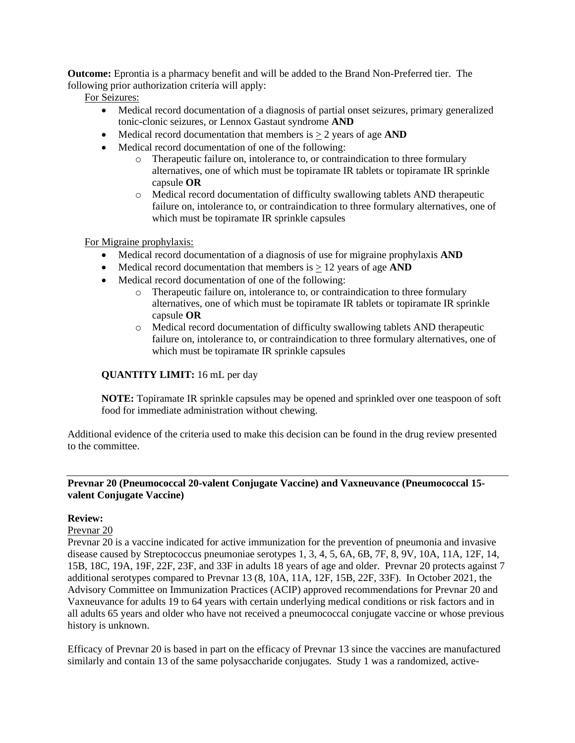**Outcome:** Eprontia is a pharmacy benefit and will be added to the Brand Non-Preferred tier. The following prior authorization criteria will apply:

For Seizures:

- Medical record documentation of a diagnosis of partial onset seizures, primary generalized tonic-clonic seizures, or Lennox Gastaut syndrome **AND**
- Medical record documentation that members is $\geq$ 2 years of age **AND**
- Medical record documentation of one of the following:
  - Therapeutic failure on, intolerance to, or contraindication to three formulary alternatives, one of which must be topiramate IR tablets or topiramate IR sprinkle capsule **OR**
  - Medical record documentation of difficulty swallowing tablets AND therapeutic failure on, intolerance to, or contraindication to three formulary alternatives, one of which must be topiramate IR sprinkle capsules

For Migraine prophylaxis:

- Medical record documentation of a diagnosis of use for migraine prophylaxis **AND**
- Medical record documentation that members is $\geq$ 12 years of age **AND**
- Medical record documentation of one of the following:
  - Therapeutic failure on, intolerance to, or contraindication to three formulary alternatives, one of which must be topiramate IR tablets or topiramate IR sprinkle capsule **OR**
  - Medical record documentation of difficulty swallowing tablets AND therapeutic failure on, intolerance to, or contraindication to three formulary alternatives, one of which must be topiramate IR sprinkle capsules

**QUANTITY LIMIT:** 16 mL per day

**NOTE:** Topiramate IR sprinkle capsules may be opened and sprinkled over one teaspoon of soft food for immediate administration without chewing.

Additional evidence of the criteria used to make this decision can be found in the drug review presented to the committee.

---

**Prevnar 20 (Pneumococcal 20-valent Conjugate Vaccine) and Vaxneuvance (Pneumococcal 15-valent Conjugate Vaccine)**

**Review:**

Prevnar 20

Prevnar 20 is a vaccine indicated for active immunization for the prevention of pneumonia and invasive disease caused by Streptococcus pneumoniae serotypes 1, 3, 4, 5, 6A, 6B, 7F, 8, 9V, 10A, 11A, 12F, 14, 15B, 18C, 19A, 19F, 22F, 23F, and 33F in adults 18 years of age and older. Prevnar 20 protects against 7 additional serotypes compared to Prevnar 13 (8, 10A, 11A, 12F, 15B, 22F, 33F). In October 2021, the Advisory Committee on Immunization Practices (ACIP) approved recommendations for Prevnar 20 and Vaxneuvance for adults 19 to 64 years with certain underlying medical conditions or risk factors and in all adults 65 years and older who have not received a pneumococcal conjugate vaccine or whose previous history is unknown.

Efficacy of Prevnar 20 is based in part on the efficacy of Prevnar 13 since the vaccines are manufactured similarly and contain 13 of the same polysaccharide conjugates. Study 1 was a randomized, active-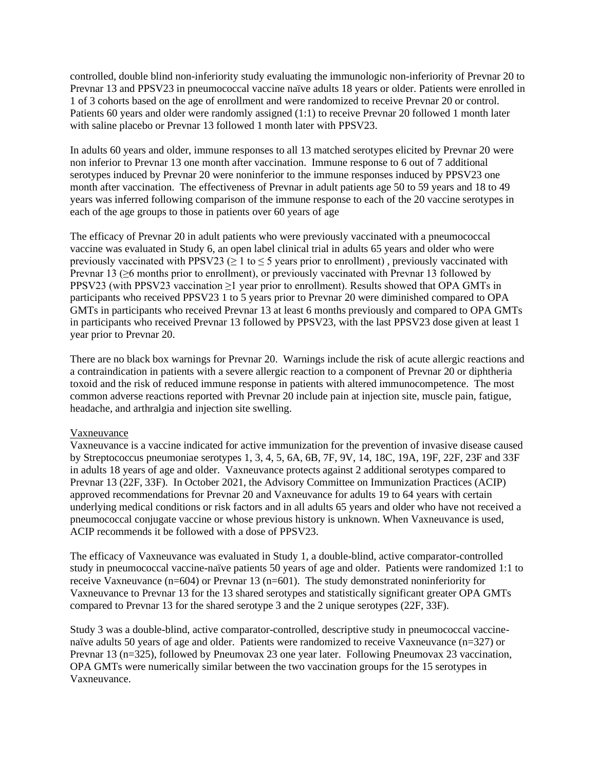controlled, double blind non-inferiority study evaluating the immunologic non-inferiority of Prevnar 20 to Prevnar 13 and PPSV23 in pneumococcal vaccine naïve adults 18 years or older. Patients were enrolled in 1 of 3 cohorts based on the age of enrollment and were randomized to receive Prevnar 20 or control. Patients 60 years and older were randomly assigned (1:1) to receive Prevnar 20 followed 1 month later with saline placebo or Prevnar 13 followed 1 month later with PPSV23.

In adults 60 years and older, immune responses to all 13 matched serotypes elicited by Prevnar 20 were non inferior to Prevnar 13 one month after vaccination. Immune response to 6 out of 7 additional serotypes induced by Prevnar 20 were noninferior to the immune responses induced by PPSV23 one month after vaccination. The effectiveness of Prevnar in adult patients age 50 to 59 years and 18 to 49 years was inferred following comparison of the immune response to each of the 20 vaccine serotypes in each of the age groups to those in patients over 60 years of age

The efficacy of Prevnar 20 in adult patients who were previously vaccinated with a pneumococcal vaccine was evaluated in Study 6, an open label clinical trial in adults 65 years and older who were previously vaccinated with PPSV23 (≥ 1 to ≤ 5 years prior to enrollment) , previously vaccinated with Prevnar 13 (≥6 months prior to enrollment), or previously vaccinated with Prevnar 13 followed by PPSV23 (with PPSV23 vaccination ≥1 year prior to enrollment). Results showed that OPA GMTs in participants who received PPSV23 1 to 5 years prior to Prevnar 20 were diminished compared to OPA GMTs in participants who received Prevnar 13 at least 6 months previously and compared to OPA GMTs in participants who received Prevnar 13 followed by PPSV23, with the last PPSV23 dose given at least 1 year prior to Prevnar 20.

There are no black box warnings for Prevnar 20. Warnings include the risk of acute allergic reactions and a contraindication in patients with a severe allergic reaction to a component of Prevnar 20 or diphtheria toxoid and the risk of reduced immune response in patients with altered immunocompetence. The most common adverse reactions reported with Prevnar 20 include pain at injection site, muscle pain, fatigue, headache, and arthralgia and injection site swelling.

Vaxneuvance

Vaxneuvance is a vaccine indicated for active immunization for the prevention of invasive disease caused by Streptococcus pneumoniae serotypes 1, 3, 4, 5, 6A, 6B, 7F, 9V, 14, 18C, 19A, 19F, 22F, 23F and 33F in adults 18 years of age and older. Vaxneuvance protects against 2 additional serotypes compared to Prevnar 13 (22F, 33F). In October 2021, the Advisory Committee on Immunization Practices (ACIP) approved recommendations for Prevnar 20 and Vaxneuvance for adults 19 to 64 years with certain underlying medical conditions or risk factors and in all adults 65 years and older who have not received a pneumococcal conjugate vaccine or whose previous history is unknown. When Vaxneuvance is used, ACIP recommends it be followed with a dose of PPSV23.

The efficacy of Vaxneuvance was evaluated in Study 1, a double-blind, active comparator-controlled study in pneumococcal vaccine-naïve patients 50 years of age and older. Patients were randomized 1:1 to receive Vaxneuvance (n=604) or Prevnar 13 (n=601). The study demonstrated noninferiority for Vaxneuvance to Prevnar 13 for the 13 shared serotypes and statistically significant greater OPA GMTs compared to Prevnar 13 for the shared serotype 3 and the 2 unique serotypes (22F, 33F).

Study 3 was a double-blind, active comparator-controlled, descriptive study in pneumococcal vaccine-naïve adults 50 years of age and older. Patients were randomized to receive Vaxneuvance (n=327) or Prevnar 13 (n=325), followed by Pneumovax 23 one year later. Following Pneumovax 23 vaccination, OPA GMTs were numerically similar between the two vaccination groups for the 15 serotypes in Vaxneuvance.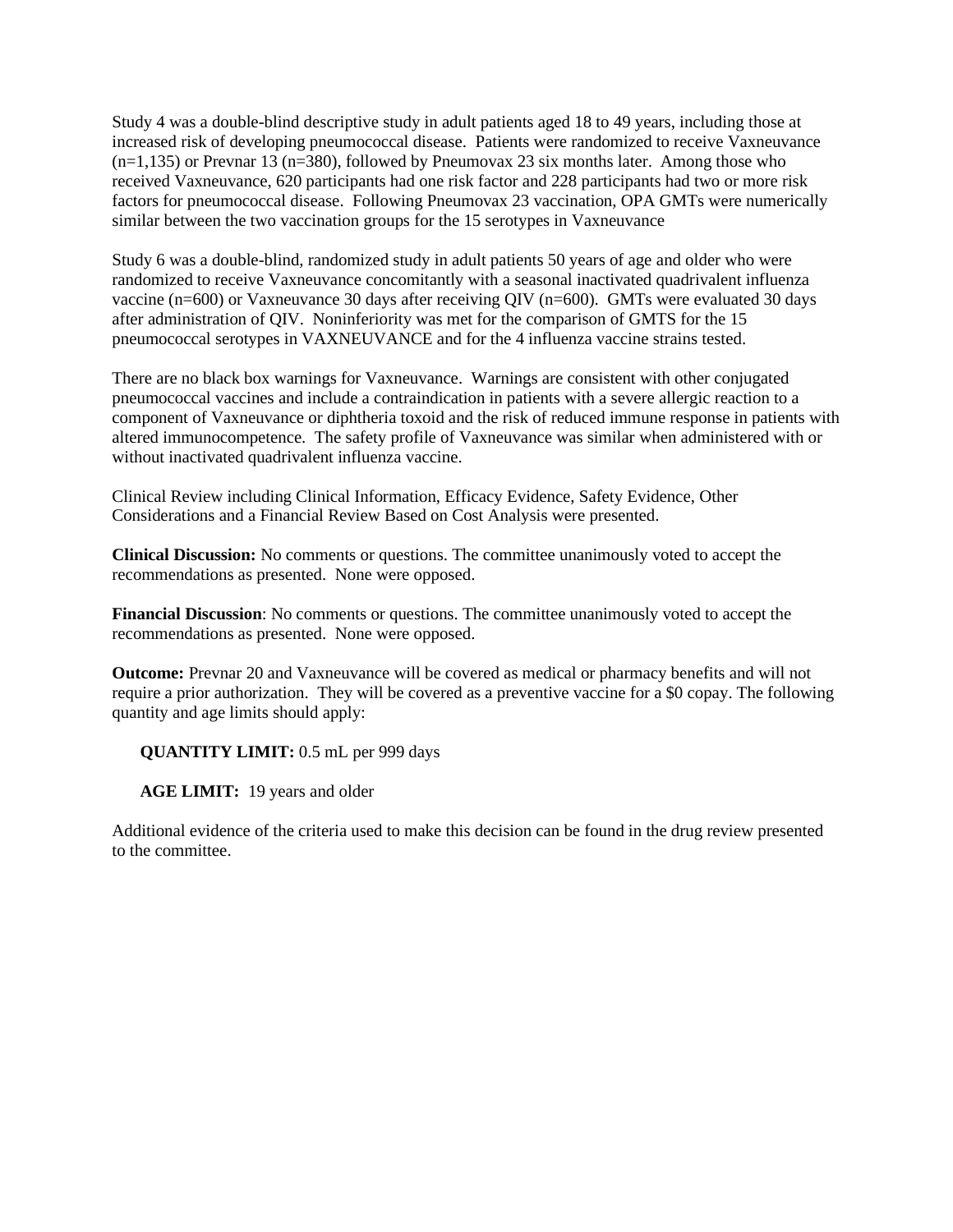Study 4 was a double-blind descriptive study in adult patients aged 18 to 49 years, including those at increased risk of developing pneumococcal disease. Patients were randomized to receive Vaxneuvance (n=1,135) or Prevnar 13 (n=380), followed by Pneumovax 23 six months later. Among those who received Vaxneuvance, 620 participants had one risk factor and 228 participants had two or more risk factors for pneumococcal disease. Following Pneumovax 23 vaccination, OPA GMTs were numerically similar between the two vaccination groups for the 15 serotypes in Vaxneuvance

Study 6 was a double-blind, randomized study in adult patients 50 years of age and older who were randomized to receive Vaxneuvance concomitantly with a seasonal inactivated quadrivalent influenza vaccine (n=600) or Vaxneuvance 30 days after receiving QIV (n=600). GMTs were evaluated 30 days after administration of QIV. Noninferiority was met for the comparison of GMTS for the 15 pneumococcal serotypes in VAXNEUVANCE and for the 4 influenza vaccine strains tested.

There are no black box warnings for Vaxneuvance. Warnings are consistent with other conjugated pneumococcal vaccines and include a contraindication in patients with a severe allergic reaction to a component of Vaxneuvance or diphtheria toxoid and the risk of reduced immune response in patients with altered immunocompetence. The safety profile of Vaxneuvance was similar when administered with or without inactivated quadrivalent influenza vaccine.

Clinical Review including Clinical Information, Efficacy Evidence, Safety Evidence, Other Considerations and a Financial Review Based on Cost Analysis were presented.

**Clinical Discussion:** No comments or questions. The committee unanimously voted to accept the recommendations as presented. None were opposed.

**Financial Discussion**: No comments or questions. The committee unanimously voted to accept the recommendations as presented. None were opposed.

**Outcome:** Prevnar 20 and Vaxneuvance will be covered as medical or pharmacy benefits and will not require a prior authorization. They will be covered as a preventive vaccine for a $0 copay. The following quantity and age limits should apply:

**QUANTITY LIMIT:** 0.5 mL per 999 days

**AGE LIMIT:** 19 years and older

Additional evidence of the criteria used to make this decision can be found in the drug review presented to the committee.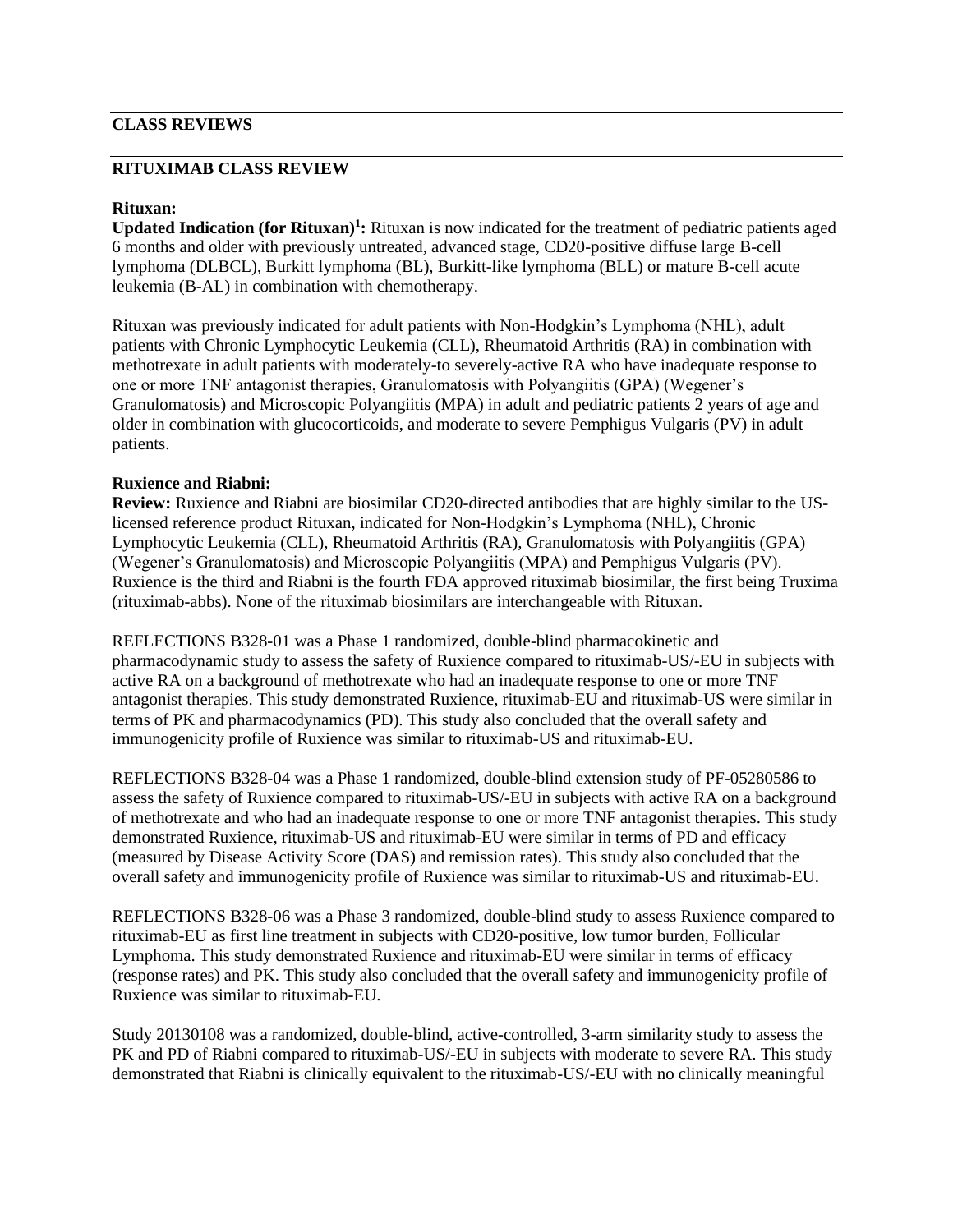## CLASS REVIEWS

## RITUXIMAB CLASS REVIEW

**Rituxan:**

**Updated Indication (for Rituxan)[1]:** Rituxan is now indicated for the treatment of pediatric patients aged 6 months and older with previously untreated, advanced stage, CD20-positive diffuse large B-cell lymphoma (DLBCL), Burkitt lymphoma (BL), Burkitt-like lymphoma (BLL) or mature B-cell acute leukemia (B-AL) in combination with chemotherapy.

Rituxan was previously indicated for adult patients with Non-Hodgkin's Lymphoma (NHL), adult patients with Chronic Lymphocytic Leukemia (CLL), Rheumatoid Arthritis (RA) in combination with methotrexate in adult patients with moderately-to severely-active RA who have inadequate response to one or more TNF antagonist therapies, Granulomatosis with Polyangiitis (GPA) (Wegener's Granulomatosis) and Microscopic Polyangiitis (MPA) in adult and pediatric patients 2 years of age and older in combination with glucocorticoids, and moderate to severe Pemphigus Vulgaris (PV) in adult patients.

**Ruxience and Riabni:**

**Review:** Ruxience and Riabni are biosimilar CD20-directed antibodies that are highly similar to the US-licensed reference product Rituxan, indicated for Non-Hodgkin's Lymphoma (NHL), Chronic Lymphocytic Leukemia (CLL), Rheumatoid Arthritis (RA), Granulomatosis with Polyangiitis (GPA) (Wegener's Granulomatosis) and Microscopic Polyangiitis (MPA) and Pemphigus Vulgaris (PV). Ruxience is the third and Riabni is the fourth FDA approved rituximab biosimilar, the first being Truxima (rituximab-abbs). None of the rituximab biosimilars are interchangeable with Rituxan.

REFLECTIONS B328-01 was a Phase 1 randomized, double-blind pharmacokinetic and pharmacodynamic study to assess the safety of Ruxience compared to rituximab-US/-EU in subjects with active RA on a background of methotrexate who had an inadequate response to one or more TNF antagonist therapies. This study demonstrated Ruxience, rituximab-EU and rituximab-US were similar in terms of PK and pharmacodynamics (PD). This study also concluded that the overall safety and immunogenicity profile of Ruxience was similar to rituximab-US and rituximab-EU.

REFLECTIONS B328-04 was a Phase 1 randomized, double-blind extension study of PF-05280586 to assess the safety of Ruxience compared to rituximab-US/-EU in subjects with active RA on a background of methotrexate and who had an inadequate response to one or more TNF antagonist therapies. This study demonstrated Ruxience, rituximab-US and rituximab-EU were similar in terms of PD and efficacy (measured by Disease Activity Score (DAS) and remission rates). This study also concluded that the overall safety and immunogenicity profile of Ruxience was similar to rituximab-US and rituximab-EU.

REFLECTIONS B328-06 was a Phase 3 randomized, double-blind study to assess Ruxience compared to rituximab-EU as first line treatment in subjects with CD20-positive, low tumor burden, Follicular Lymphoma. This study demonstrated Ruxience and rituximab-EU were similar in terms of efficacy (response rates) and PK. This study also concluded that the overall safety and immunogenicity profile of Ruxience was similar to rituximab-EU.

Study 20130108 was a randomized, double-blind, active-controlled, 3-arm similarity study to assess the PK and PD of Riabni compared to rituximab-US/-EU in subjects with moderate to severe RA. This study demonstrated that Riabni is clinically equivalent to the rituximab-US/-EU with no clinically meaningful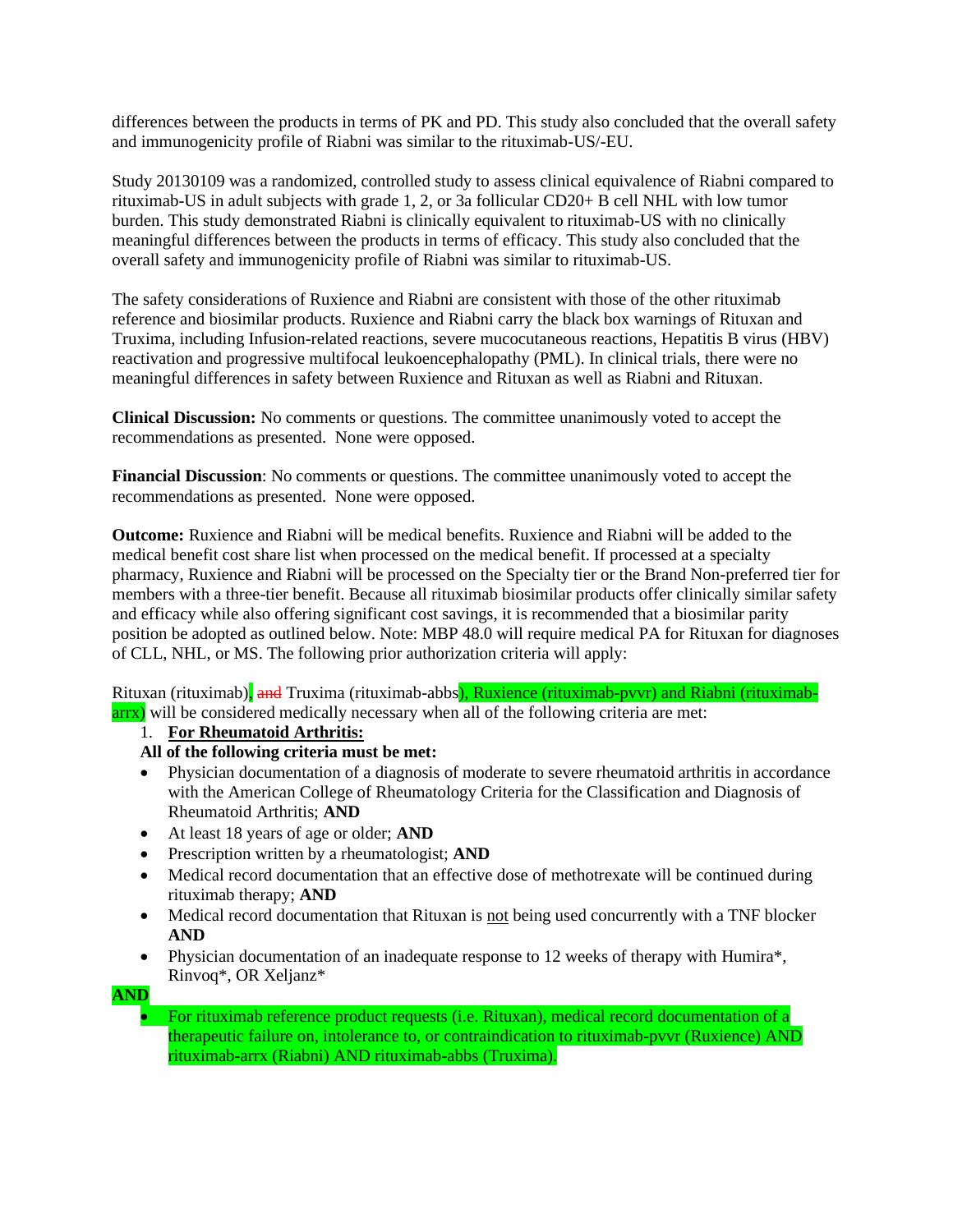differences between the products in terms of PK and PD. This study also concluded that the overall safety and immunogenicity profile of Riabni was similar to the rituximab-US/-EU.

Study 20130109 was a randomized, controlled study to assess clinical equivalence of Riabni compared to rituximab-US in adult subjects with grade 1, 2, or 3a follicular CD20+ B cell NHL with low tumor burden. This study demonstrated Riabni is clinically equivalent to rituximab-US with no clinically meaningful differences between the products in terms of efficacy. This study also concluded that the overall safety and immunogenicity profile of Riabni was similar to rituximab-US.

The safety considerations of Ruxience and Riabni are consistent with those of the other rituximab reference and biosimilar products. Ruxience and Riabni carry the black box warnings of Rituxan and Truxima, including Infusion-related reactions, severe mucocutaneous reactions, Hepatitis B virus (HBV) reactivation and progressive multifocal leukoencephalopathy (PML). In clinical trials, there were no meaningful differences in safety between Ruxience and Rituxan as well as Riabni and Rituxan.

**Clinical Discussion:** No comments or questions. The committee unanimously voted to accept the recommendations as presented. None were opposed.

**Financial Discussion**: No comments or questions. The committee unanimously voted to accept the recommendations as presented. None were opposed.

**Outcome:** Ruxience and Riabni will be medical benefits. Ruxience and Riabni will be added to the medical benefit cost share list when processed on the medical benefit. If processed at a specialty pharmacy, Ruxience and Riabni will be processed on the Specialty tier or the Brand Non-preferred tier for members with a three-tier benefit. Because all rituximab biosimilar products offer clinically similar safety and efficacy while also offering significant cost savings, it is recommended that a biosimilar parity position be adopted as outlined below. Note: MBP 48.0 will require medical PA for Rituxan for diagnoses of CLL, NHL, or MS. The following prior authorization criteria will apply:

Rituxan (rituximab), ~~and~~ Truxima (rituximab-abbs), Ruxience (rituximab-pvvr) and Riabni (rituximab-arrx) will be considered medically necessary when all of the following criteria are met:

1. **For Rheumatoid Arthritis:**

**All of the following criteria must be met:**

- Physician documentation of a diagnosis of moderate to severe rheumatoid arthritis in accordance with the American College of Rheumatology Criteria for the Classification and Diagnosis of Rheumatoid Arthritis; **AND**
- At least 18 years of age or older; **AND**
- Prescription written by a rheumatologist; **AND**
- Medical record documentation that an effective dose of methotrexate will be continued during rituximab therapy; **AND**
- Medical record documentation that Rituxan is not being used concurrently with a TNF blocker **AND**
- Physician documentation of an inadequate response to 12 weeks of therapy with Humira*, Rinvoq*, OR Xeljanz*

**AND**

- For rituximab reference product requests (i.e. Rituxan), medical record documentation of a therapeutic failure on, intolerance to, or contraindication to rituximab-pvvr (Ruxience) AND rituximab-arrx (Riabni) AND rituximab-abbs (Truxima).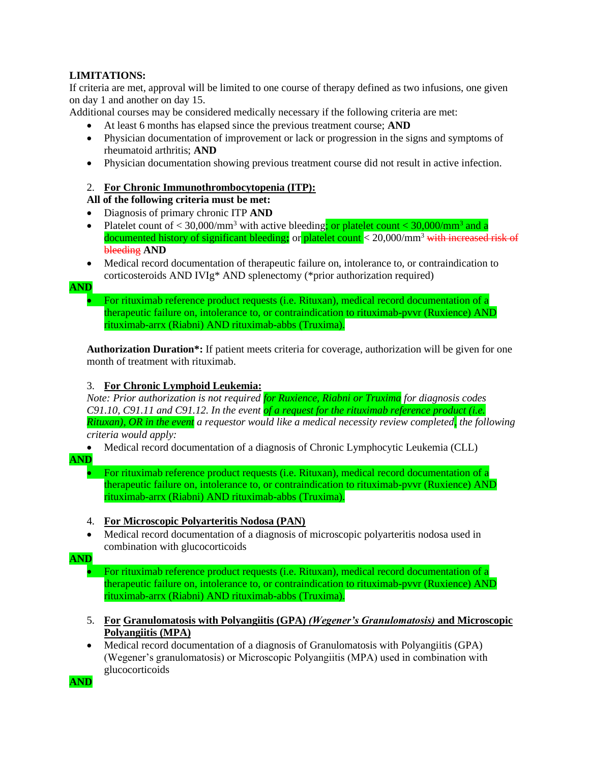**LIMITATIONS:**
If criteria are met, approval will be limited to one course of therapy defined as two infusions, one given on day 1 and another on day 15.
Additional courses may be considered medically necessary if the following criteria are met:

- At least 6 months has elapsed since the previous treatment course; **AND**
- Physician documentation of improvement or lack or progression in the signs and symptoms of rheumatoid arthritis; **AND**
- Physician documentation showing previous treatment course did not result in active infection.

2. **For Chronic Immunothrombocytopenia (ITP):**

**All of the following criteria must be met:**

- Diagnosis of primary chronic ITP **AND**
- Platelet count of < 30,000/mm³ with active bleeding; or platelet count < 30,000/mm³ and a documented history of significant bleeding; or platelet count < 20,000/mm³ ~~with increased risk of bleeding~~ **AND**
- Medical record documentation of therapeutic failure on, intolerance to, or contraindication to corticosteroids AND IVIg* AND splenectomy (*prior authorization required)

**AND**

- For rituximab reference product requests (i.e. Rituxan), medical record documentation of a therapeutic failure on, intolerance to, or contraindication to rituximab-pvvr (Ruxience) AND rituximab-arrx (Riabni) AND rituximab-abbs (Truxima).

**Authorization Duration*:** If patient meets criteria for coverage, authorization will be given for one month of treatment with rituximab.

3. **For Chronic Lymphoid Leukemia:**

*Note: Prior authorization is not required for Ruxience, Riabni or Truxima for diagnosis codes C91.10, C91.11 and C91.12. In the event of a request for the rituximab reference product (i.e. Rituxan), OR in the event a requestor would like a medical necessity review completed, the following criteria would apply:*

- Medical record documentation of a diagnosis of Chronic Lymphocytic Leukemia (CLL)

**AND**

- For rituximab reference product requests (i.e. Rituxan), medical record documentation of a therapeutic failure on, intolerance to, or contraindication to rituximab-pvvr (Ruxience) AND rituximab-arrx (Riabni) AND rituximab-abbs (Truxima).

4. **For Microscopic Polyarteritis Nodosa (PAN)**

- Medical record documentation of a diagnosis of microscopic polyarteritis nodosa used in combination with glucocorticoids

**AND**

- For rituximab reference product requests (i.e. Rituxan), medical record documentation of a therapeutic failure on, intolerance to, or contraindication to rituximab-pvvr (Ruxience) AND rituximab-arrx (Riabni) AND rituximab-abbs (Truxima).

5. **For Granulomatosis with Polyangiitis (GPA)** ***(Wegener's Granulomatosis)*** **and Microscopic Polyangiitis (MPA)**

- Medical record documentation of a diagnosis of Granulomatosis with Polyangiitis (GPA) (Wegener's granulomatosis) or Microscopic Polyangiitis (MPA) used in combination with glucocorticoids

**AND**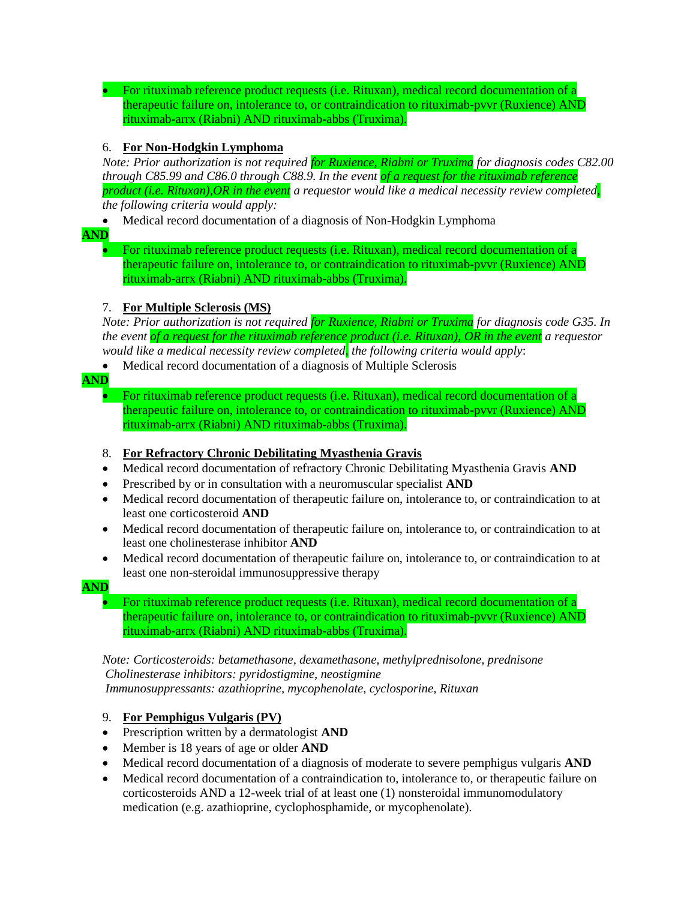- For rituximab reference product requests (i.e. Rituxan), medical record documentation of a therapeutic failure on, intolerance to, or contraindication to rituximab-pvvr (Ruxience) AND rituximab-arrx (Riabni) AND rituximab-abbs (Truxima).

6. **For Non-Hodgkin Lymphoma**

*Note: Prior authorization is not required for Ruxience, Riabni or Truxima for diagnosis codes C82.00 through C85.99 and C86.0 through C88.9. In the event of a request for the rituximab reference product (i.e. Rituxan),OR in the event a requestor would like a medical necessity review completed, the following criteria would apply:*

- Medical record documentation of a diagnosis of Non-Hodgkin Lymphoma

**AND**

- For rituximab reference product requests (i.e. Rituxan), medical record documentation of a therapeutic failure on, intolerance to, or contraindication to rituximab-pvvr (Ruxience) AND rituximab-arrx (Riabni) AND rituximab-abbs (Truxima).

7. **For Multiple Sclerosis (MS)**

*Note: Prior authorization is not required for Ruxience, Riabni or Truxima for diagnosis code G35. In the event of a request for the rituximab reference product (i.e. Rituxan), OR in the event a requestor would like a medical necessity review completed, the following criteria would apply*:

- Medical record documentation of a diagnosis of Multiple Sclerosis

**AND**

- For rituximab reference product requests (i.e. Rituxan), medical record documentation of a therapeutic failure on, intolerance to, or contraindication to rituximab-pvvr (Ruxience) AND rituximab-arrx (Riabni) AND rituximab-abbs (Truxima).

8. **For Refractory Chronic Debilitating Myasthenia Gravis**

- Medical record documentation of refractory Chronic Debilitating Myasthenia Gravis **AND**
- Prescribed by or in consultation with a neuromuscular specialist **AND**
- Medical record documentation of therapeutic failure on, intolerance to, or contraindication to at least one corticosteroid **AND**
- Medical record documentation of therapeutic failure on, intolerance to, or contraindication to at least one cholinesterase inhibitor **AND**
- Medical record documentation of therapeutic failure on, intolerance to, or contraindication to at least one non-steroidal immunosuppressive therapy

**AND**

- For rituximab reference product requests (i.e. Rituxan), medical record documentation of a therapeutic failure on, intolerance to, or contraindication to rituximab-pvvr (Ruxience) AND rituximab-arrx (Riabni) AND rituximab-abbs (Truxima).

*Note: Corticosteroids: betamethasone, dexamethasone, methylprednisolone, prednisone*
*Cholinesterase inhibitors: pyridostigmine, neostigmine*
*Immunosuppressants: azathioprine, mycophenolate, cyclosporine, Rituxan*

9. **For Pemphigus Vulgaris (PV)**

- Prescription written by a dermatologist **AND**
- Member is 18 years of age or older **AND**
- Medical record documentation of a diagnosis of moderate to severe pemphigus vulgaris **AND**
- Medical record documentation of a contraindication to, intolerance to, or therapeutic failure on corticosteroids AND a 12-week trial of at least one (1) nonsteroidal immunomodulatory medication (e.g. azathioprine, cyclophosphamide, or mycophenolate).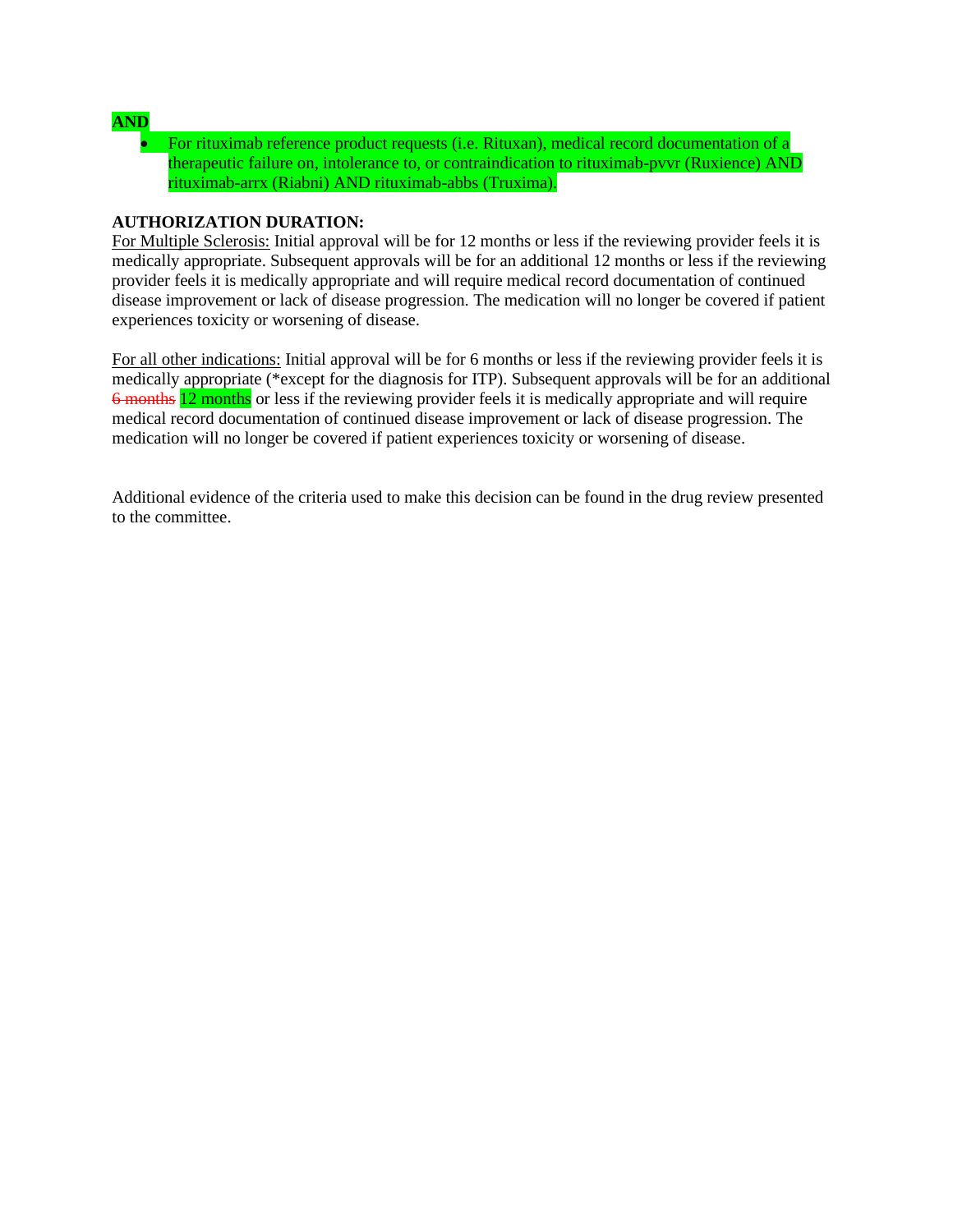**AND**

- For rituximab reference product requests (i.e. Rituxan), medical record documentation of a therapeutic failure on, intolerance to, or contraindication to rituximab-pvvr (Ruxience) AND rituximab-arrx (Riabni) AND rituximab-abbs (Truxima).

**AUTHORIZATION DURATION:**
For Multiple Sclerosis: Initial approval will be for 12 months or less if the reviewing provider feels it is medically appropriate. Subsequent approvals will be for an additional 12 months or less if the reviewing provider feels it is medically appropriate and will require medical record documentation of continued disease improvement or lack of disease progression. The medication will no longer be covered if patient experiences toxicity or worsening of disease.

For all other indications: Initial approval will be for 6 months or less if the reviewing provider feels it is medically appropriate (*except for the diagnosis for ITP). Subsequent approvals will be for an additional ~~6 months~~ 12 months or less if the reviewing provider feels it is medically appropriate and will require medical record documentation of continued disease improvement or lack of disease progression. The medication will no longer be covered if patient experiences toxicity or worsening of disease.

Additional evidence of the criteria used to make this decision can be found in the drug review presented to the committee.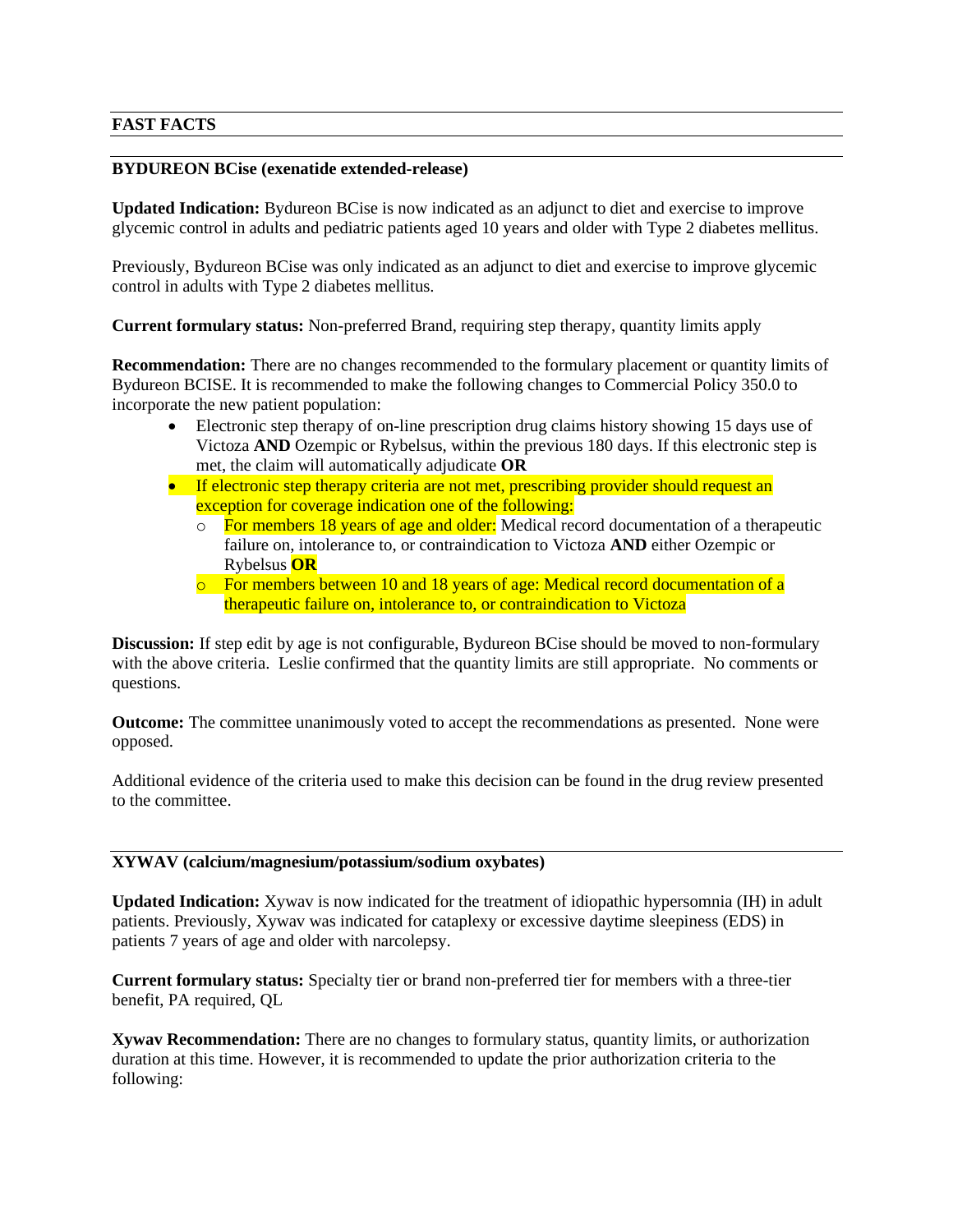## FAST FACTS

### BYDUREON BCise (exenatide extended-release)

**Updated Indication:** Bydureon BCise is now indicated as an adjunct to diet and exercise to improve glycemic control in adults and pediatric patients aged 10 years and older with Type 2 diabetes mellitus.

Previously, Bydureon BCise was only indicated as an adjunct to diet and exercise to improve glycemic control in adults with Type 2 diabetes mellitus.

**Current formulary status:** Non-preferred Brand, requiring step therapy, quantity limits apply

**Recommendation:** There are no changes recommended to the formulary placement or quantity limits of Bydureon BCISE. It is recommended to make the following changes to Commercial Policy 350.0 to incorporate the new patient population:

- Electronic step therapy of on-line prescription drug claims history showing 15 days use of Victoza **AND** Ozempic or Rybelsus, within the previous 180 days. If this electronic step is met, the claim will automatically adjudicate **OR**
- If electronic step therapy criteria are not met, prescribing provider should request an exception for coverage indication one of the following:
  - For members 18 years of age and older: Medical record documentation of a therapeutic failure on, intolerance to, or contraindication to Victoza **AND** either Ozempic or Rybelsus **OR**
  - For members between 10 and 18 years of age: Medical record documentation of a therapeutic failure on, intolerance to, or contraindication to Victoza

**Discussion:** If step edit by age is not configurable, Bydureon BCise should be moved to non-formulary with the above criteria. Leslie confirmed that the quantity limits are still appropriate. No comments or questions.

**Outcome:** The committee unanimously voted to accept the recommendations as presented. None were opposed.

Additional evidence of the criteria used to make this decision can be found in the drug review presented to the committee.

### XYWAV (calcium/magnesium/potassium/sodium oxybates)

**Updated Indication:** Xywav is now indicated for the treatment of idiopathic hypersomnia (IH) in adult patients. Previously, Xywav was indicated for cataplexy or excessive daytime sleepiness (EDS) in patients 7 years of age and older with narcolepsy.

**Current formulary status:** Specialty tier or brand non-preferred tier for members with a three-tier benefit, PA required, QL

**Xywav Recommendation:** There are no changes to formulary status, quantity limits, or authorization duration at this time. However, it is recommended to update the prior authorization criteria to the following: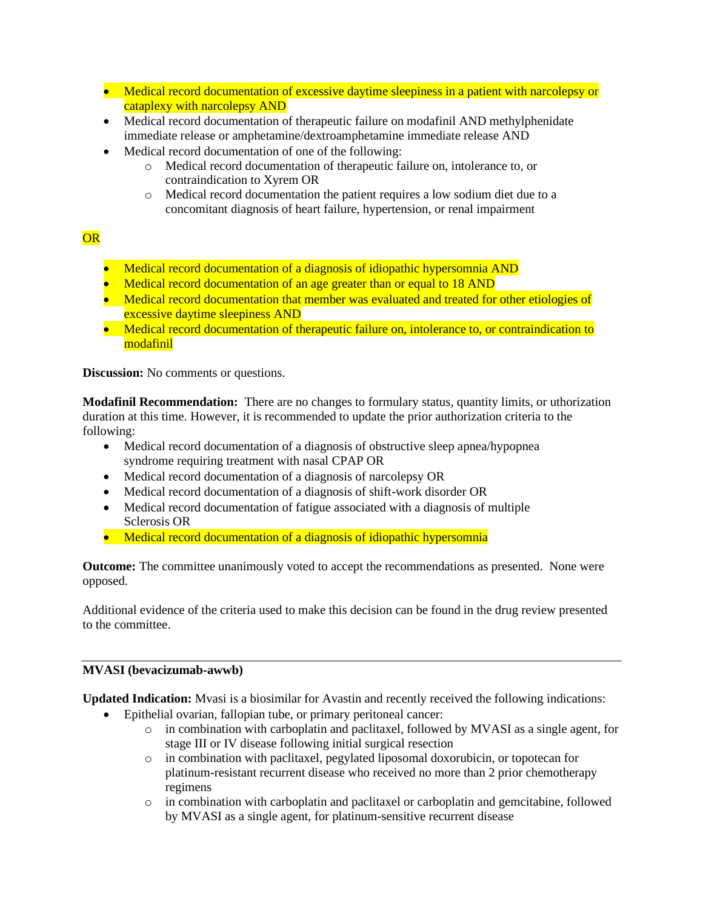- Medical record documentation of excessive daytime sleepiness in a patient with narcolepsy or cataplexy with narcolepsy AND
- Medical record documentation of therapeutic failure on modafinil AND methylphenidate immediate release or amphetamine/dextroamphetamine immediate release AND
- Medical record documentation of one of the following:
    - Medical record documentation of therapeutic failure on, intolerance to, or contraindication to Xyrem OR
    - Medical record documentation the patient requires a low sodium diet due to a concomitant diagnosis of heart failure, hypertension, or renal impairment

OR

- Medical record documentation of a diagnosis of idiopathic hypersomnia AND
- Medical record documentation of an age greater than or equal to 18 AND
- Medical record documentation that member was evaluated and treated for other etiologies of excessive daytime sleepiness AND
- Medical record documentation of therapeutic failure on, intolerance to, or contraindication to modafinil

**Discussion:** No comments or questions.

**Modafinil Recommendation:** There are no changes to formulary status, quantity limits, or uthorization duration at this time. However, it is recommended to update the prior authorization criteria to the following:

- Medical record documentation of a diagnosis of obstructive sleep apnea/hypopnea syndrome requiring treatment with nasal CPAP OR
- Medical record documentation of a diagnosis of narcolepsy OR
- Medical record documentation of a diagnosis of shift-work disorder OR
- Medical record documentation of fatigue associated with a diagnosis of multiple Sclerosis OR
- Medical record documentation of a diagnosis of idiopathic hypersomnia

**Outcome:** The committee unanimously voted to accept the recommendations as presented. None were opposed.

Additional evidence of the criteria used to make this decision can be found in the drug review presented to the committee.

---

**MVASI (bevacizumab-awwb)**

**Updated Indication:** Mvasi is a biosimilar for Avastin and recently received the following indications:

- Epithelial ovarian, fallopian tube, or primary peritoneal cancer:
    - in combination with carboplatin and paclitaxel, followed by MVASI as a single agent, for stage III or IV disease following initial surgical resection
    - in combination with paclitaxel, pegylated liposomal doxorubicin, or topotecan for platinum-resistant recurrent disease who received no more than 2 prior chemotherapy regimens
    - in combination with carboplatin and paclitaxel or carboplatin and gemcitabine, followed by MVASI as a single agent, for platinum-sensitive recurrent disease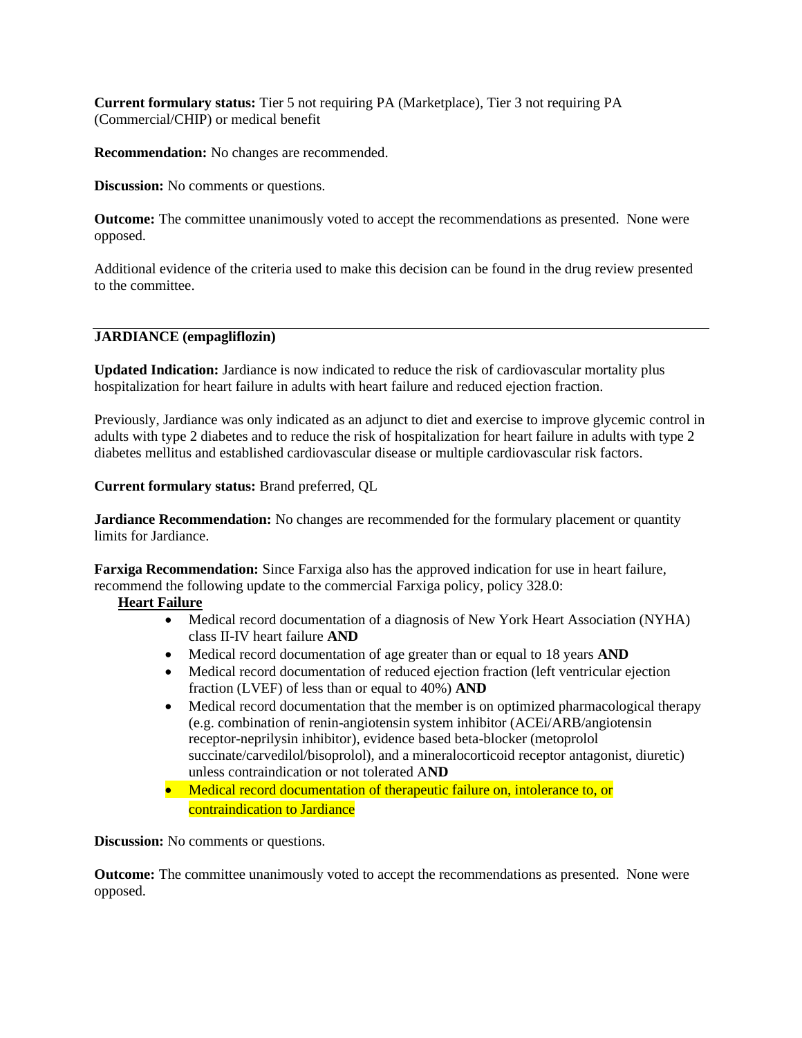**Current formulary status:** Tier 5 not requiring PA (Marketplace), Tier 3 not requiring PA (Commercial/CHIP) or medical benefit

**Recommendation:** No changes are recommended.

**Discussion:** No comments or questions.

**Outcome:** The committee unanimously voted to accept the recommendations as presented. None were opposed.

Additional evidence of the criteria used to make this decision can be found in the drug review presented to the committee.

---

**JARDIANCE (empagliflozin)**

**Updated Indication:** Jardiance is now indicated to reduce the risk of cardiovascular mortality plus hospitalization for heart failure in adults with heart failure and reduced ejection fraction.

Previously, Jardiance was only indicated as an adjunct to diet and exercise to improve glycemic control in adults with type 2 diabetes and to reduce the risk of hospitalization for heart failure in adults with type 2 diabetes mellitus and established cardiovascular disease or multiple cardiovascular risk factors.

**Current formulary status:** Brand preferred, QL

**Jardiance Recommendation:** No changes are recommended for the formulary placement or quantity limits for Jardiance.

**Farxiga Recommendation:** Since Farxiga also has the approved indication for use in heart failure, recommend the following update to the commercial Farxiga policy, policy 328.0:

**Heart Failure**

- Medical record documentation of a diagnosis of New York Heart Association (NYHA) class II-IV heart failure **AND**
- Medical record documentation of age greater than or equal to 18 years **AND**
- Medical record documentation of reduced ejection fraction (left ventricular ejection fraction (LVEF) of less than or equal to 40%) **AND**
- Medical record documentation that the member is on optimized pharmacological therapy (e.g. combination of renin-angiotensin system inhibitor (ACEi/ARB/angiotensin receptor-neprilysin inhibitor), evidence based beta-blocker (metoprolol succinate/carvedilol/bisoprolol), and a mineralocorticoid receptor antagonist, diuretic) unless contraindication or not tolerated A**ND**
- Medical record documentation of therapeutic failure on, intolerance to, or contraindication to Jardiance

**Discussion:** No comments or questions.

**Outcome:** The committee unanimously voted to accept the recommendations as presented. None were opposed.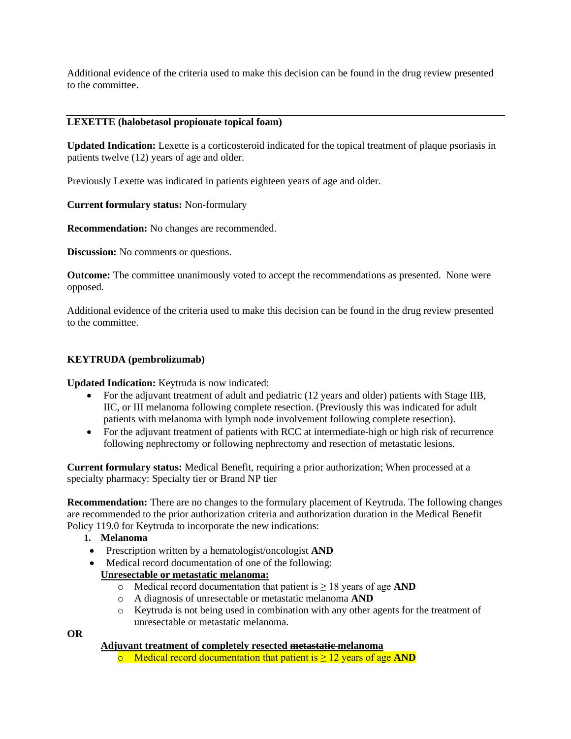Additional evidence of the criteria used to make this decision can be found in the drug review presented to the committee.

---

**LEXETTE (halobetasol propionate topical foam)**

**Updated Indication:** Lexette is a corticosteroid indicated for the topical treatment of plaque psoriasis in patients twelve (12) years of age and older.

Previously Lexette was indicated in patients eighteen years of age and older.

**Current formulary status:** Non-formulary

**Recommendation:** No changes are recommended.

**Discussion:** No comments or questions.

**Outcome:** The committee unanimously voted to accept the recommendations as presented. None were opposed.

Additional evidence of the criteria used to make this decision can be found in the drug review presented to the committee.

---

**KEYTRUDA (pembrolizumab)**

**Updated Indication:** Keytruda is now indicated:

- For the adjuvant treatment of adult and pediatric (12 years and older) patients with Stage IIB, IIC, or III melanoma following complete resection. (Previously this was indicated for adult patients with melanoma with lymph node involvement following complete resection).
- For the adjuvant treatment of patients with RCC at intermediate-high or high risk of recurrence following nephrectomy or following nephrectomy and resection of metastatic lesions.

**Current formulary status:** Medical Benefit, requiring a prior authorization; When processed at a specialty pharmacy: Specialty tier or Brand NP tier

**Recommendation:** There are no changes to the formulary placement of Keytruda. The following changes are recommended to the prior authorization criteria and authorization duration in the Medical Benefit Policy 119.0 for Keytruda to incorporate the new indications:

1. **Melanoma**
   - Prescription written by a hematologist/oncologist **AND**
   - Medical record documentation of one of the following:

     **Unresectable or metastatic melanoma:**
     - Medical record documentation that patient is ≥ 18 years of age **AND**
     - A diagnosis of unresectable or metastatic melanoma **AND**
     - Keytruda is not being used in combination with any other agents for the treatment of unresectable or metastatic melanoma.

**OR**

**Adjuvant treatment of completely resected ~~metastatic~~ melanoma**

- Medical record documentation that patient is ≥ 12 years of age **AND**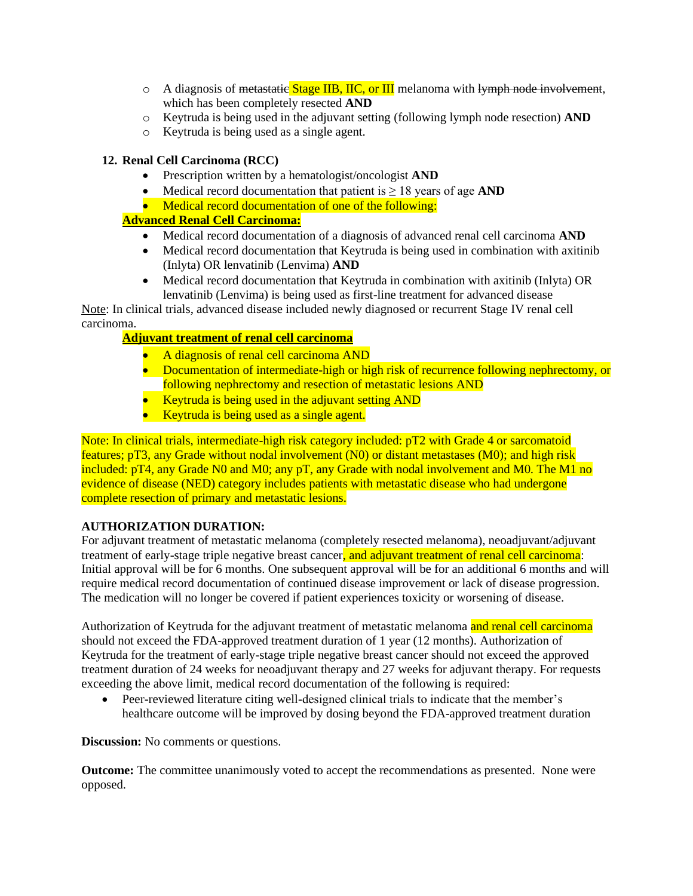- A diagnosis of ~~metastatic~~ Stage IIB, IIC, or III melanoma with ~~lymph node involvement~~, which has been completely resected **AND**
- Keytruda is being used in the adjuvant setting (following lymph node resection) **AND**
- Keytruda is being used as a single agent.

**12. Renal Cell Carcinoma (RCC)**

- Prescription written by a hematologist/oncologist **AND**
- Medical record documentation that patient is ≥ 18 years of age **AND**
- Medical record documentation of one of the following:

**Advanced Renal Cell Carcinoma:**

- Medical record documentation of a diagnosis of advanced renal cell carcinoma **AND**
- Medical record documentation that Keytruda is being used in combination with axitinib (Inlyta) OR lenvatinib (Lenvima) **AND**
- Medical record documentation that Keytruda in combination with axitinib (Inlyta) OR lenvatinib (Lenvima) is being used as first-line treatment for advanced disease

Note: In clinical trials, advanced disease included newly diagnosed or recurrent Stage IV renal cell carcinoma.

**Adjuvant treatment of renal cell carcinoma**

- A diagnosis of renal cell carcinoma AND
- Documentation of intermediate-high or high risk of recurrence following nephrectomy, or following nephrectomy and resection of metastatic lesions AND
- Keytruda is being used in the adjuvant setting AND
- Keytruda is being used as a single agent.

Note: In clinical trials, intermediate-high risk category included: pT2 with Grade 4 or sarcomatoid features; pT3, any Grade without nodal involvement (N0) or distant metastases (M0); and high risk included: pT4, any Grade N0 and M0; any pT, any Grade with nodal involvement and M0. The M1 no evidence of disease (NED) category includes patients with metastatic disease who had undergone complete resection of primary and metastatic lesions.

**AUTHORIZATION DURATION:**

For adjuvant treatment of metastatic melanoma (completely resected melanoma), neoadjuvant/adjuvant treatment of early-stage triple negative breast cancer, and adjuvant treatment of renal cell carcinoma: Initial approval will be for 6 months. One subsequent approval will be for an additional 6 months and will require medical record documentation of continued disease improvement or lack of disease progression. The medication will no longer be covered if patient experiences toxicity or worsening of disease.

Authorization of Keytruda for the adjuvant treatment of metastatic melanoma and renal cell carcinoma should not exceed the FDA-approved treatment duration of 1 year (12 months). Authorization of Keytruda for the treatment of early-stage triple negative breast cancer should not exceed the approved treatment duration of 24 weeks for neoadjuvant therapy and 27 weeks for adjuvant therapy. For requests exceeding the above limit, medical record documentation of the following is required:

- Peer-reviewed literature citing well-designed clinical trials to indicate that the member's healthcare outcome will be improved by dosing beyond the FDA-approved treatment duration

**Discussion:** No comments or questions.

**Outcome:** The committee unanimously voted to accept the recommendations as presented. None were opposed.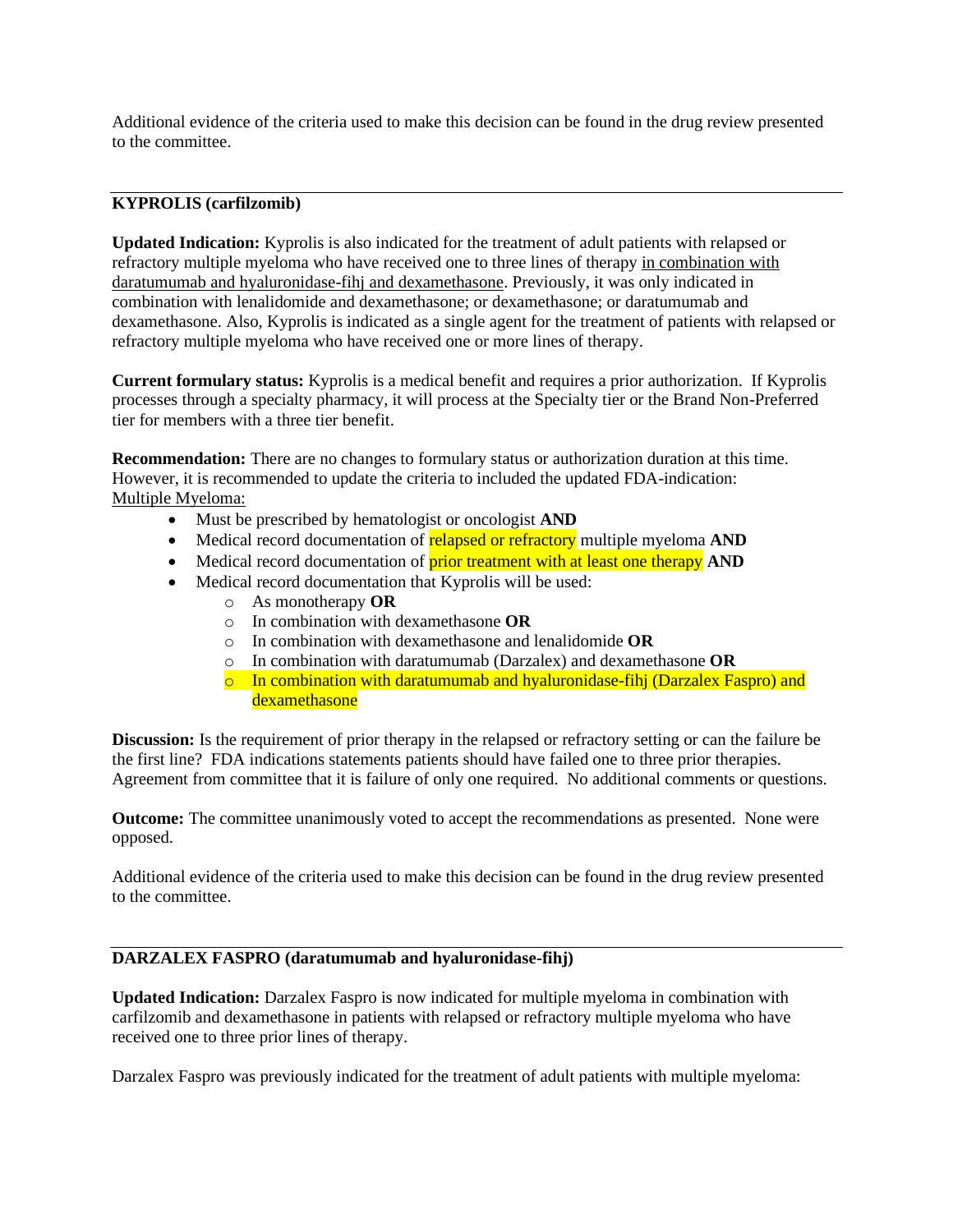Additional evidence of the criteria used to make this decision can be found in the drug review presented to the committee.

---

**KYPROLIS (carfilzomib)**

**Updated Indication:** Kyprolis is also indicated for the treatment of adult patients with relapsed or refractory multiple myeloma who have received one to three lines of therapy in combination with daratumumab and hyaluronidase-fihj and dexamethasone. Previously, it was only indicated in combination with lenalidomide and dexamethasone; or dexamethasone; or daratumumab and dexamethasone. Also, Kyprolis is indicated as a single agent for the treatment of patients with relapsed or refractory multiple myeloma who have received one or more lines of therapy.

**Current formulary status:** Kyprolis is a medical benefit and requires a prior authorization. If Kyprolis processes through a specialty pharmacy, it will process at the Specialty tier or the Brand Non-Preferred tier for members with a three tier benefit.

**Recommendation:** There are no changes to formulary status or authorization duration at this time. However, it is recommended to update the criteria to included the updated FDA-indication:
Multiple Myeloma:

- Must be prescribed by hematologist or oncologist **AND**
- Medical record documentation of relapsed or refractory multiple myeloma **AND**
- Medical record documentation of prior treatment with at least one therapy **AND**
- Medical record documentation that Kyprolis will be used:
  - As monotherapy **OR**
  - In combination with dexamethasone **OR**
  - In combination with dexamethasone and lenalidomide **OR**
  - In combination with daratumumab (Darzalex) and dexamethasone **OR**
  - In combination with daratumumab and hyaluronidase-fihj (Darzalex Faspro) and dexamethasone

**Discussion:** Is the requirement of prior therapy in the relapsed or refractory setting or can the failure be the first line? FDA indications statements patients should have failed one to three prior therapies. Agreement from committee that it is failure of only one required. No additional comments or questions.

**Outcome:** The committee unanimously voted to accept the recommendations as presented. None were opposed.

Additional evidence of the criteria used to make this decision can be found in the drug review presented to the committee.

---

**DARZALEX FASPRO (daratumumab and hyaluronidase-fihj)**

**Updated Indication:** Darzalex Faspro is now indicated for multiple myeloma in combination with carfilzomib and dexamethasone in patients with relapsed or refractory multiple myeloma who have received one to three prior lines of therapy.

Darzalex Faspro was previously indicated for the treatment of adult patients with multiple myeloma: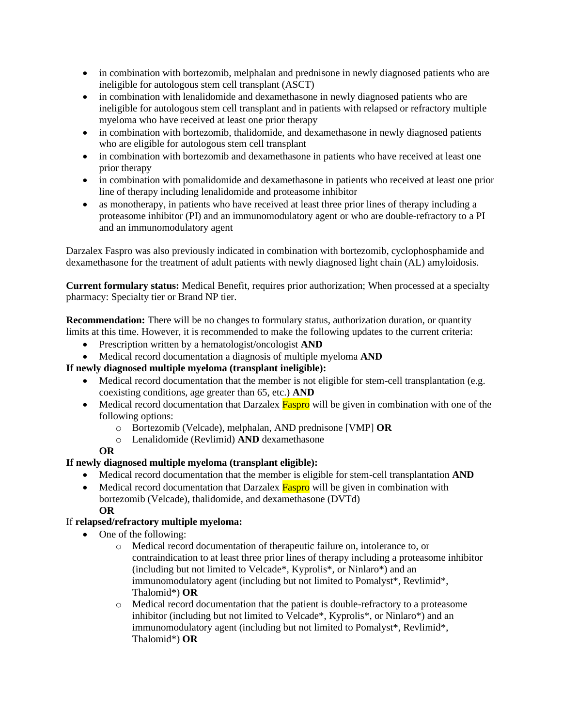- in combination with bortezomib, melphalan and prednisone in newly diagnosed patients who are ineligible for autologous stem cell transplant (ASCT)
- in combination with lenalidomide and dexamethasone in newly diagnosed patients who are ineligible for autologous stem cell transplant and in patients with relapsed or refractory multiple myeloma who have received at least one prior therapy
- in combination with bortezomib, thalidomide, and dexamethasone in newly diagnosed patients who are eligible for autologous stem cell transplant
- in combination with bortezomib and dexamethasone in patients who have received at least one prior therapy
- in combination with pomalidomide and dexamethasone in patients who received at least one prior line of therapy including lenalidomide and proteasome inhibitor
- as monotherapy, in patients who have received at least three prior lines of therapy including a proteasome inhibitor (PI) and an immunomodulatory agent or who are double-refractory to a PI and an immunomodulatory agent

Darzalex Faspro was also previously indicated in combination with bortezomib, cyclophosphamide and dexamethasone for the treatment of adult patients with newly diagnosed light chain (AL) amyloidosis.

**Current formulary status:** Medical Benefit, requires prior authorization; When processed at a specialty pharmacy: Specialty tier or Brand NP tier.

**Recommendation:** There will be no changes to formulary status, authorization duration, or quantity limits at this time. However, it is recommended to make the following updates to the current criteria:

- Prescription written by a hematologist/oncologist **AND**
- Medical record documentation a diagnosis of multiple myeloma **AND**

**If newly diagnosed multiple myeloma (transplant ineligible):**

- Medical record documentation that the member is not eligible for stem-cell transplantation (e.g. coexisting conditions, age greater than 65, etc.) **AND**
- Medical record documentation that Darzalex Faspro will be given in combination with one of the following options:
    - Bortezomib (Velcade), melphalan, AND prednisone [VMP] **OR**
    - Lenalidomide (Revlimid) **AND** dexamethasone

  **OR**

**If newly diagnosed multiple myeloma (transplant eligible):**

- Medical record documentation that the member is eligible for stem-cell transplantation **AND**
- Medical record documentation that Darzalex Faspro will be given in combination with bortezomib (Velcade), thalidomide, and dexamethasone (DVTd)

  **OR**

If **relapsed/refractory multiple myeloma:**

- One of the following:
    - Medical record documentation of therapeutic failure on, intolerance to, or contraindication to at least three prior lines of therapy including a proteasome inhibitor (including but not limited to Velcade*, Kyprolis*, or Ninlaro*) and an immunomodulatory agent (including but not limited to Pomalyst*, Revlimid*, Thalomid*) **OR**
    - Medical record documentation that the patient is double-refractory to a proteasome inhibitor (including but not limited to Velcade*, Kyprolis*, or Ninlaro*) and an immunomodulatory agent (including but not limited to Pomalyst*, Revlimid*, Thalomid*) **OR**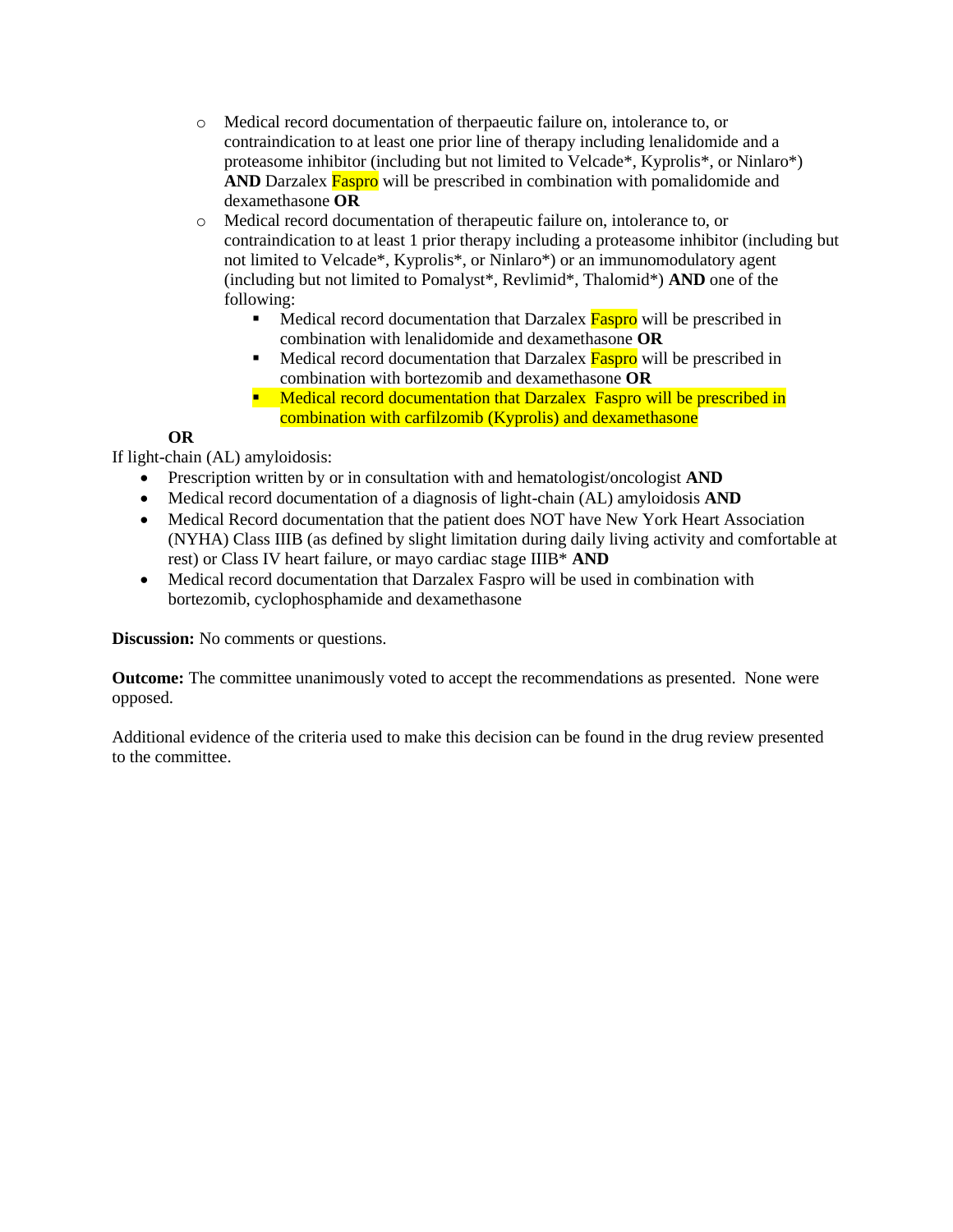- Medical record documentation of therpaeutic failure on, intolerance to, or contraindication to at least one prior line of therapy including lenalidomide and a proteasome inhibitor (including but not limited to Velcade*, Kyprolis*, or Ninlaro*) **AND** Darzalex Faspro will be prescribed in combination with pomalidomide and dexamethasone **OR**
    - Medical record documentation of therapeutic failure on, intolerance to, or contraindication to at least 1 prior therapy including a proteasome inhibitor (including but not limited to Velcade*, Kyprolis*, or Ninlaro*) or an immunomodulatory agent (including but not limited to Pomalyst*, Revlimid*, Thalomid*) **AND** one of the following:
        - Medical record documentation that Darzalex Faspro will be prescribed in combination with lenalidomide and dexamethasone **OR**
        - Medical record documentation that Darzalex Faspro will be prescribed in combination with bortezomib and dexamethasone **OR**
        - Medical record documentation that Darzalex Faspro will be prescribed in combination with carfilzomib (Kyprolis) and dexamethasone

**OR**

If light-chain (AL) amyloidosis:

- Prescription written by or in consultation with and hematologist/oncologist **AND**
- Medical record documentation of a diagnosis of light-chain (AL) amyloidosis **AND**
- Medical Record documentation that the patient does NOT have New York Heart Association (NYHA) Class IIIB (as defined by slight limitation during daily living activity and comfortable at rest) or Class IV heart failure, or mayo cardiac stage IIIB* **AND**
- Medical record documentation that Darzalex Faspro will be used in combination with bortezomib, cyclophosphamide and dexamethasone

**Discussion:** No comments or questions.

**Outcome:** The committee unanimously voted to accept the recommendations as presented. None were opposed.

Additional evidence of the criteria used to make this decision can be found in the drug review presented to the committee.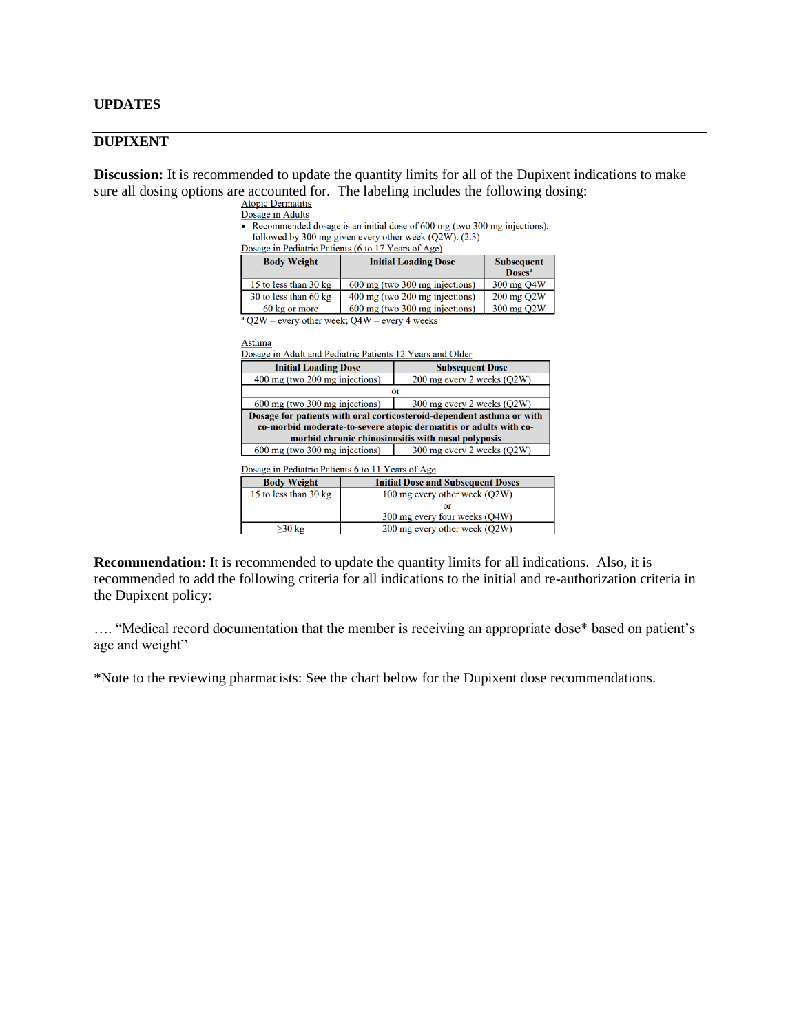## UPDATES

## DUPIXENT

**Discussion:** It is recommended to update the quantity limits for all of the Dupixent indications to make sure all dosing options are accounted for. The labeling includes the following dosing:

Atopic Dermatitis

Dosage in Adults

- Recommended dosage is an initial dose of 600 mg (two 300 mg injections), followed by 300 mg given every other week (Q2W). (2.3)

Dosage in Pediatric Patients (6 to 17 Years of Age)

| Body Weight | Initial Loading Dose | Subsequent Doses[a] |
|---|---|---|
| 15 to less than 30 kg | 600 mg (two 300 mg injections) | 300 mg Q4W |
| 30 to less than 60 kg | 400 mg (two 200 mg injections) | 200 mg Q2W |
| 60 kg or more | 600 mg (two 300 mg injections) | 300 mg Q2W |

[a] Q2W – every other week; Q4W – every 4 weeks

Asthma

Dosage in Adult and Pediatric Patients 12 Years and Older

| Initial Loading Dose | Subsequent Dose |
|---|---|
| 400 mg (two 200 mg injections) | 200 mg every 2 weeks (Q2W) |
| or | |
| 600 mg (two 300 mg injections) | 300 mg every 2 weeks (Q2W) |
| **Dosage for patients with oral corticosteroid-dependent asthma or with co-morbid moderate-to-severe atopic dermatitis or adults with co-morbid chronic rhinosinusitis with nasal polyposis** | |
| 600 mg (two 300 mg injections) | 300 mg every 2 weeks (Q2W) |

Dosage in Pediatric Patients 6 to 11 Years of Age

| Body Weight | Initial Dose and Subsequent Doses |
|---|---|
| 15 to less than 30 kg | 100 mg every other week (Q2W)<br>or<br>300 mg every four weeks (Q4W) |
| ≥30 kg | 200 mg every other week (Q2W) |

**Recommendation:** It is recommended to update the quantity limits for all indications. Also, it is recommended to add the following criteria for all indications to the initial and re-authorization criteria in the Dupixent policy:

…. "Medical record documentation that the member is receiving an appropriate dose* based on patient's age and weight"

*Note to the reviewing pharmacists: See the chart below for the Dupixent dose recommendations.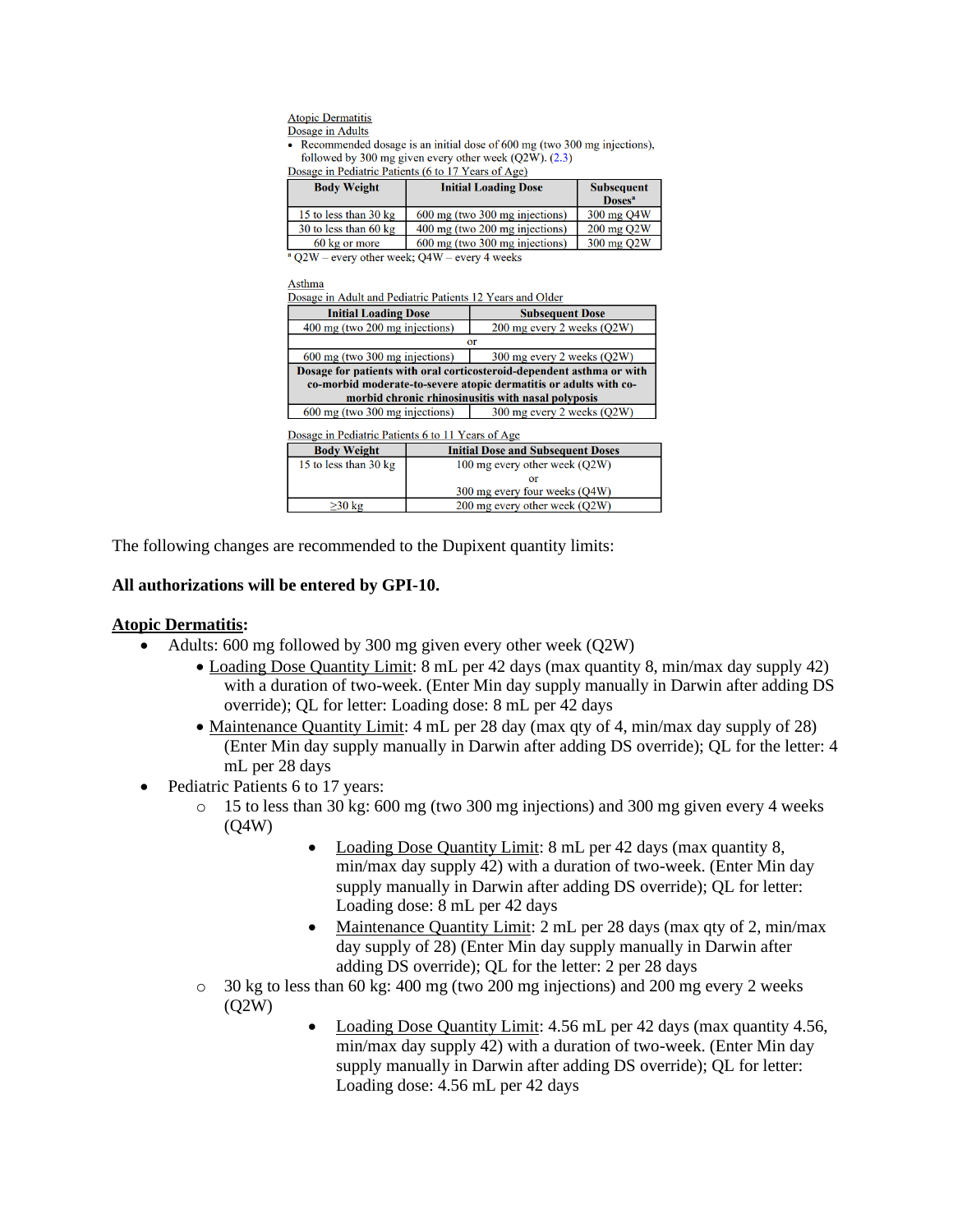Atopic Dermatitis

Dosage in Adults

- Recommended dosage is an initial dose of 600 mg (two 300 mg injections), followed by 300 mg given every other week (Q2W). (2.3)

Dosage in Pediatric Patients (6 to 17 Years of Age)

| Body Weight | Initial Loading Dose | Subsequent Doses[a] |
|---|---|---|
| 15 to less than 30 kg | 600 mg (two 300 mg injections) | 300 mg Q4W |
| 30 to less than 60 kg | 400 mg (two 200 mg injections) | 200 mg Q2W |
| 60 kg or more | 600 mg (two 300 mg injections) | 300 mg Q2W |

[a] Q2W – every other week; Q4W – every 4 weeks

Asthma

Dosage in Adult and Pediatric Patients 12 Years and Older

| Initial Loading Dose | Subsequent Dose |
|---|---|
| 400 mg (two 200 mg injections) | 200 mg every 2 weeks (Q2W) |
| or | |
| 600 mg (two 300 mg injections) | 300 mg every 2 weeks (Q2W) |
| **Dosage for patients with oral corticosteroid-dependent asthma or with co-morbid moderate-to-severe atopic dermatitis or adults with co-morbid chronic rhinosinusitis with nasal polyposis** | |
| 600 mg (two 300 mg injections) | 300 mg every 2 weeks (Q2W) |

Dosage in Pediatric Patients 6 to 11 Years of Age

| Body Weight | Initial Dose and Subsequent Doses |
|---|---|
| 15 to less than 30 kg | 100 mg every other week (Q2W)<br>or<br>300 mg every four weeks (Q4W) |
| ≥30 kg | 200 mg every other week (Q2W) |

The following changes are recommended to the Dupixent quantity limits:

**All authorizations will be entered by GPI-10.**

**Atopic Dermatitis:**

- Adults: 600 mg followed by 300 mg given every other week (Q2W)
  - Loading Dose Quantity Limit: 8 mL per 42 days (max quantity 8, min/max day supply 42) with a duration of two-week. (Enter Min day supply manually in Darwin after adding DS override); QL for letter: Loading dose: 8 mL per 42 days
  - Maintenance Quantity Limit: 4 mL per 28 day (max qty of 4, min/max day supply of 28) (Enter Min day supply manually in Darwin after adding DS override); QL for the letter: 4 mL per 28 days
- Pediatric Patients 6 to 17 years:
  - 15 to less than 30 kg: 600 mg (two 300 mg injections) and 300 mg given every 4 weeks (Q4W)
    - Loading Dose Quantity Limit: 8 mL per 42 days (max quantity 8, min/max day supply 42) with a duration of two-week. (Enter Min day supply manually in Darwin after adding DS override); QL for letter: Loading dose: 8 mL per 42 days
    - Maintenance Quantity Limit: 2 mL per 28 days (max qty of 2, min/max day supply of 28) (Enter Min day supply manually in Darwin after adding DS override); QL for the letter: 2 per 28 days
  - 30 kg to less than 60 kg: 400 mg (two 200 mg injections) and 200 mg every 2 weeks (Q2W)
    - Loading Dose Quantity Limit: 4.56 mL per 42 days (max quantity 4.56, min/max day supply 42) with a duration of two-week. (Enter Min day supply manually in Darwin after adding DS override); QL for letter: Loading dose: 4.56 mL per 42 days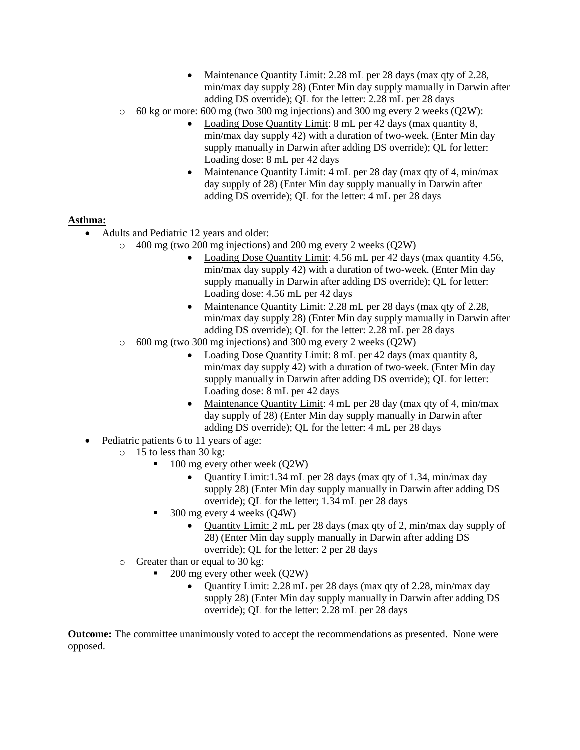- Maintenance Quantity Limit: 2.28 mL per 28 days (max qty of 2.28, min/max day supply 28) (Enter Min day supply manually in Darwin after adding DS override); QL for the letter: 2.28 mL per 28 days
    - 60 kg or more: 600 mg (two 300 mg injections) and 300 mg every 2 weeks (Q2W):
        - Loading Dose Quantity Limit: 8 mL per 42 days (max quantity 8, min/max day supply 42) with a duration of two-week. (Enter Min day supply manually in Darwin after adding DS override); QL for letter: Loading dose: 8 mL per 42 days
        - Maintenance Quantity Limit: 4 mL per 28 day (max qty of 4, min/max day supply of 28) (Enter Min day supply manually in Darwin after adding DS override); QL for the letter: 4 mL per 28 days

**Asthma:**

- Adults and Pediatric 12 years and older:
    - 400 mg (two 200 mg injections) and 200 mg every 2 weeks (Q2W)
        - Loading Dose Quantity Limit: 4.56 mL per 42 days (max quantity 4.56, min/max day supply 42) with a duration of two-week. (Enter Min day supply manually in Darwin after adding DS override); QL for letter: Loading dose: 4.56 mL per 42 days
        - Maintenance Quantity Limit: 2.28 mL per 28 days (max qty of 2.28, min/max day supply 28) (Enter Min day supply manually in Darwin after adding DS override); QL for the letter: 2.28 mL per 28 days
    - 600 mg (two 300 mg injections) and 300 mg every 2 weeks (Q2W)
        - Loading Dose Quantity Limit: 8 mL per 42 days (max quantity 8, min/max day supply 42) with a duration of two-week. (Enter Min day supply manually in Darwin after adding DS override); QL for letter: Loading dose: 8 mL per 42 days
        - Maintenance Quantity Limit: 4 mL per 28 day (max qty of 4, min/max day supply of 28) (Enter Min day supply manually in Darwin after adding DS override); QL for the letter: 4 mL per 28 days
- Pediatric patients 6 to 11 years of age:
    - 15 to less than 30 kg:
        - 100 mg every other week (Q2W)
            - Quantity Limit:1.34 mL per 28 days (max qty of 1.34, min/max day supply 28) (Enter Min day supply manually in Darwin after adding DS override); QL for the letter; 1.34 mL per 28 days
        - 300 mg every 4 weeks (Q4W)
            - Quantity Limit: 2 mL per 28 days (max qty of 2, min/max day supply of 28) (Enter Min day supply manually in Darwin after adding DS override); QL for the letter: 2 per 28 days
    - Greater than or equal to 30 kg:
        - 200 mg every other week (Q2W)
            - Quantity Limit: 2.28 mL per 28 days (max qty of 2.28, min/max day supply 28) (Enter Min day supply manually in Darwin after adding DS override); QL for the letter: 2.28 mL per 28 days

**Outcome:** The committee unanimously voted to accept the recommendations as presented. None were opposed.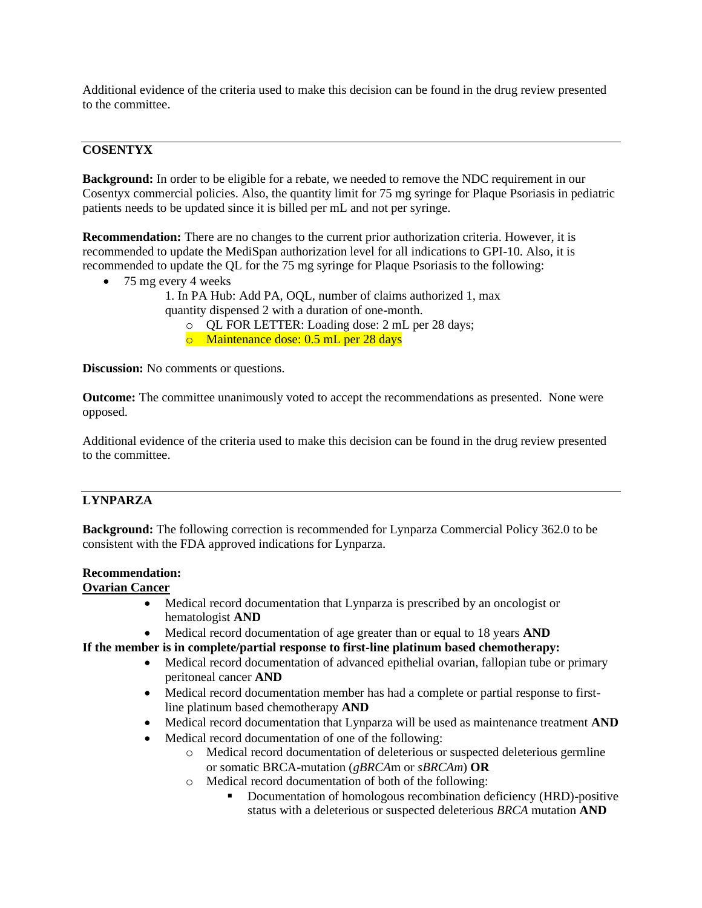Additional evidence of the criteria used to make this decision can be found in the drug review presented to the committee.

---

## COSENTYX

**Background:** In order to be eligible for a rebate, we needed to remove the NDC requirement in our Cosentyx commercial policies. Also, the quantity limit for 75 mg syringe for Plaque Psoriasis in pediatric patients needs to be updated since it is billed per mL and not per syringe.

**Recommendation:** There are no changes to the current prior authorization criteria. However, it is recommended to update the MediSpan authorization level for all indications to GPI-10. Also, it is recommended to update the QL for the 75 mg syringe for Plaque Psoriasis to the following:

- 75 mg every 4 weeks
  1. In PA Hub: Add PA, OQL, number of claims authorized 1, max quantity dispensed 2 with a duration of one-month.
     - QL FOR LETTER: Loading dose: 2 mL per 28 days;
     - Maintenance dose: 0.5 mL per 28 days

**Discussion:** No comments or questions.

**Outcome:** The committee unanimously voted to accept the recommendations as presented. None were opposed.

Additional evidence of the criteria used to make this decision can be found in the drug review presented to the committee.

---

## LYNPARZA

**Background:** The following correction is recommended for Lynparza Commercial Policy 362.0 to be consistent with the FDA approved indications for Lynparza.

**Recommendation:**

**Ovarian Cancer**

- Medical record documentation that Lynparza is prescribed by an oncologist or hematologist **AND**
- Medical record documentation of age greater than or equal to 18 years **AND**

**If the member is in complete/partial response to first-line platinum based chemotherapy:**

- Medical record documentation of advanced epithelial ovarian, fallopian tube or primary peritoneal cancer **AND**
- Medical record documentation member has had a complete or partial response to first-line platinum based chemotherapy **AND**
- Medical record documentation that Lynparza will be used as maintenance treatment **AND**
- Medical record documentation of one of the following:
  - Medical record documentation of deleterious or suspected deleterious germline or somatic BRCA-mutation (*gBRCA*m or *sBRCAm*) **OR**
  - Medical record documentation of both of the following:
    - Documentation of homologous recombination deficiency (HRD)-positive status with a deleterious or suspected deleterious *BRCA* mutation **AND**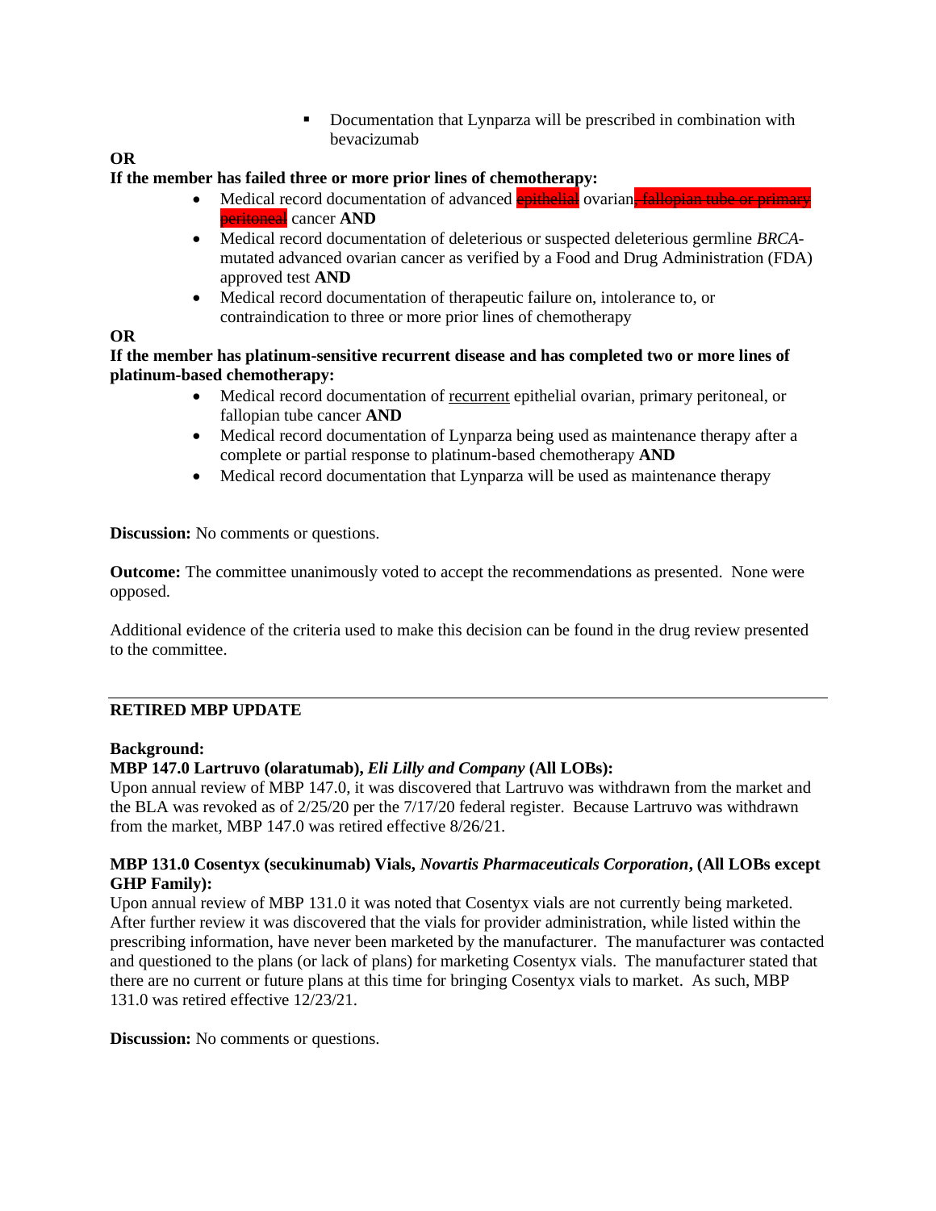- Documentation that Lynparza will be prescribed in combination with bevacizumab

**OR**

**If the member has failed three or more prior lines of chemotherapy:**

- Medical record documentation of advanced ~~epithelial~~ ovarian~~, fallopian tube or primary peritoneal~~ cancer **AND**
- Medical record documentation of deleterious or suspected deleterious germline *BRCA*-mutated advanced ovarian cancer as verified by a Food and Drug Administration (FDA) approved test **AND**
- Medical record documentation of therapeutic failure on, intolerance to, or contraindication to three or more prior lines of chemotherapy

**OR**

**If the member has platinum-sensitive recurrent disease and has completed two or more lines of platinum-based chemotherapy:**

- Medical record documentation of <u>recurrent</u> epithelial ovarian, primary peritoneal, or fallopian tube cancer **AND**
- Medical record documentation of Lynparza being used as maintenance therapy after a complete or partial response to platinum-based chemotherapy **AND**
- Medical record documentation that Lynparza will be used as maintenance therapy

**Discussion:** No comments or questions.

**Outcome:** The committee unanimously voted to accept the recommendations as presented. None were opposed.

Additional evidence of the criteria used to make this decision can be found in the drug review presented to the committee.

---

**RETIRED MBP UPDATE**

**Background:**

**MBP 147.0 Lartruvo (olaratumab),** ***Eli Lilly and Company*** **(All LOBs):**

Upon annual review of MBP 147.0, it was discovered that Lartruvo was withdrawn from the market and the BLA was revoked as of 2/25/20 per the 7/17/20 federal register. Because Lartruvo was withdrawn from the market, MBP 147.0 was retired effective 8/26/21.

**MBP 131.0 Cosentyx (secukinumab) Vials,** ***Novartis Pharmaceuticals Corporation*****, (All LOBs except GHP Family):**

Upon annual review of MBP 131.0 it was noted that Cosentyx vials are not currently being marketed. After further review it was discovered that the vials for provider administration, while listed within the prescribing information, have never been marketed by the manufacturer. The manufacturer was contacted and questioned to the plans (or lack of plans) for marketing Cosentyx vials. The manufacturer stated that there are no current or future plans at this time for bringing Cosentyx vials to market. As such, MBP 131.0 was retired effective 12/23/21.

**Discussion:** No comments or questions.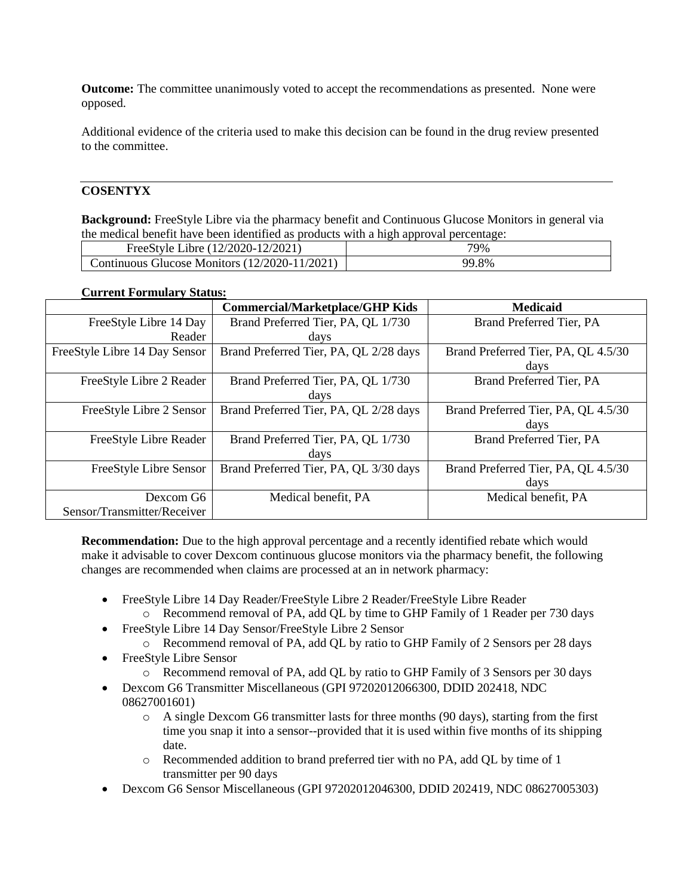**Outcome:** The committee unanimously voted to accept the recommendations as presented. None were opposed.

Additional evidence of the criteria used to make this decision can be found in the drug review presented to the committee.

---

## COSENTYX

**Background:** FreeStyle Libre via the pharmacy benefit and Continuous Glucose Monitors in general via the medical benefit have been identified as products with a high approval percentage:

| | |
|---|---|
| FreeStyle Libre (12/2020-12/2021) | 79% |
| Continuous Glucose Monitors (12/2020-11/2021) | 99.8% |

**Current Formulary Status:**

| | Commercial/Marketplace/GHP Kids | Medicaid |
|---|---|---|
| FreeStyle Libre 14 Day Reader | Brand Preferred Tier, PA, QL 1/730 days | Brand Preferred Tier, PA |
| FreeStyle Libre 14 Day Sensor | Brand Preferred Tier, PA, QL 2/28 days | Brand Preferred Tier, PA, QL 4.5/30 days |
| FreeStyle Libre 2 Reader | Brand Preferred Tier, PA, QL 1/730 days | Brand Preferred Tier, PA |
| FreeStyle Libre 2 Sensor | Brand Preferred Tier, PA, QL 2/28 days | Brand Preferred Tier, PA, QL 4.5/30 days |
| FreeStyle Libre Reader | Brand Preferred Tier, PA, QL 1/730 days | Brand Preferred Tier, PA |
| FreeStyle Libre Sensor | Brand Preferred Tier, PA, QL 3/30 days | Brand Preferred Tier, PA, QL 4.5/30 days |
| Dexcom G6 Sensor/Transmitter/Receiver | Medical benefit, PA | Medical benefit, PA |

**Recommendation:** Due to the high approval percentage and a recently identified rebate which would make it advisable to cover Dexcom continuous glucose monitors via the pharmacy benefit, the following changes are recommended when claims are processed at an in network pharmacy:

- FreeStyle Libre 14 Day Reader/FreeStyle Libre 2 Reader/FreeStyle Libre Reader
  - Recommend removal of PA, add QL by time to GHP Family of 1 Reader per 730 days
- FreeStyle Libre 14 Day Sensor/FreeStyle Libre 2 Sensor
  - Recommend removal of PA, add QL by ratio to GHP Family of 2 Sensors per 28 days
- FreeStyle Libre Sensor
  - Recommend removal of PA, add QL by ratio to GHP Family of 3 Sensors per 30 days
- Dexcom G6 Transmitter Miscellaneous (GPI 97202012066300, DDID 202418, NDC 08627001601)
  - A single Dexcom G6 transmitter lasts for three months (90 days), starting from the first time you snap it into a sensor--provided that it is used within five months of its shipping date.
  - Recommended addition to brand preferred tier with no PA, add QL by time of 1 transmitter per 90 days
- Dexcom G6 Sensor Miscellaneous (GPI 97202012046300, DDID 202419, NDC 08627005303)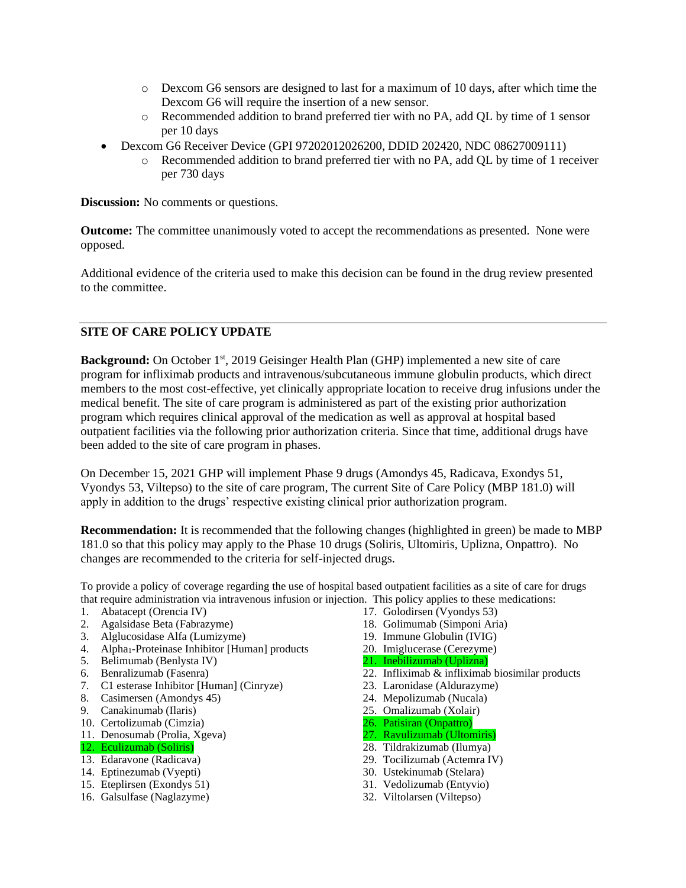- Dexcom G6 sensors are designed to last for a maximum of 10 days, after which time the Dexcom G6 will require the insertion of a new sensor.
  - Recommended addition to brand preferred tier with no PA, add QL by time of 1 sensor per 10 days
- Dexcom G6 Receiver Device (GPI 97202012026200, DDID 202420, NDC 08627009111)
  - Recommended addition to brand preferred tier with no PA, add QL by time of 1 receiver per 730 days

**Discussion:** No comments or questions.

**Outcome:** The committee unanimously voted to accept the recommendations as presented. None were opposed.

Additional evidence of the criteria used to make this decision can be found in the drug review presented to the committee.

---

## SITE OF CARE POLICY UPDATE

**Background:** On October 1st, 2019 Geisinger Health Plan (GHP) implemented a new site of care program for infliximab products and intravenous/subcutaneous immune globulin products, which direct members to the most cost-effective, yet clinically appropriate location to receive drug infusions under the medical benefit. The site of care program is administered as part of the existing prior authorization program which requires clinical approval of the medication as well as approval at hospital based outpatient facilities via the following prior authorization criteria. Since that time, additional drugs have been added to the site of care program in phases.

On December 15, 2021 GHP will implement Phase 9 drugs (Amondys 45, Radicava, Exondys 51, Vyondys 53, Viltepso) to the site of care program, The current Site of Care Policy (MBP 181.0) will apply in addition to the drugs' respective existing clinical prior authorization program.

**Recommendation:** It is recommended that the following changes (highlighted in green) be made to MBP 181.0 so that this policy may apply to the Phase 10 drugs (Soliris, Ultomiris, Uplizna, Onpattro). No changes are recommended to the criteria for self-injected drugs.

To provide a policy of coverage regarding the use of hospital based outpatient facilities as a site of care for drugs that require administration via intravenous infusion or injection. This policy applies to these medications:

1. Abatacept (Orencia IV)
2. Agalsidase Beta (Fabrazyme)
3. Alglucosidase Alfa (Lumizyme)
4. $Alpha_1$-Proteinase Inhibitor [Human] products
5. Belimumab (Benlysta IV)
6. Benralizumab (Fasenra)
7. C1 esterase Inhibitor [Human] (Cinryze)
8. Casimersen (Amondys 45)
9. Canakinumab (Ilaris)
10. Certolizumab (Cimzia)
11. Denosumab (Prolia, Xgeva)
12. Eculizumab (Soliris)
13. Edaravone (Radicava)
14. Eptinezumab (Vyepti)
15. Eteplirsen (Exondys 51)
16. Galsulfase (Naglazyme)
17. Golodirsen (Vyondys 53)
18. Golimumab (Simponi Aria)
19. Immune Globulin (IVIG)
20. Imiglucerase (Cerezyme)
21. Inebilizumab (Uplizna)
22. Infliximab & infliximab biosimilar products
23. Laronidase (Aldurazyme)
24. Mepolizumab (Nucala)
25. Omalizumab (Xolair)
26. Patisiran (Onpattro)
27. Ravulizumab (Ultomiris)
28. Tildrakizumab (Ilumya)
29. Tocilizumab (Actemra IV)
30. Ustekinumab (Stelara)
31. Vedolizumab (Entyvio)
32. Viltolarsen (Viltepso)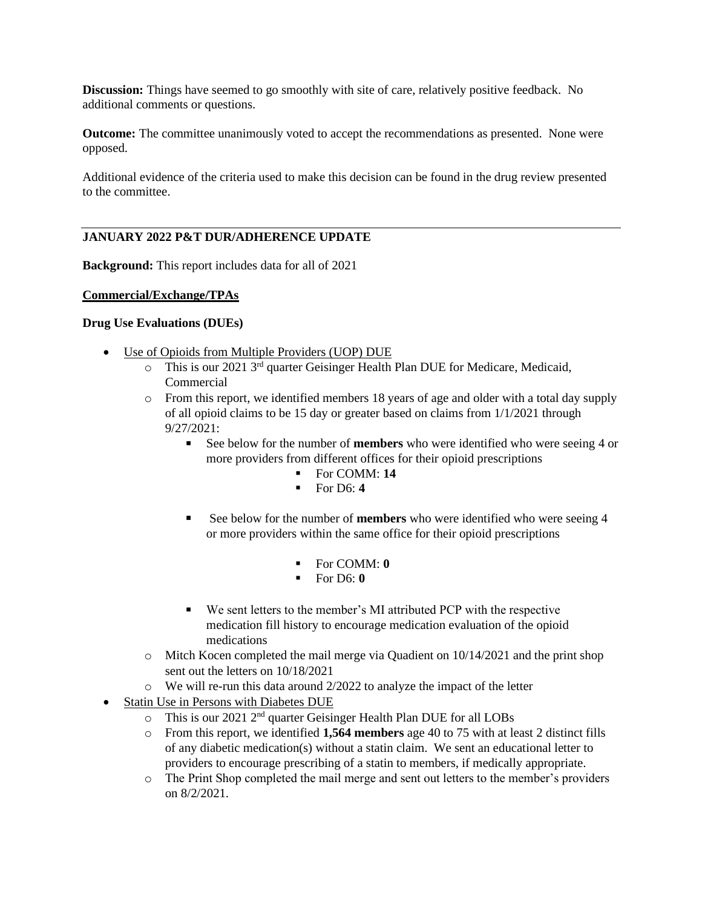**Discussion:** Things have seemed to go smoothly with site of care, relatively positive feedback. No additional comments or questions.

**Outcome:** The committee unanimously voted to accept the recommendations as presented. None were opposed.

Additional evidence of the criteria used to make this decision can be found in the drug review presented to the committee.

---

**JANUARY 2022 P&T DUR/ADHERENCE UPDATE**

**Background:** This report includes data for all of 2021

**Commercial/Exchange/TPAs**

**Drug Use Evaluations (DUEs)**

- Use of Opioids from Multiple Providers (UOP) DUE
  - This is our 2021 3rd quarter Geisinger Health Plan DUE for Medicare, Medicaid, Commercial
  - From this report, we identified members 18 years of age and older with a total day supply of all opioid claims to be 15 day or greater based on claims from 1/1/2021 through 9/27/2021:
    - See below for the number of **members** who were identified who were seeing 4 or more providers from different offices for their opioid prescriptions
      - For COMM: **14**
      - For D6: **4**
    - See below for the number of **members** who were identified who were seeing 4 or more providers within the same office for their opioid prescriptions
      - For COMM: **0**
      - For D6: **0**
    - We sent letters to the member's MI attributed PCP with the respective medication fill history to encourage medication evaluation of the opioid medications
  - Mitch Kocen completed the mail merge via Quadient on 10/14/2021 and the print shop sent out the letters on 10/18/2021
  - We will re-run this data around 2/2022 to analyze the impact of the letter
- Statin Use in Persons with Diabetes DUE
  - This is our 2021 2nd quarter Geisinger Health Plan DUE for all LOBs
  - From this report, we identified **1,564 members** age 40 to 75 with at least 2 distinct fills of any diabetic medication(s) without a statin claim. We sent an educational letter to providers to encourage prescribing of a statin to members, if medically appropriate.
  - The Print Shop completed the mail merge and sent out letters to the member's providers on 8/2/2021.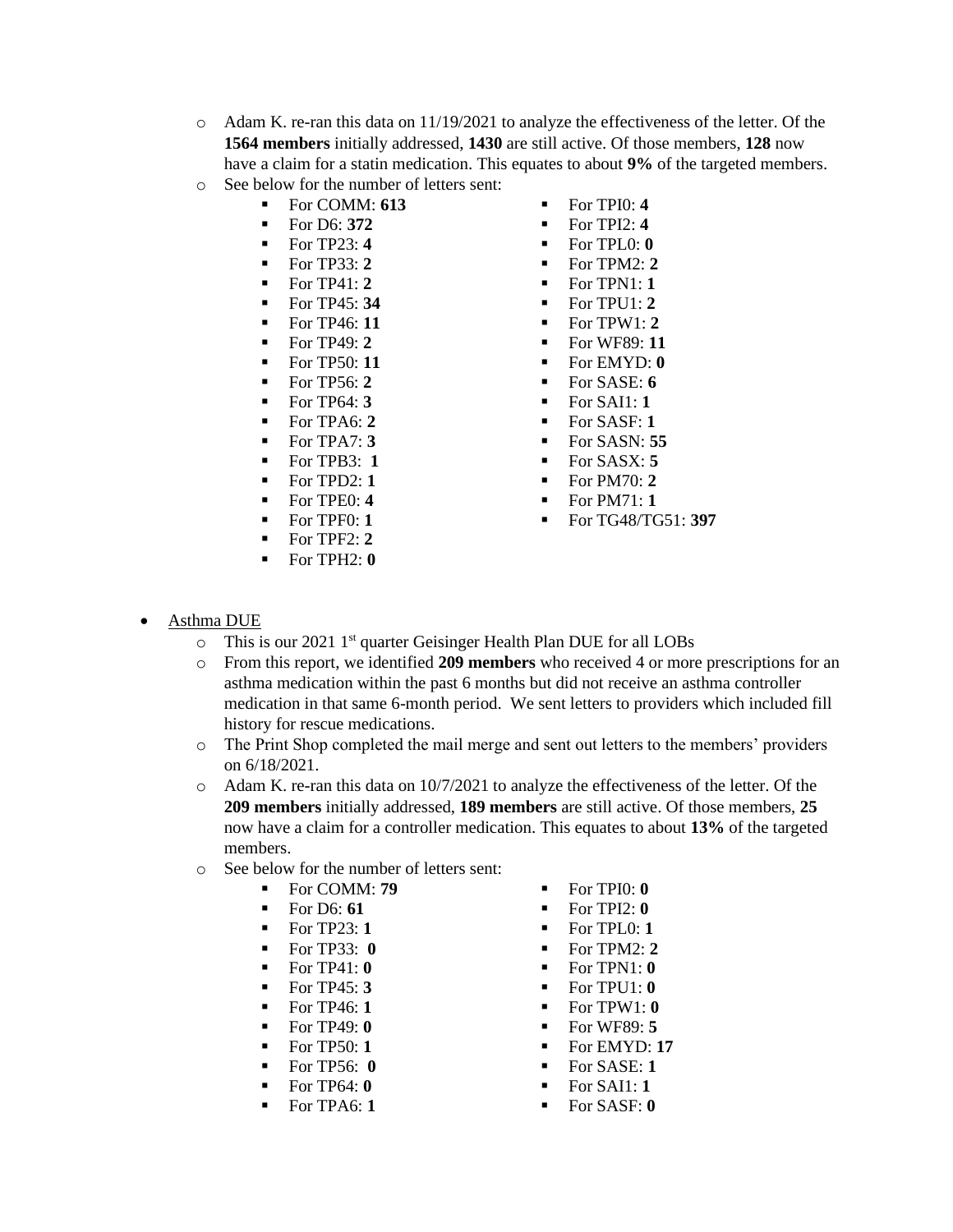- Adam K. re-ran this data on 11/19/2021 to analyze the effectiveness of the letter. Of the **1564 members** initially addressed, **1430** are still active. Of those members, **128** now have a claim for a statin medication. This equates to about **9%** of the targeted members.
- See below for the number of letters sent:
  - For COMM: **613**
  - For D6: **372**
  - For TP23: **4**
  - For TP33: **2**
  - For TP41: **2**
  - For TP45: **34**
  - For TP46: **11**
  - For TP49: **2**
  - For TP50: **11**
  - For TP56: **2**
  - For TP64: **3**
  - For TPA6: **2**
  - For TPA7: **3**
  - For TPB3: **1**
  - For TPD2: **1**
  - For TPE0: **4**
  - For TPF0: **1**
  - For TPF2: **2**
  - For TPH2: **0**
  - For TPI0: **4**
  - For TPI2: **4**
  - For TPL0: **0**
  - For TPM2: **2**
  - For TPN1: **1**
  - For TPU1: **2**
  - For TPW1: **2**
  - For WF89: **11**
  - For EMYD: **0**
  - For SASE: **6**
  - For SAI1: **1**
  - For SASF: **1**
  - For SASN: **55**
  - For SASX: **5**
  - For PM70: **2**
  - For PM71: **1**
  - For TG48/TG51: **397**

- Asthma DUE
  - This is our 2021 1st quarter Geisinger Health Plan DUE for all LOBs
  - From this report, we identified **209 members** who received 4 or more prescriptions for an asthma medication within the past 6 months but did not receive an asthma controller medication in that same 6-month period. We sent letters to providers which included fill history for rescue medications.
  - The Print Shop completed the mail merge and sent out letters to the members' providers on 6/18/2021.
  - Adam K. re-ran this data on 10/7/2021 to analyze the effectiveness of the letter. Of the **209 members** initially addressed, **189 members** are still active. Of those members, **25** now have a claim for a controller medication. This equates to about **13%** of the targeted members.
  - See below for the number of letters sent:
    - For COMM: **79**
    - For D6: **61**
    - For TP23: **1**
    - For TP33: **0**
    - For TP41: **0**
    - For TP45: **3**
    - For TP46: **1**
    - For TP49: **0**
    - For TP50: **1**
    - For TP56: **0**
    - For TP64: **0**
    - For TPA6: **1**
    - For TPI0: **0**
    - For TPI2: **0**
    - For TPL0: **1**
    - For TPM2: **2**
    - For TPN1: **0**
    - For TPU1: **0**
    - For TPW1: **0**
    - For WF89: **5**
    - For EMYD: **17**
    - For SASE: **1**
    - For SAI1: **1**
    - For SASF: **0**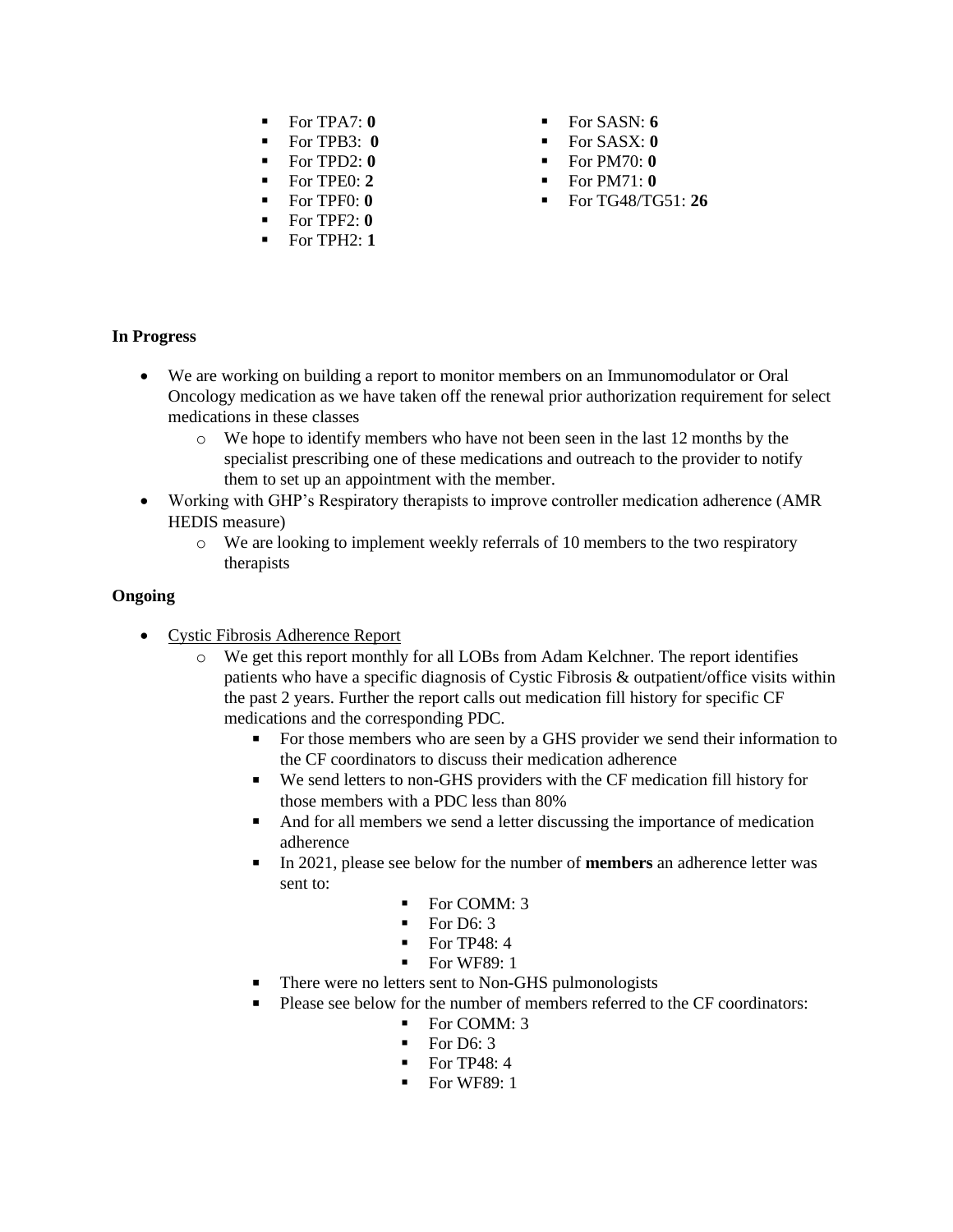- For TPA7: **0**
- For TPB3: **0**
- For TPD2: **0**
- For TPE0: **2**
- For TPF0: **0**
- For TPF2: **0**
- For TPH2: **1**
- For SASN: **6**
- For SASX: **0**
- For PM70: **0**
- For PM71: **0**
- For TG48/TG51: **26**

**In Progress**

- We are working on building a report to monitor members on an Immunomodulator or Oral Oncology medication as we have taken off the renewal prior authorization requirement for select medications in these classes
  - We hope to identify members who have not been seen in the last 12 months by the specialist prescribing one of these medications and outreach to the provider to notify them to set up an appointment with the member.
- Working with GHP's Respiratory therapists to improve controller medication adherence (AMR HEDIS measure)
  - We are looking to implement weekly referrals of 10 members to the two respiratory therapists

**Ongoing**

- Cystic Fibrosis Adherence Report
  - We get this report monthly for all LOBs from Adam Kelchner. The report identifies patients who have a specific diagnosis of Cystic Fibrosis & outpatient/office visits within the past 2 years. Further the report calls out medication fill history for specific CF medications and the corresponding PDC.
    - For those members who are seen by a GHS provider we send their information to the CF coordinators to discuss their medication adherence
    - We send letters to non-GHS providers with the CF medication fill history for those members with a PDC less than 80%
    - And for all members we send a letter discussing the importance of medication adherence
    - In 2021, please see below for the number of **members** an adherence letter was sent to:
      - For COMM: 3
      - For D6: 3
      - For TP48: 4
      - For WF89: 1
    - There were no letters sent to Non-GHS pulmonologists
    - Please see below for the number of members referred to the CF coordinators:
      - For COMM: 3
      - For D6: 3
      - For TP48: 4
      - For WF89: 1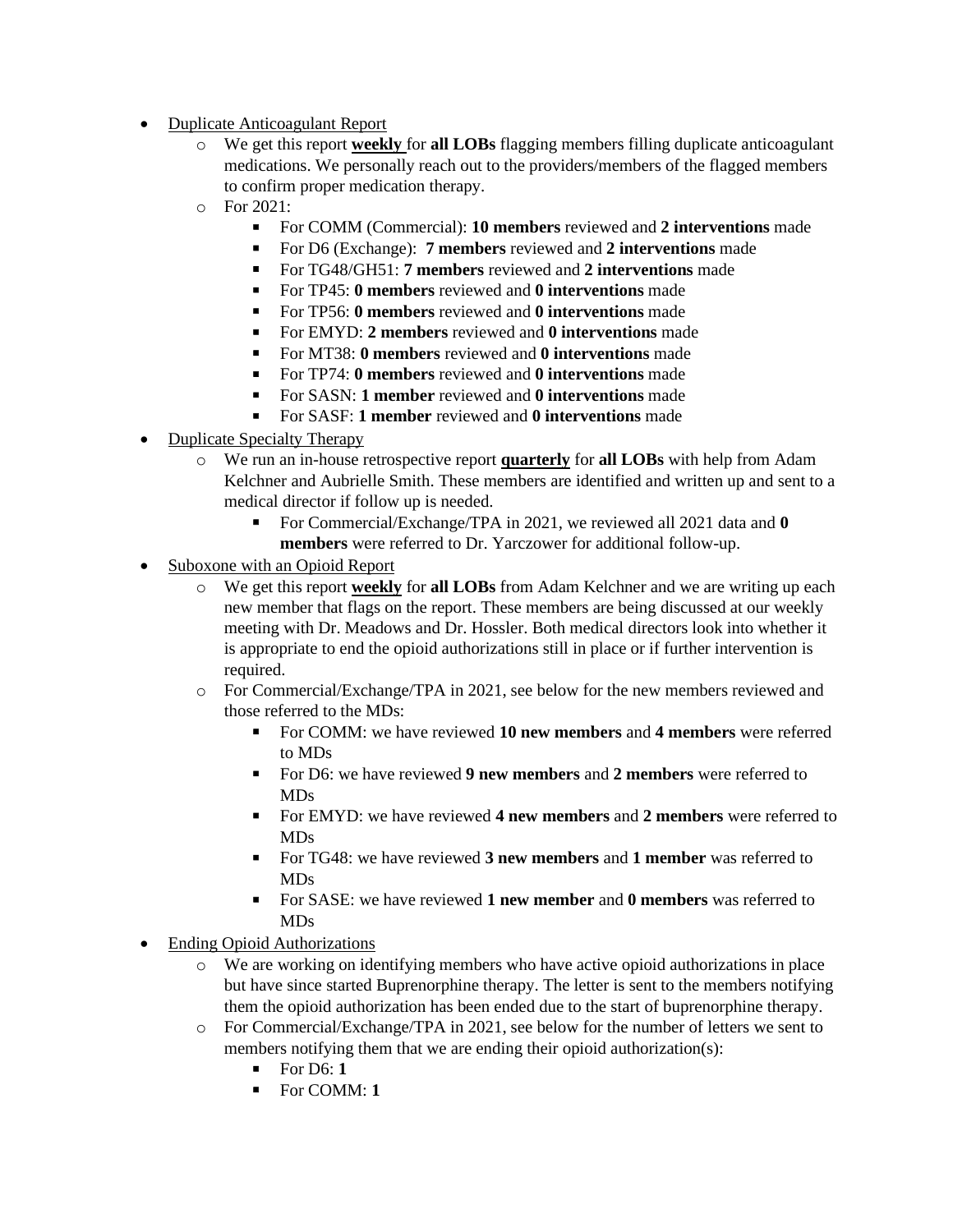- Duplicate Anticoagulant Report
    - We get this report **weekly** for **all LOBs** flagging members filling duplicate anticoagulant medications. We personally reach out to the providers/members of the flagged members to confirm proper medication therapy.
    - For 2021:
        - For COMM (Commercial): **10 members** reviewed and **2 interventions** made
        - For D6 (Exchange): **7 members** reviewed and **2 interventions** made
        - For TG48/GH51: **7 members** reviewed and **2 interventions** made
        - For TP45: **0 members** reviewed and **0 interventions** made
        - For TP56: **0 members** reviewed and **0 interventions** made
        - For EMYD: **2 members** reviewed and **0 interventions** made
        - For MT38: **0 members** reviewed and **0 interventions** made
        - For TP74: **0 members** reviewed and **0 interventions** made
        - For SASN: **1 member** reviewed and **0 interventions** made
        - For SASF: **1 member** reviewed and **0 interventions** made
- Duplicate Specialty Therapy
    - We run an in-house retrospective report **quarterly** for **all LOBs** with help from Adam Kelchner and Aubrielle Smith. These members are identified and written up and sent to a medical director if follow up is needed.
        - For Commercial/Exchange/TPA in 2021, we reviewed all 2021 data and **0 members** were referred to Dr. Yarczower for additional follow-up.
- Suboxone with an Opioid Report
    - We get this report **weekly** for **all LOBs** from Adam Kelchner and we are writing up each new member that flags on the report. These members are being discussed at our weekly meeting with Dr. Meadows and Dr. Hossler. Both medical directors look into whether it is appropriate to end the opioid authorizations still in place or if further intervention is required.
    - For Commercial/Exchange/TPA in 2021, see below for the new members reviewed and those referred to the MDs:
        - For COMM: we have reviewed **10 new members** and **4 members** were referred to MDs
        - For D6: we have reviewed **9 new members** and **2 members** were referred to MDs
        - For EMYD: we have reviewed **4 new members** and **2 members** were referred to MDs
        - For TG48: we have reviewed **3 new members** and **1 member** was referred to MDs
        - For SASE: we have reviewed **1 new member** and **0 members** was referred to MDs
- Ending Opioid Authorizations
    - We are working on identifying members who have active opioid authorizations in place but have since started Buprenorphine therapy. The letter is sent to the members notifying them the opioid authorization has been ended due to the start of buprenorphine therapy.
    - For Commercial/Exchange/TPA in 2021, see below for the number of letters we sent to members notifying them that we are ending their opioid authorization(s):
        - For D6: **1**
        - For COMM: **1**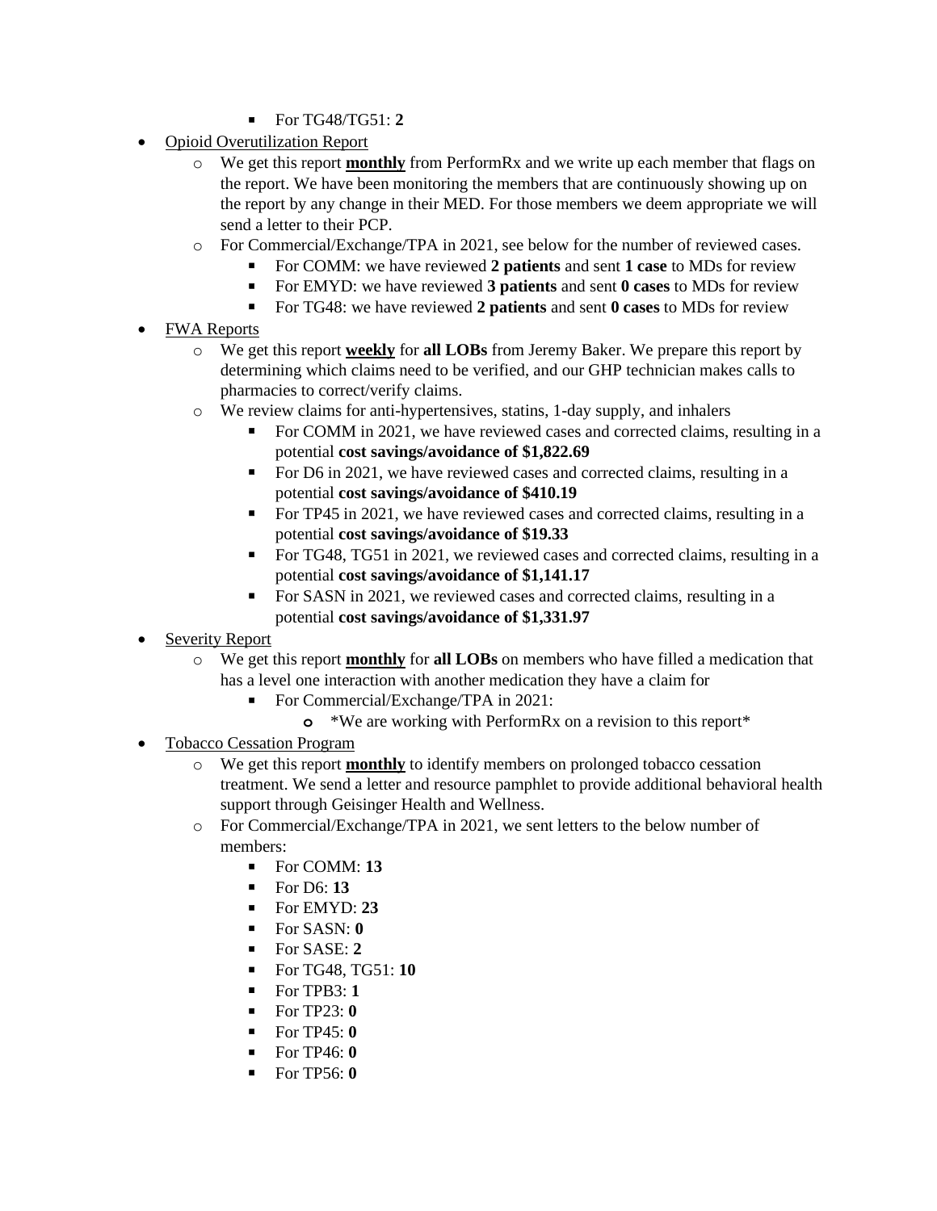- For TG48/TG51: **2**
- Opioid Overutilization Report
    - We get this report **monthly** from PerformRx and we write up each member that flags on the report. We have been monitoring the members that are continuously showing up on the report by any change in their MED. For those members we deem appropriate we will send a letter to their PCP.
    - For Commercial/Exchange/TPA in 2021, see below for the number of reviewed cases.
        - For COMM: we have reviewed **2 patients** and sent **1 case** to MDs for review
        - For EMYD: we have reviewed **3 patients** and sent **0 cases** to MDs for review
        - For TG48: we have reviewed **2 patients** and sent **0 cases** to MDs for review
- FWA Reports
    - We get this report **weekly** for **all LOBs** from Jeremy Baker. We prepare this report by determining which claims need to be verified, and our GHP technician makes calls to pharmacies to correct/verify claims.
    - We review claims for anti-hypertensives, statins, 1-day supply, and inhalers
        - For COMM in 2021, we have reviewed cases and corrected claims, resulting in a potential **cost savings/avoidance of $1,822.69**
        - For D6 in 2021, we have reviewed cases and corrected claims, resulting in a potential **cost savings/avoidance of $410.19**
        - For TP45 in 2021, we have reviewed cases and corrected claims, resulting in a potential **cost savings/avoidance of $19.33**
        - For TG48, TG51 in 2021, we reviewed cases and corrected claims, resulting in a potential **cost savings/avoidance of $1,141.17**
        - For SASN in 2021, we reviewed cases and corrected claims, resulting in a potential **cost savings/avoidance of $1,331.97**
- Severity Report
    - We get this report **monthly** for **all LOBs** on members who have filled a medication that has a level one interaction with another medication they have a claim for
        - For Commercial/Exchange/TPA in 2021:
            - *We are working with PerformRx on a revision to this report*
- Tobacco Cessation Program
    - We get this report **monthly** to identify members on prolonged tobacco cessation treatment. We send a letter and resource pamphlet to provide additional behavioral health support through Geisinger Health and Wellness.
    - For Commercial/Exchange/TPA in 2021, we sent letters to the below number of members:
        - For COMM: **13**
        - For D6: **13**
        - For EMYD: **23**
        - For SASN: **0**
        - For SASE: **2**
        - For TG48, TG51: **10**
        - For TPB3: **1**
        - For TP23: **0**
        - For TP45: **0**
        - For TP46: **0**
        - For TP56: **0**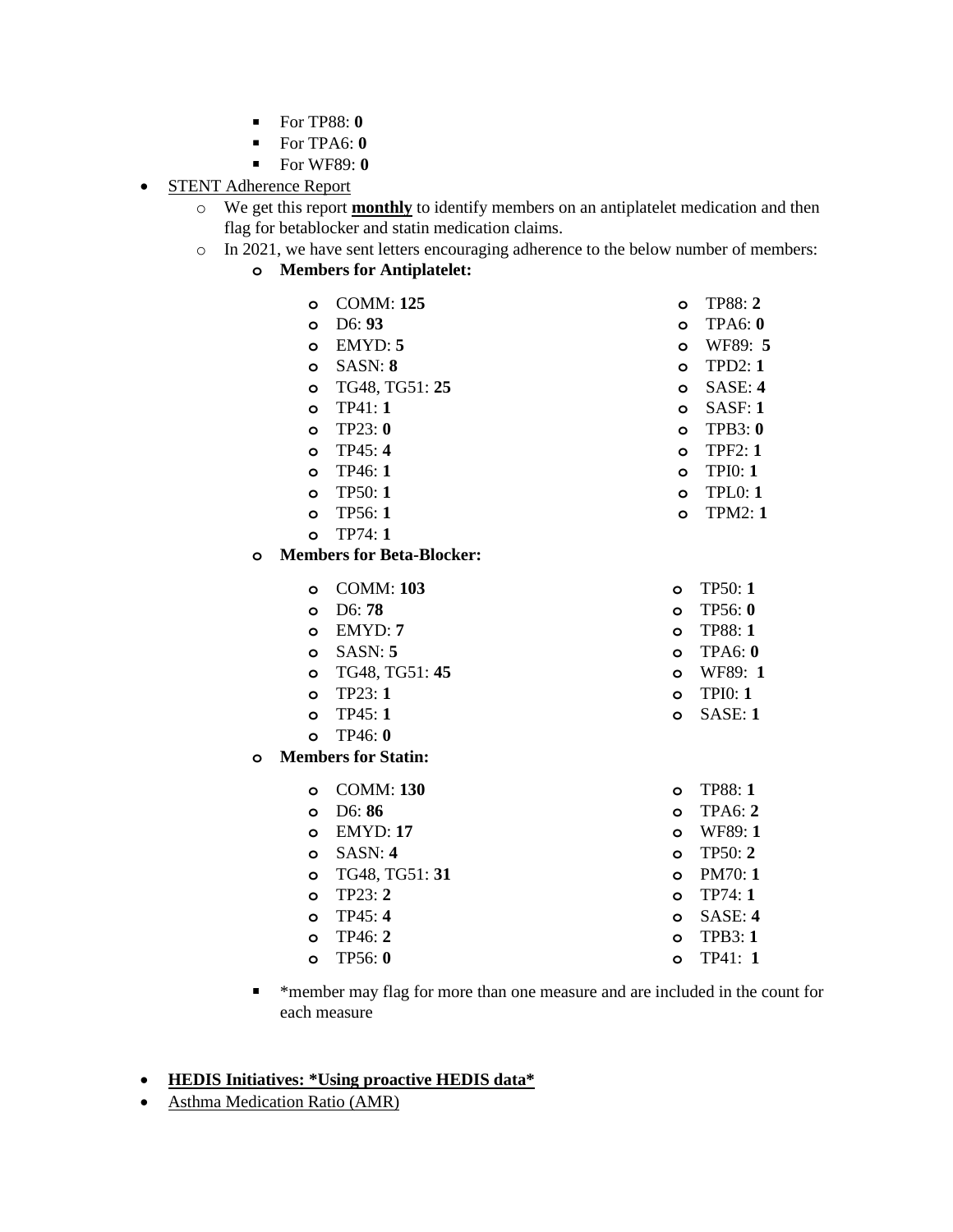- For TP88: **0**
        - For TPA6: **0**
        - For WF89: **0**

- <u>STENT Adherence Report</u>
    - We get this report **<u>monthly</u>** to identify members on an antiplatelet medication and then flag for betablocker and statin medication claims.
    - In 2021, we have sent letters encouraging adherence to the below number of members:
        - **Members for Antiplatelet:**
            - COMM: **125**
            - D6: **93**
            - EMYD: **5**
            - SASN: **8**
            - TG48, TG51: **25**
            - TP41: **1**
            - TP23: **0**
            - TP45: **4**
            - TP46: **1**
            - TP50: **1**
            - TP56: **1**
            - TP74: **1**
            - TP88: **2**
            - TPA6: **0**
            - WF89: **5**
            - TPD2: **1**
            - SASE: **4**
            - SASF: **1**
            - TPB3: **0**
            - TPF2: **1**
            - TPI0: **1**
            - TPL0: **1**
            - TPM2: **1**
        - **Members for Beta-Blocker:**
            - COMM: **103**
            - D6: **78**
            - EMYD: **7**
            - SASN: **5**
            - TG48, TG51: **45**
            - TP23: **1**
            - TP45: **1**
            - TP46: **0**
            - TP50: **1**
            - TP56: **0**
            - TP88: **1**
            - TPA6: **0**
            - WF89: **1**
            - TPI0: **1**
            - SASE: **1**
        - **Members for Statin:**
            - COMM: **130**
            - D6: **86**
            - EMYD: **17**
            - SASN: **4**
            - TG48, TG51: **31**
            - TP23: **2**
            - TP45: **4**
            - TP46: **2**
            - TP56: **0**
            - TP88: **1**
            - TPA6: **2**
            - WF89: **1**
            - TP50: **2**
            - PM70: **1**
            - TP74: **1**
            - SASE: **4**
            - TPB3: **1**
            - TP41: **1**
            - *member may flag for more than one measure and are included in the count for each measure

- **<u>HEDIS Initiatives: *Using proactive HEDIS data*</u>**
- <u>Asthma Medication Ratio (AMR)</u>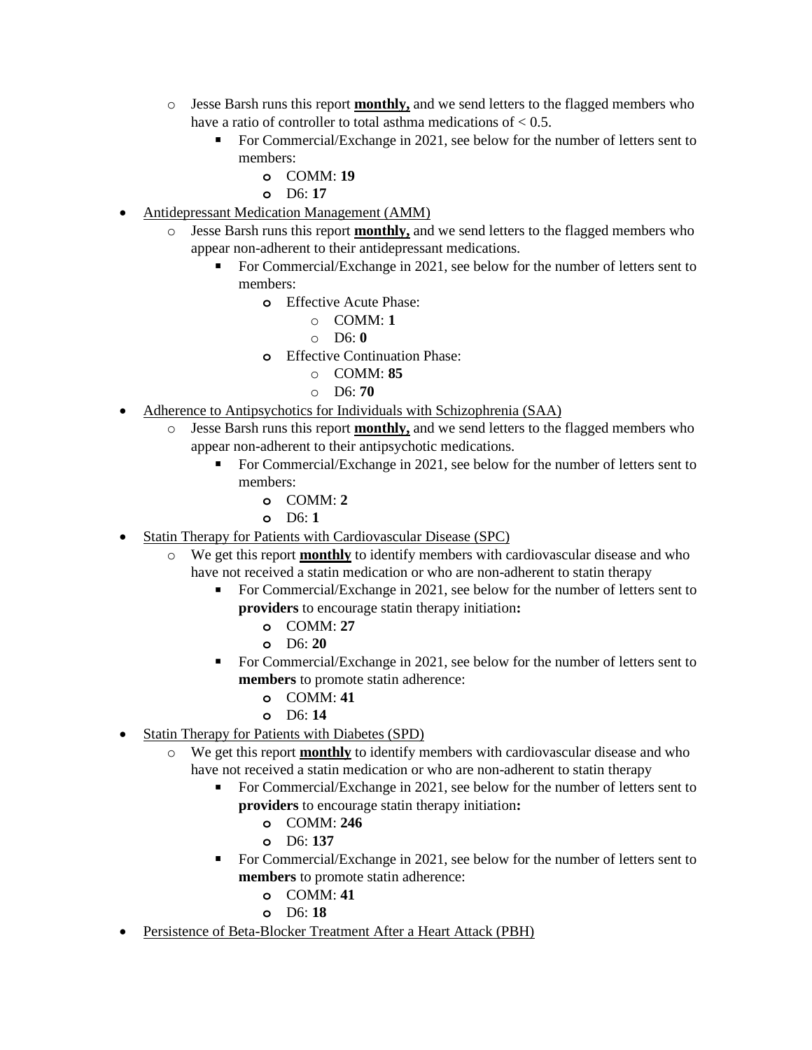- Jesse Barsh runs this report **monthly,** and we send letters to the flagged members who have a ratio of controller to total asthma medications of < 0.5.
        - For Commercial/Exchange in 2021, see below for the number of letters sent to members:
            - COMM: **19**
            - D6: **17**
- Antidepressant Medication Management (AMM)
    - Jesse Barsh runs this report **monthly,** and we send letters to the flagged members who appear non-adherent to their antidepressant medications.
        - For Commercial/Exchange in 2021, see below for the number of letters sent to members:
            - Effective Acute Phase:
                - COMM: **1**
                - D6: **0**
            - Effective Continuation Phase:
                - COMM: **85**
                - D6: **70**
- Adherence to Antipsychotics for Individuals with Schizophrenia (SAA)
    - Jesse Barsh runs this report **monthly,** and we send letters to the flagged members who appear non-adherent to their antipsychotic medications.
        - For Commercial/Exchange in 2021, see below for the number of letters sent to members:
            - COMM: **2**
            - D6: **1**
- Statin Therapy for Patients with Cardiovascular Disease (SPC)
    - We get this report **monthly** to identify members with cardiovascular disease and who have not received a statin medication or who are non-adherent to statin therapy
        - For Commercial/Exchange in 2021, see below for the number of letters sent to **providers** to encourage statin therapy initiation**:**
            - COMM: **27**
            - D6: **20**
        - For Commercial/Exchange in 2021, see below for the number of letters sent to **members** to promote statin adherence:
            - COMM: **41**
            - D6: **14**
- Statin Therapy for Patients with Diabetes (SPD)
    - We get this report **monthly** to identify members with cardiovascular disease and who have not received a statin medication or who are non-adherent to statin therapy
        - For Commercial/Exchange in 2021, see below for the number of letters sent to **providers** to encourage statin therapy initiation**:**
            - COMM: **246**
            - D6: **137**
        - For Commercial/Exchange in 2021, see below for the number of letters sent to **members** to promote statin adherence:
            - COMM: **41**
            - D6: **18**
- Persistence of Beta-Blocker Treatment After a Heart Attack (PBH)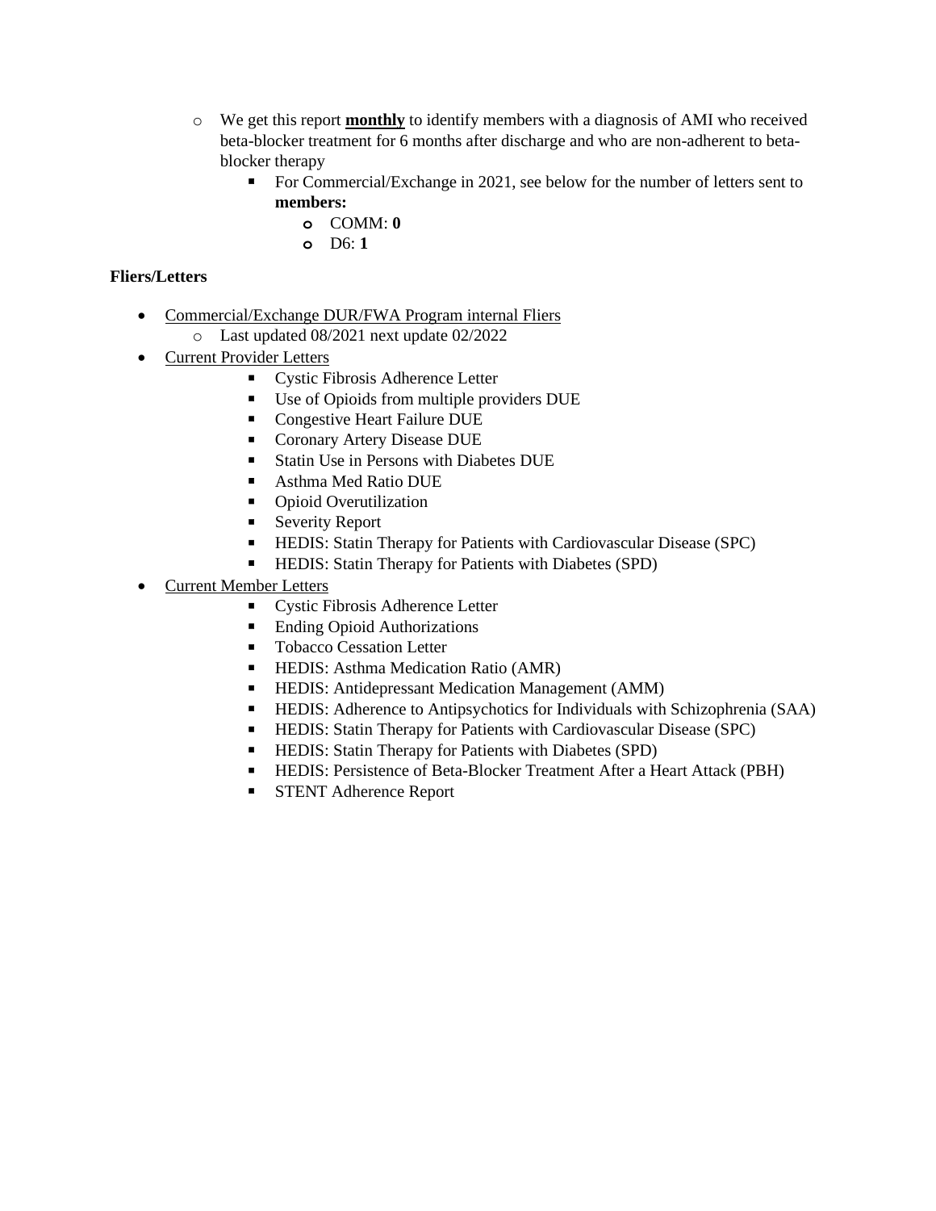- We get this report **monthly** to identify members with a diagnosis of AMI who received beta-blocker treatment for 6 months after discharge and who are non-adherent to beta-blocker therapy
  - For Commercial/Exchange in 2021, see below for the number of letters sent to **members:**
    - COMM: **0**
    - D6: **1**

**Fliers/Letters**

- Commercial/Exchange DUR/FWA Program internal Fliers
  - Last updated 08/2021 next update 02/2022
- Current Provider Letters
  - Cystic Fibrosis Adherence Letter
  - Use of Opioids from multiple providers DUE
  - Congestive Heart Failure DUE
  - Coronary Artery Disease DUE
  - Statin Use in Persons with Diabetes DUE
  - Asthma Med Ratio DUE
  - Opioid Overutilization
  - Severity Report
  - HEDIS: Statin Therapy for Patients with Cardiovascular Disease (SPC)
  - HEDIS: Statin Therapy for Patients with Diabetes (SPD)
- Current Member Letters
  - Cystic Fibrosis Adherence Letter
  - Ending Opioid Authorizations
  - Tobacco Cessation Letter
  - HEDIS: Asthma Medication Ratio (AMR)
  - HEDIS: Antidepressant Medication Management (AMM)
  - HEDIS: Adherence to Antipsychotics for Individuals with Schizophrenia (SAA)
  - HEDIS: Statin Therapy for Patients with Cardiovascular Disease (SPC)
  - HEDIS: Statin Therapy for Patients with Diabetes (SPD)
  - HEDIS: Persistence of Beta-Blocker Treatment After a Heart Attack (PBH)
  - STENT Adherence Report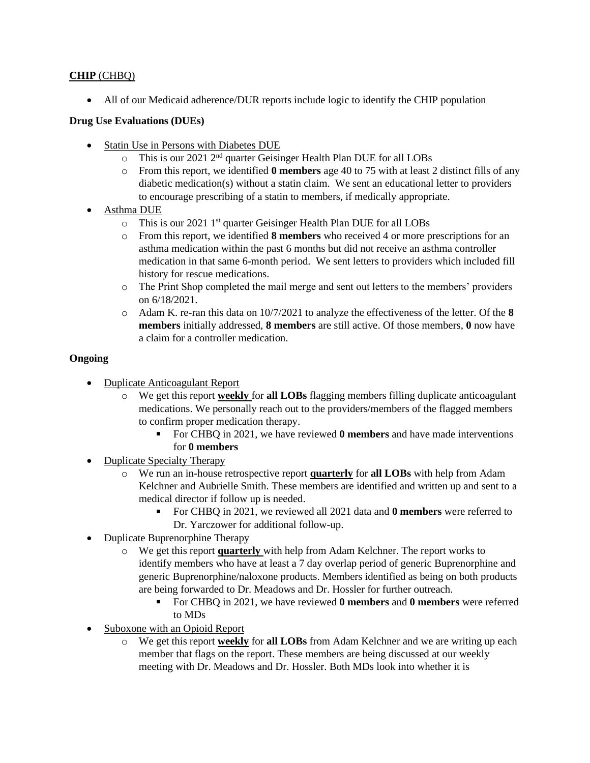**<u>CHIP</u>** <u>(CHBQ)</u>

- All of our Medicaid adherence/DUR reports include logic to identify the CHIP population

**Drug Use Evaluations (DUEs)**

- <u>Statin Use in Persons with Diabetes DUE</u>
  - This is our 2021 2nd quarter Geisinger Health Plan DUE for all LOBs
  - From this report, we identified **0 members** age 40 to 75 with at least 2 distinct fills of any diabetic medication(s) without a statin claim. We sent an educational letter to providers to encourage prescribing of a statin to members, if medically appropriate.
- <u>Asthma DUE</u>
  - This is our 2021 1st quarter Geisinger Health Plan DUE for all LOBs
  - From this report, we identified **8 members** who received 4 or more prescriptions for an asthma medication within the past 6 months but did not receive an asthma controller medication in that same 6-month period. We sent letters to providers which included fill history for rescue medications.
  - The Print Shop completed the mail merge and sent out letters to the members' providers on 6/18/2021.
  - Adam K. re-ran this data on 10/7/2021 to analyze the effectiveness of the letter. Of the **8 members** initially addressed, **8 members** are still active. Of those members, **0** now have a claim for a controller medication.

**Ongoing**

- <u>Duplicate Anticoagulant Report</u>
  - We get this report **<u>weekly</u>** for **all LOBs** flagging members filling duplicate anticoagulant medications. We personally reach out to the providers/members of the flagged members to confirm proper medication therapy.
    - For CHBQ in 2021, we have reviewed **0 members** and have made interventions for **0 members**
- <u>Duplicate Specialty Therapy</u>
  - We run an in-house retrospective report **<u>quarterly</u>** for **all LOBs** with help from Adam Kelchner and Aubrielle Smith. These members are identified and written up and sent to a medical director if follow up is needed.
    - For CHBQ in 2021, we reviewed all 2021 data and **0 members** were referred to Dr. Yarczower for additional follow-up.
- <u>Duplicate Buprenorphine Therapy</u>
  - We get this report **<u>quarterly</u>** with help from Adam Kelchner. The report works to identify members who have at least a 7 day overlap period of generic Buprenorphine and generic Buprenorphine/naloxone products. Members identified as being on both products are being forwarded to Dr. Meadows and Dr. Hossler for further outreach.
    - For CHBQ in 2021, we have reviewed **0 members** and **0 members** were referred to MDs
- <u>Suboxone with an Opioid Report</u>
  - We get this report **<u>weekly</u>** for **all LOBs** from Adam Kelchner and we are writing up each member that flags on the report. These members are being discussed at our weekly meeting with Dr. Meadows and Dr. Hossler. Both MDs look into whether it is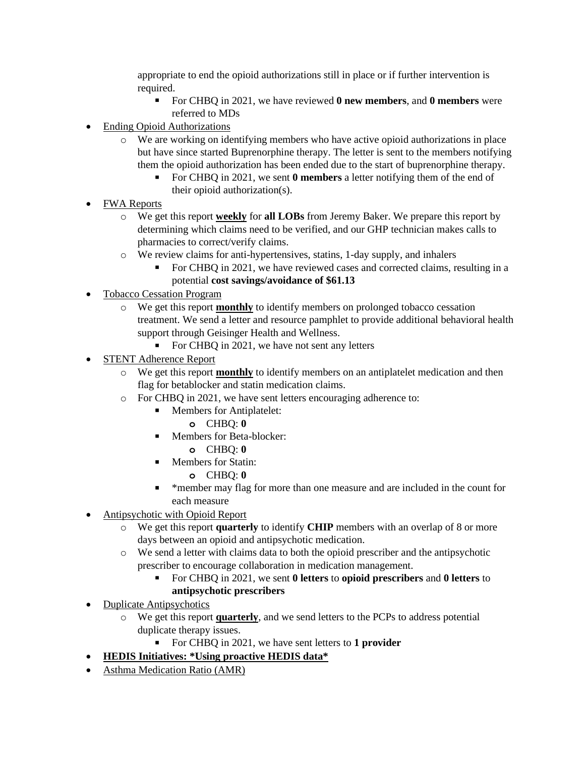appropriate to end the opioid authorizations still in place or if further intervention is required.

        - For CHBQ in 2021, we have reviewed **0 new members**, and **0 members** were referred to MDs

- <u>Ending Opioid Authorizations</u>
    - We are working on identifying members who have active opioid authorizations in place but have since started Buprenorphine therapy. The letter is sent to the members notifying them the opioid authorization has been ended due to the start of buprenorphine therapy.
        - For CHBQ in 2021, we sent **0 members** a letter notifying them of the end of their opioid authorization(s).
- <u>FWA Reports</u>
    - We get this report **<u>weekly</u>** for **all LOBs** from Jeremy Baker. We prepare this report by determining which claims need to be verified, and our GHP technician makes calls to pharmacies to correct/verify claims.
    - We review claims for anti-hypertensives, statins, 1-day supply, and inhalers
        - For CHBQ in 2021, we have reviewed cases and corrected claims, resulting in a potential **cost savings/avoidance of $61.13**
- <u>Tobacco Cessation Program</u>
    - We get this report **<u>monthly</u>** to identify members on prolonged tobacco cessation treatment. We send a letter and resource pamphlet to provide additional behavioral health support through Geisinger Health and Wellness.
        - For CHBQ in 2021, we have not sent any letters
- <u>STENT Adherence Report</u>
    - We get this report **<u>monthly</u>** to identify members on an antiplatelet medication and then flag for betablocker and statin medication claims.
    - For CHBQ in 2021, we have sent letters encouraging adherence to:
        - Members for Antiplatelet:
            - CHBQ: **0**
        - Members for Beta-blocker:
            - CHBQ: **0**
        - Members for Statin:
            - CHBQ: **0**
        - *member may flag for more than one measure and are included in the count for each measure
- <u>Antipsychotic with Opioid Report</u>
    - We get this report **quarterly** to identify **CHIP** members with an overlap of 8 or more days between an opioid and antipsychotic medication.
    - We send a letter with claims data to both the opioid prescriber and the antipsychotic prescriber to encourage collaboration in medication management.
        - For CHBQ in 2021, we sent **0 letters** to **opioid prescribers** and **0 letters** to **antipsychotic prescribers**
- <u>Duplicate Antipsychotics</u>
    - We get this report **<u>quarterly</u>**, and we send letters to the PCPs to address potential duplicate therapy issues.
        - For CHBQ in 2021, we have sent letters to **1 provider**
- **<u>HEDIS Initiatives: *Using proactive HEDIS data*</u>**
- <u>Asthma Medication Ratio (AMR)</u>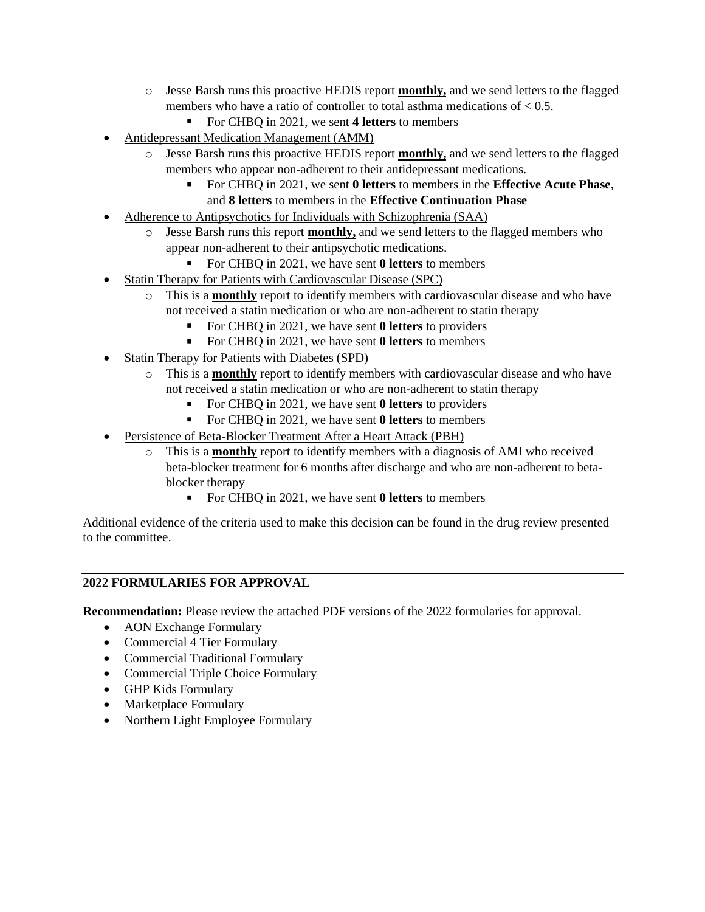- Jesse Barsh runs this proactive HEDIS report **monthly,** and we send letters to the flagged members who have a ratio of controller to total asthma medications of < 0.5.
    - For CHBQ in 2021, we sent **4 letters** to members
- Antidepressant Medication Management (AMM)
  - Jesse Barsh runs this proactive HEDIS report **monthly,** and we send letters to the flagged members who appear non-adherent to their antidepressant medications.
    - For CHBQ in 2021, we sent **0 letters** to members in the **Effective Acute Phase**, and **8 letters** to members in the **Effective Continuation Phase**
- Adherence to Antipsychotics for Individuals with Schizophrenia (SAA)
  - Jesse Barsh runs this report **monthly,** and we send letters to the flagged members who appear non-adherent to their antipsychotic medications.
    - For CHBQ in 2021, we have sent **0 letters** to members
- Statin Therapy for Patients with Cardiovascular Disease (SPC)
  - This is a **monthly** report to identify members with cardiovascular disease and who have not received a statin medication or who are non-adherent to statin therapy
    - For CHBQ in 2021, we have sent **0 letters** to providers
    - For CHBQ in 2021, we have sent **0 letters** to members
- Statin Therapy for Patients with Diabetes (SPD)
  - This is a **monthly** report to identify members with cardiovascular disease and who have not received a statin medication or who are non-adherent to statin therapy
    - For CHBQ in 2021, we have sent **0 letters** to providers
    - For CHBQ in 2021, we have sent **0 letters** to members
- Persistence of Beta-Blocker Treatment After a Heart Attack (PBH)
  - This is a **monthly** report to identify members with a diagnosis of AMI who received beta-blocker treatment for 6 months after discharge and who are non-adherent to beta-blocker therapy
    - For CHBQ in 2021, we have sent **0 letters** to members

Additional evidence of the criteria used to make this decision can be found in the drug review presented to the committee.

---

**2022 FORMULARIES FOR APPROVAL**

**Recommendation:** Please review the attached PDF versions of the 2022 formularies for approval.

- AON Exchange Formulary
- Commercial 4 Tier Formulary
- Commercial Traditional Formulary
- Commercial Triple Choice Formulary
- GHP Kids Formulary
- Marketplace Formulary
- Northern Light Employee Formulary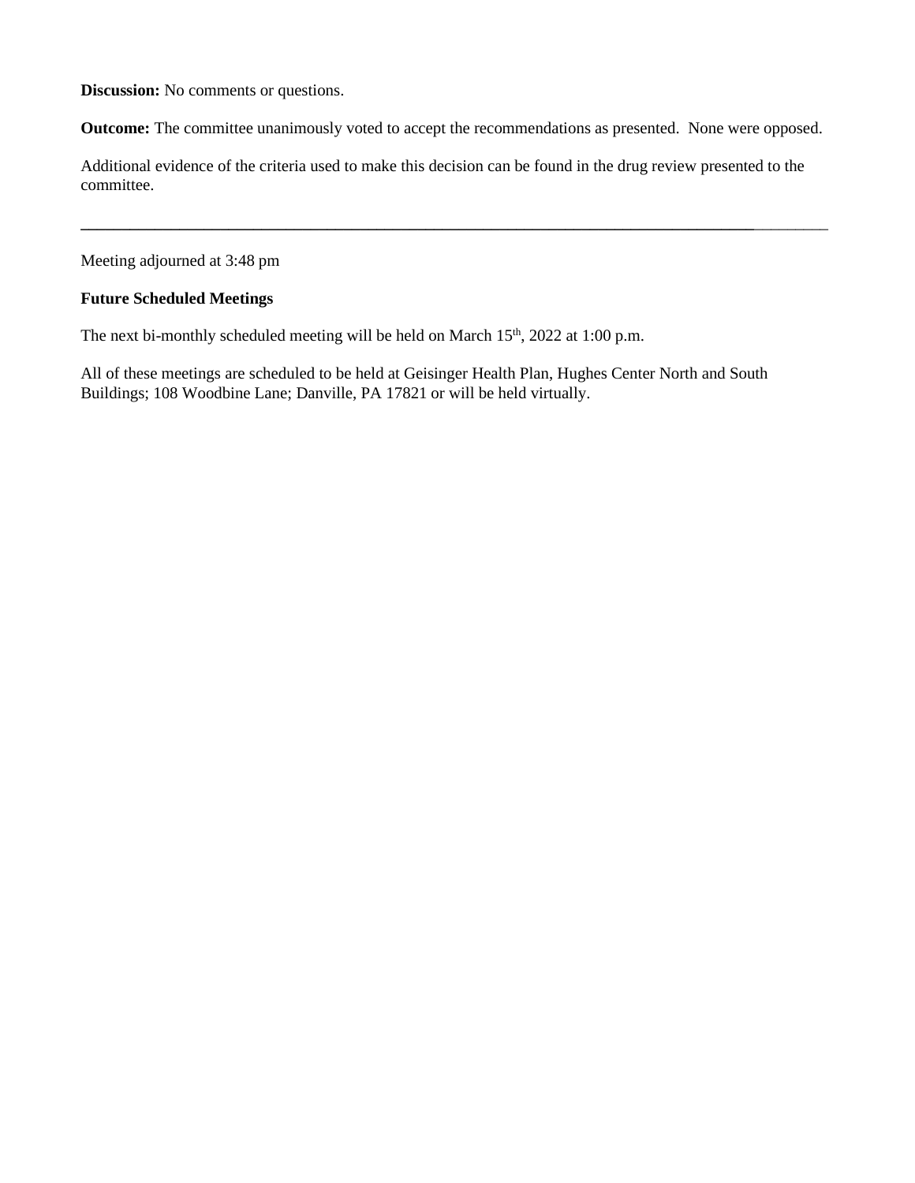**Discussion:** No comments or questions.

**Outcome:** The committee unanimously voted to accept the recommendations as presented. None were opposed.

Additional evidence of the criteria used to make this decision can be found in the drug review presented to the committee.

---

Meeting adjourned at 3:48 pm

**Future Scheduled Meetings**

The next bi-monthly scheduled meeting will be held on March 15th, 2022 at 1:00 p.m.

All of these meetings are scheduled to be held at Geisinger Health Plan, Hughes Center North and South Buildings; 108 Woodbine Lane; Danville, PA 17821 or will be held virtually.